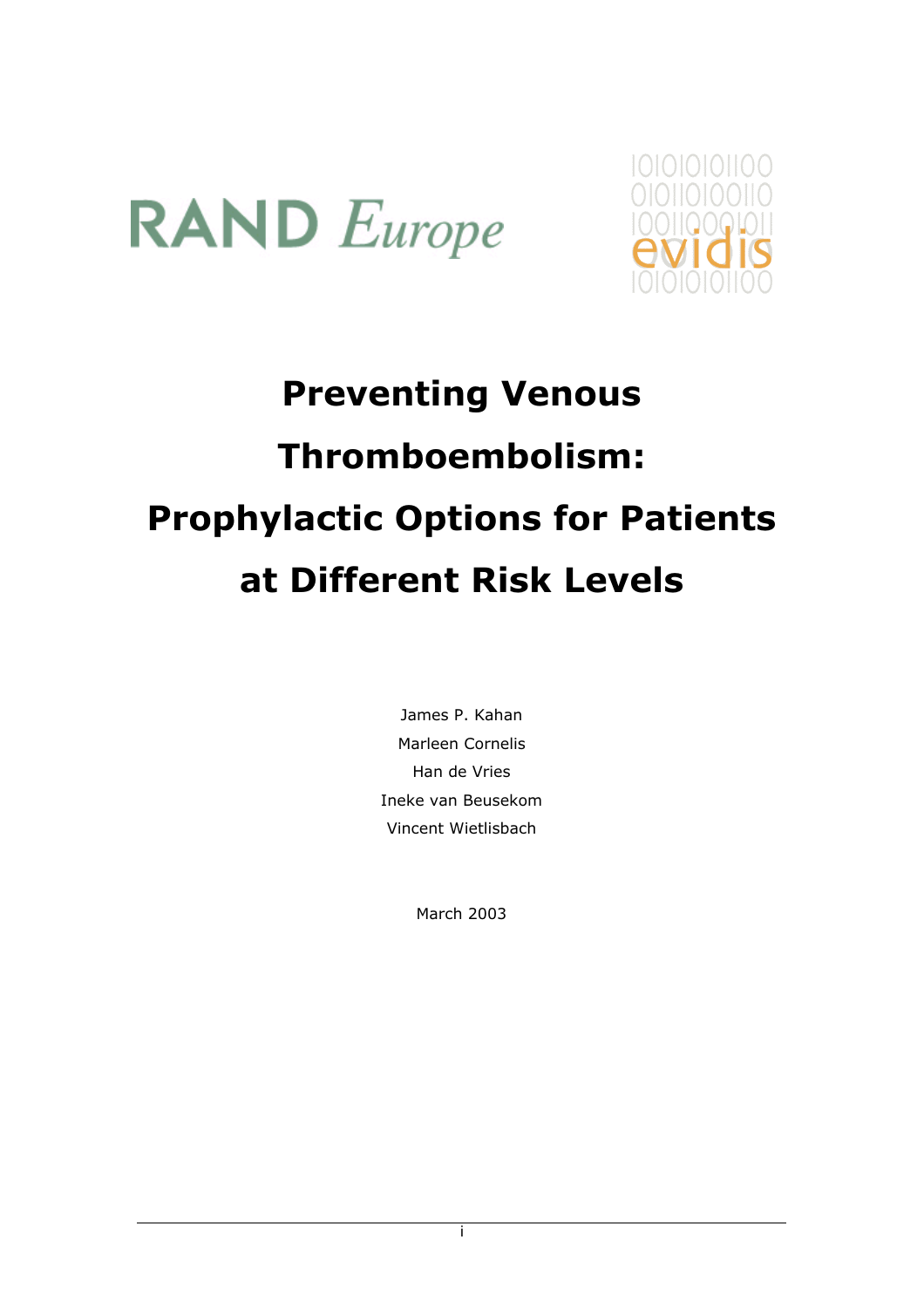RAND Europe

evidis

# Preventing Venous Thromboembolism: Prophylactic Options for Patients at Different Risk Levels

James P. Kahan

Marleen Cornelis

Han de Vries

Ineke van Beusekom

Vincent Wietlisbach

March 2003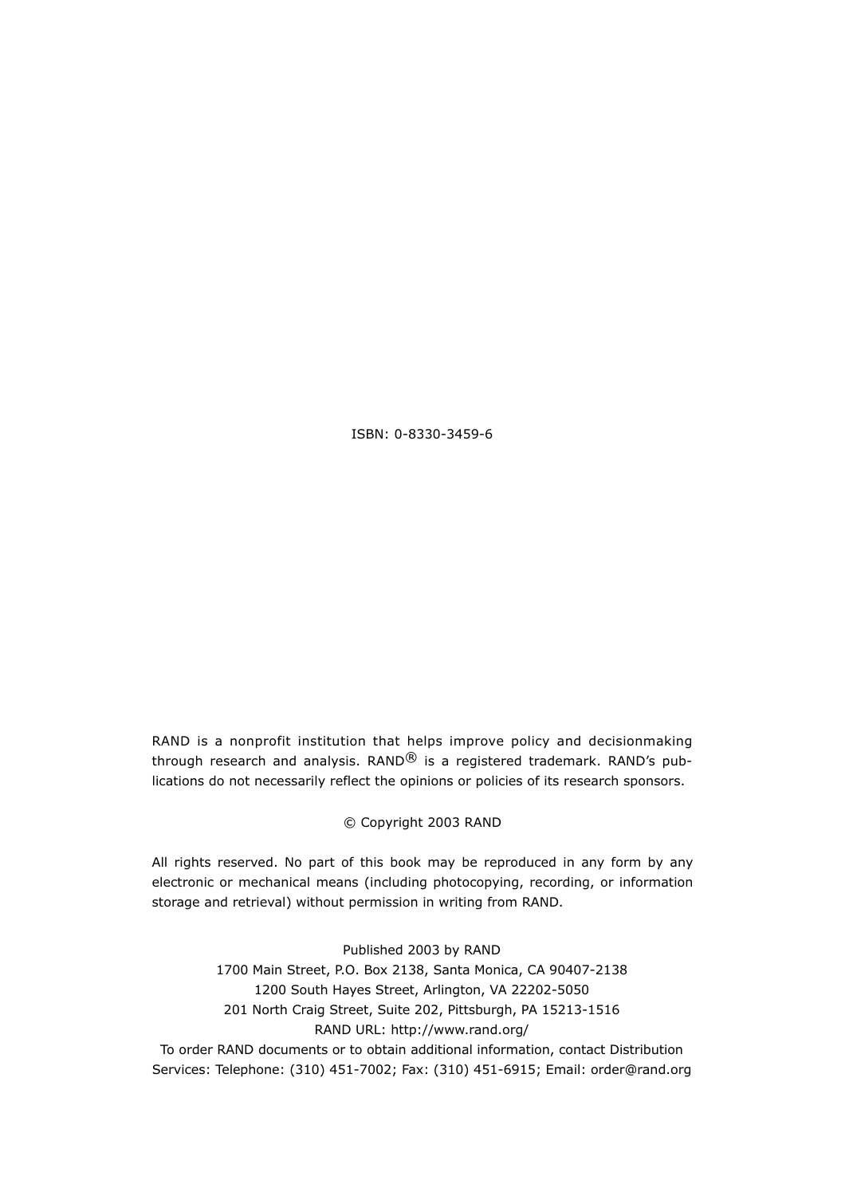ISBN: 0-8330-3459-6

RAND is a nonprofit institution that helps improve policy and decisionmaking through research and analysis. RAND® is a registered trademark. RAND's publications do not necessarily reflect the opinions or policies of its research sponsors.

© Copyright 2003 RAND

All rights reserved. No part of this book may be reproduced in any form by any electronic or mechanical means (including photocopying, recording, or information storage and retrieval) without permission in writing from RAND.

Published 2003 by RAND
1700 Main Street, P.O. Box 2138, Santa Monica, CA 90407-2138
1200 South Hayes Street, Arlington, VA 22202-5050
201 North Craig Street, Suite 202, Pittsburgh, PA 15213-1516
RAND URL: http://www.rand.org/
To order RAND documents or to obtain additional information, contact Distribution Services: Telephone: (310) 451-7002; Fax: (310) 451-6915; Email: order@rand.org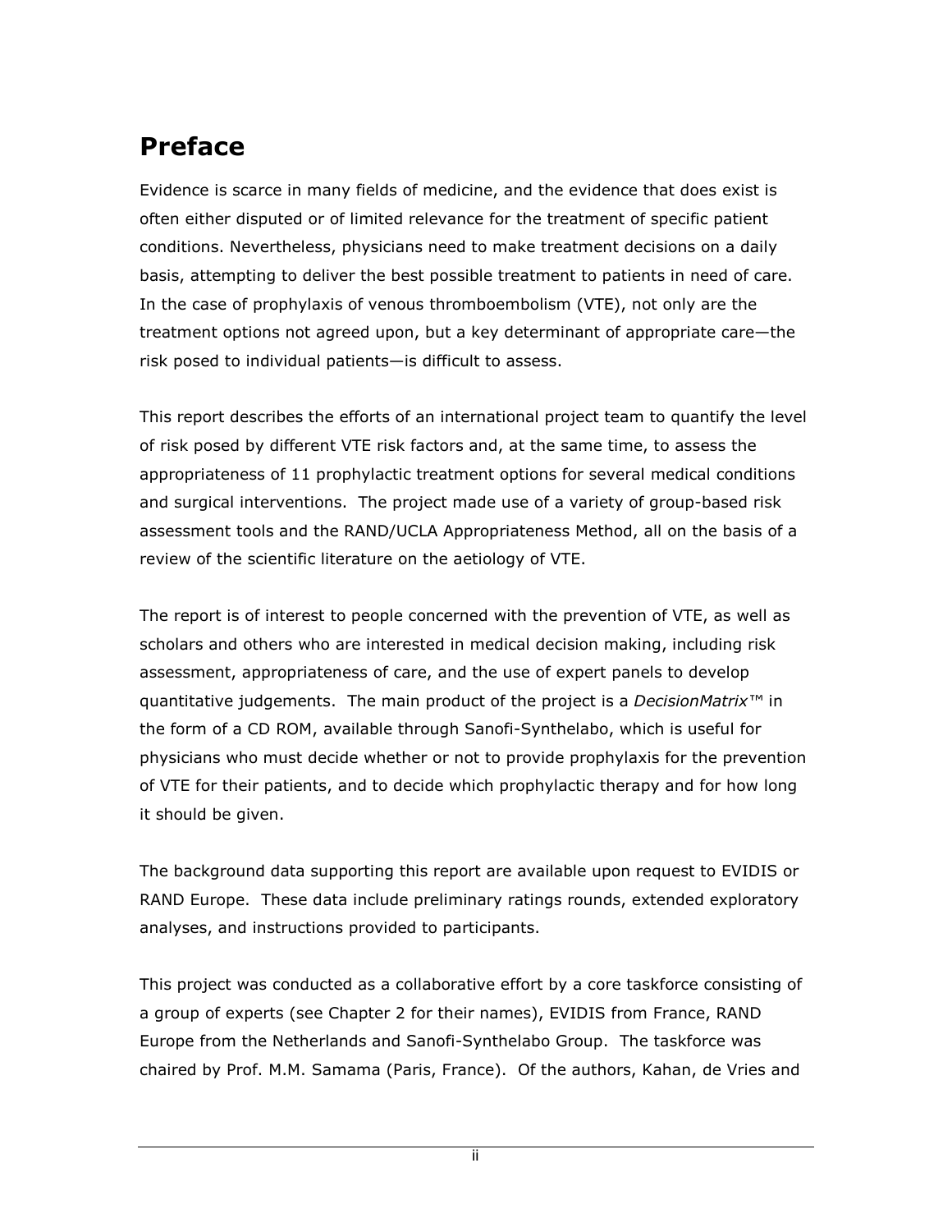# Preface

Evidence is scarce in many fields of medicine, and the evidence that does exist is often either disputed or of limited relevance for the treatment of specific patient conditions. Nevertheless, physicians need to make treatment decisions on a daily basis, attempting to deliver the best possible treatment to patients in need of care. In the case of prophylaxis of venous thromboembolism (VTE), not only are the treatment options not agreed upon, but a key determinant of appropriate care—the risk posed to individual patients—is difficult to assess.

This report describes the efforts of an international project team to quantify the level of risk posed by different VTE risk factors and, at the same time, to assess the appropriateness of 11 prophylactic treatment options for several medical conditions and surgical interventions. The project made use of a variety of group-based risk assessment tools and the RAND/UCLA Appropriateness Method, all on the basis of a review of the scientific literature on the aetiology of VTE.

The report is of interest to people concerned with the prevention of VTE, as well as scholars and others who are interested in medical decision making, including risk assessment, appropriateness of care, and the use of expert panels to develop quantitative judgements. The main product of the project is a *DecisionMatrix*™ in the form of a CD ROM, available through Sanofi-Synthelabo, which is useful for physicians who must decide whether or not to provide prophylaxis for the prevention of VTE for their patients, and to decide which prophylactic therapy and for how long it should be given.

The background data supporting this report are available upon request to EVIDIS or RAND Europe. These data include preliminary ratings rounds, extended exploratory analyses, and instructions provided to participants.

This project was conducted as a collaborative effort by a core taskforce consisting of a group of experts (see Chapter 2 for their names), EVIDIS from France, RAND Europe from the Netherlands and Sanofi-Synthelabo Group. The taskforce was chaired by Prof. M.M. Samama (Paris, France). Of the authors, Kahan, de Vries and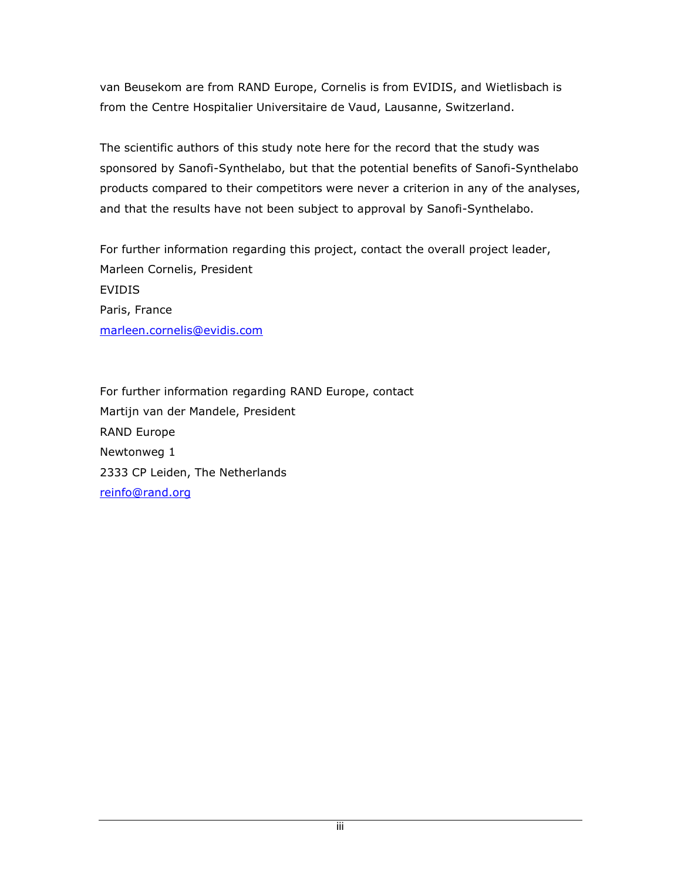van Beusekom are from RAND Europe, Cornelis is from EVIDIS, and Wietlisbach is from the Centre Hospitalier Universitaire de Vaud, Lausanne, Switzerland.

The scientific authors of this study note here for the record that the study was sponsored by Sanofi-Synthelabo, but that the potential benefits of Sanofi-Synthelabo products compared to their competitors were never a criterion in any of the analyses, and that the results have not been subject to approval by Sanofi-Synthelabo.

For further information regarding this project, contact the overall project leader,
Marleen Cornelis, President
EVIDIS
Paris, France
marleen.cornelis@evidis.com

For further information regarding RAND Europe, contact
Martijn van der Mandele, President
RAND Europe
Newtonweg 1
2333 CP Leiden, The Netherlands
reinfo@rand.org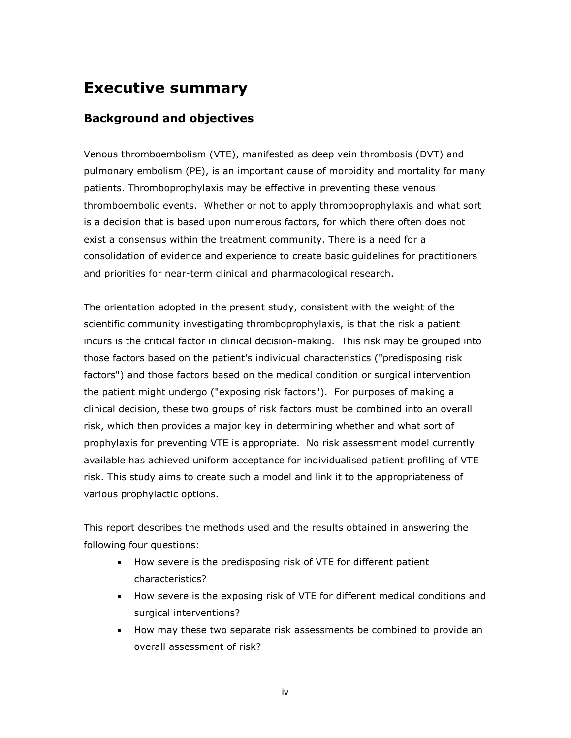# Executive summary

## Background and objectives

Venous thromboembolism (VTE), manifested as deep vein thrombosis (DVT) and pulmonary embolism (PE), is an important cause of morbidity and mortality for many patients. Thromboprophylaxis may be effective in preventing these venous thromboembolic events. Whether or not to apply thromboprophylaxis and what sort is a decision that is based upon numerous factors, for which there often does not exist a consensus within the treatment community. There is a need for a consolidation of evidence and experience to create basic guidelines for practitioners and priorities for near-term clinical and pharmacological research.

The orientation adopted in the present study, consistent with the weight of the scientific community investigating thromboprophylaxis, is that the risk a patient incurs is the critical factor in clinical decision-making. This risk may be grouped into those factors based on the patient's individual characteristics ("predisposing risk factors") and those factors based on the medical condition or surgical intervention the patient might undergo ("exposing risk factors"). For purposes of making a clinical decision, these two groups of risk factors must be combined into an overall risk, which then provides a major key in determining whether and what sort of prophylaxis for preventing VTE is appropriate. No risk assessment model currently available has achieved uniform acceptance for individualised patient profiling of VTE risk. This study aims to create such a model and link it to the appropriateness of various prophylactic options.

This report describes the methods used and the results obtained in answering the following four questions:

- How severe is the predisposing risk of VTE for different patient characteristics?
- How severe is the exposing risk of VTE for different medical conditions and surgical interventions?
- How may these two separate risk assessments be combined to provide an overall assessment of risk?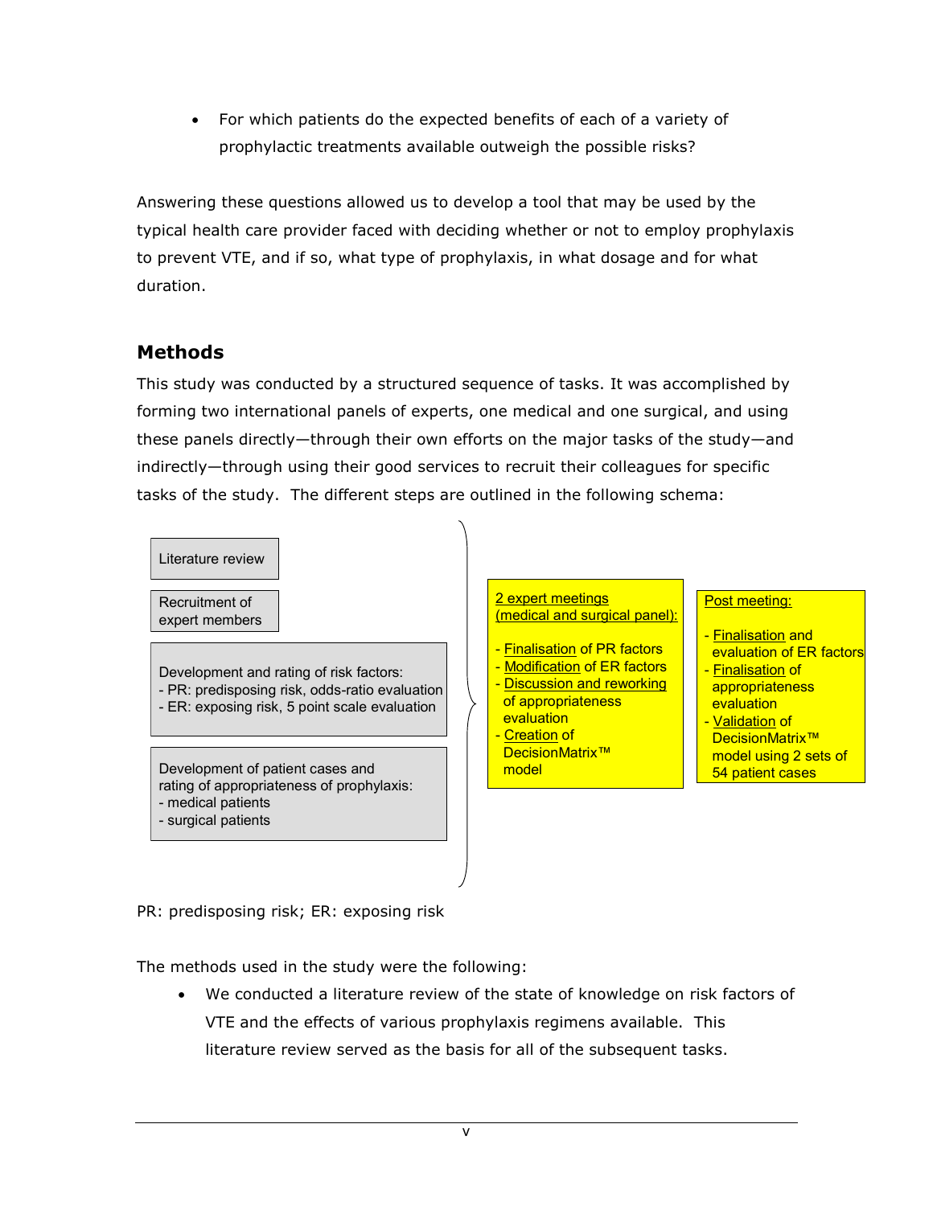- For which patients do the expected benefits of each of a variety of prophylactic treatments available outweigh the possible risks?

Answering these questions allowed us to develop a tool that may be used by the typical health care provider faced with deciding whether or not to employ prophylaxis to prevent VTE, and if so, what type of prophylaxis, in what dosage and for what duration.

## Methods

This study was conducted by a structured sequence of tasks. It was accomplished by forming two international panels of experts, one medical and one surgical, and using these panels directly—through their own efforts on the major tasks of the study—and indirectly—through using their good services to recruit their colleagues for specific tasks of the study. The different steps are outlined in the following schema:

Literature review

Recruitment of expert members

Development and rating of risk factors:
- PR: predisposing risk, odds-ratio evaluation
- ER: exposing risk, 5 point scale evaluation

Development of patient cases and rating of appropriateness of prophylaxis:
- medical patients
- surgical patients

2 expert meetings (medical and surgical panel):
- Finalisation of PR factors
- Modification of ER factors
- Discussion and reworking of appropriateness evaluation
- Creation of DecisionMatrix™ model

Post meeting:
- Finalisation and evaluation of ER factors
- Finalisation of appropriateness evaluation
- Validation of DecisionMatrix™ model using 2 sets of 54 patient cases

PR: predisposing risk; ER: exposing risk

The methods used in the study were the following:

- We conducted a literature review of the state of knowledge on risk factors of VTE and the effects of various prophylaxis regimens available. This literature review served as the basis for all of the subsequent tasks.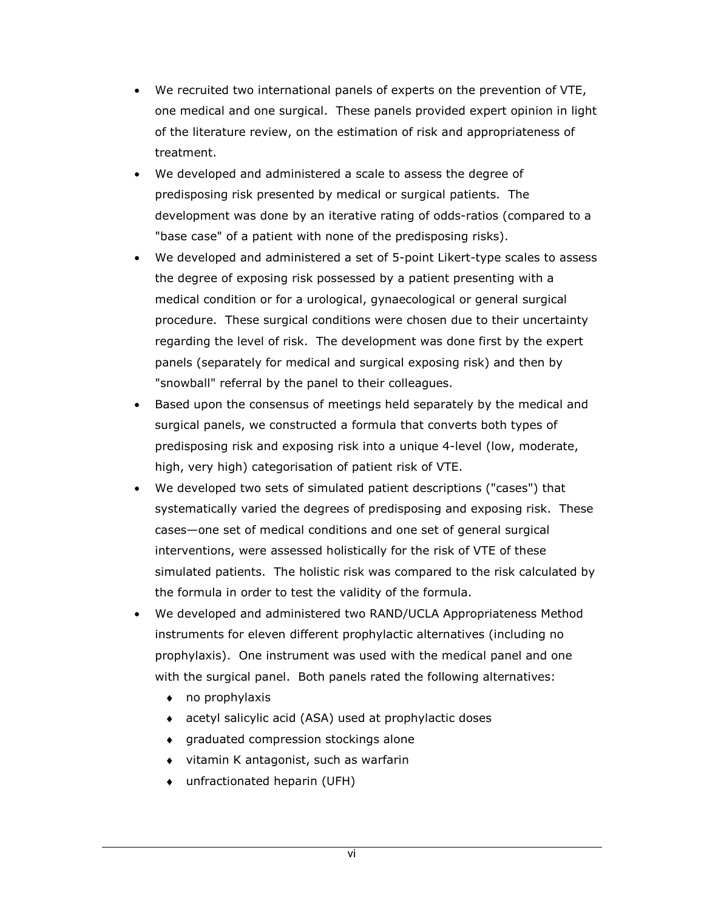- We recruited two international panels of experts on the prevention of VTE, one medical and one surgical. These panels provided expert opinion in light of the literature review, on the estimation of risk and appropriateness of treatment.
- We developed and administered a scale to assess the degree of predisposing risk presented by medical or surgical patients. The development was done by an iterative rating of odds-ratios (compared to a "base case" of a patient with none of the predisposing risks).
- We developed and administered a set of 5-point Likert-type scales to assess the degree of exposing risk possessed by a patient presenting with a medical condition or for a urological, gynaecological or general surgical procedure. These surgical conditions were chosen due to their uncertainty regarding the level of risk. The development was done first by the expert panels (separately for medical and surgical exposing risk) and then by "snowball" referral by the panel to their colleagues.
- Based upon the consensus of meetings held separately by the medical and surgical panels, we constructed a formula that converts both types of predisposing risk and exposing risk into a unique 4-level (low, moderate, high, very high) categorisation of patient risk of VTE.
- We developed two sets of simulated patient descriptions ("cases") that systematically varied the degrees of predisposing and exposing risk. These cases—one set of medical conditions and one set of general surgical interventions, were assessed holistically for the risk of VTE of these simulated patients. The holistic risk was compared to the risk calculated by the formula in order to test the validity of the formula.
- We developed and administered two RAND/UCLA Appropriateness Method instruments for eleven different prophylactic alternatives (including no prophylaxis). One instrument was used with the medical panel and one with the surgical panel. Both panels rated the following alternatives:
  - no prophylaxis
  - acetyl salicylic acid (ASA) used at prophylactic doses
  - graduated compression stockings alone
  - vitamin K antagonist, such as warfarin
  - unfractionated heparin (UFH)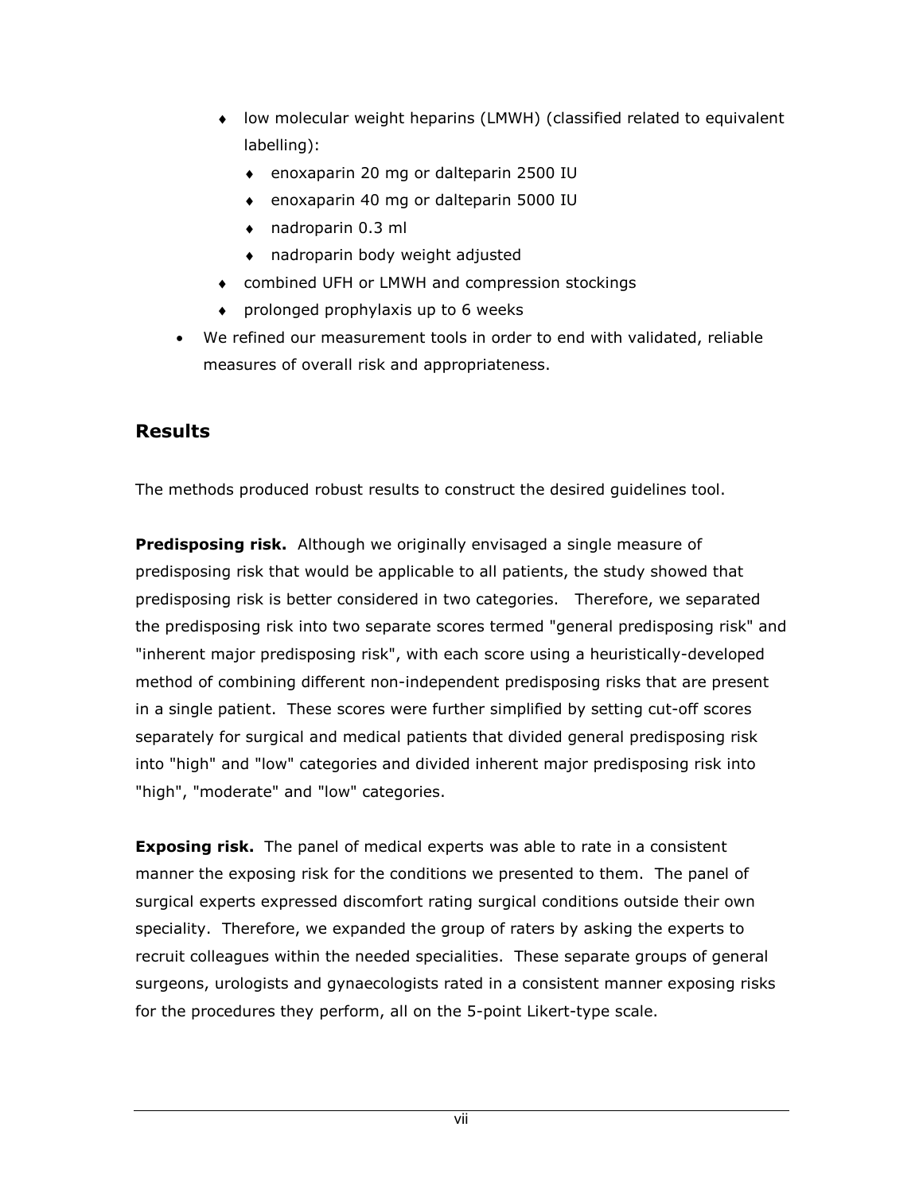- low molecular weight heparins (LMWH) (classified related to equivalent labelling):
  - enoxaparin 20 mg or dalteparin 2500 IU
  - enoxaparin 40 mg or dalteparin 5000 IU
  - nadroparin 0.3 ml
  - nadroparin body weight adjusted
- combined UFH or LMWH and compression stockings
- prolonged prophylaxis up to 6 weeks

- We refined our measurement tools in order to end with validated, reliable measures of overall risk and appropriateness.

## Results

The methods produced robust results to construct the desired guidelines tool.

**Predisposing risk.** Although we originally envisaged a single measure of predisposing risk that would be applicable to all patients, the study showed that predisposing risk is better considered in two categories. Therefore, we separated the predisposing risk into two separate scores termed "general predisposing risk" and "inherent major predisposing risk", with each score using a heuristically-developed method of combining different non-independent predisposing risks that are present in a single patient. These scores were further simplified by setting cut-off scores separately for surgical and medical patients that divided general predisposing risk into "high" and "low" categories and divided inherent major predisposing risk into "high", "moderate" and "low" categories.

**Exposing risk.** The panel of medical experts was able to rate in a consistent manner the exposing risk for the conditions we presented to them. The panel of surgical experts expressed discomfort rating surgical conditions outside their own speciality. Therefore, we expanded the group of raters by asking the experts to recruit colleagues within the needed specialities. These separate groups of general surgeons, urologists and gynaecologists rated in a consistent manner exposing risks for the procedures they perform, all on the 5-point Likert-type scale.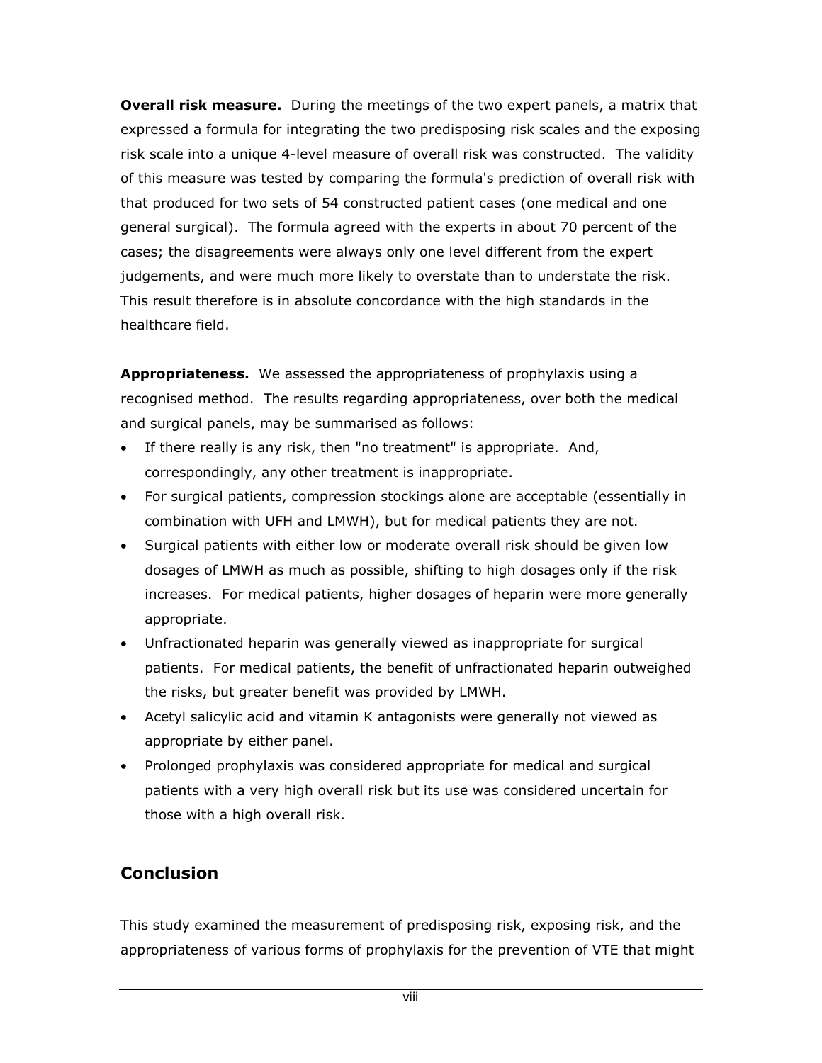**Overall risk measure.** During the meetings of the two expert panels, a matrix that expressed a formula for integrating the two predisposing risk scales and the exposing risk scale into a unique 4-level measure of overall risk was constructed. The validity of this measure was tested by comparing the formula's prediction of overall risk with that produced for two sets of 54 constructed patient cases (one medical and one general surgical). The formula agreed with the experts in about 70 percent of the cases; the disagreements were always only one level different from the expert judgements, and were much more likely to overstate than to understate the risk. This result therefore is in absolute concordance with the high standards in the healthcare field.

**Appropriateness.** We assessed the appropriateness of prophylaxis using a recognised method. The results regarding appropriateness, over both the medical and surgical panels, may be summarised as follows:

- If there really is any risk, then "no treatment" is appropriate. And, correspondingly, any other treatment is inappropriate.
- For surgical patients, compression stockings alone are acceptable (essentially in combination with UFH and LMWH), but for medical patients they are not.
- Surgical patients with either low or moderate overall risk should be given low dosages of LMWH as much as possible, shifting to high dosages only if the risk increases. For medical patients, higher dosages of heparin were more generally appropriate.
- Unfractionated heparin was generally viewed as inappropriate for surgical patients. For medical patients, the benefit of unfractionated heparin outweighed the risks, but greater benefit was provided by LMWH.
- Acetyl salicylic acid and vitamin K antagonists were generally not viewed as appropriate by either panel.
- Prolonged prophylaxis was considered appropriate for medical and surgical patients with a very high overall risk but its use was considered uncertain for those with a high overall risk.

## Conclusion

This study examined the measurement of predisposing risk, exposing risk, and the appropriateness of various forms of prophylaxis for the prevention of VTE that might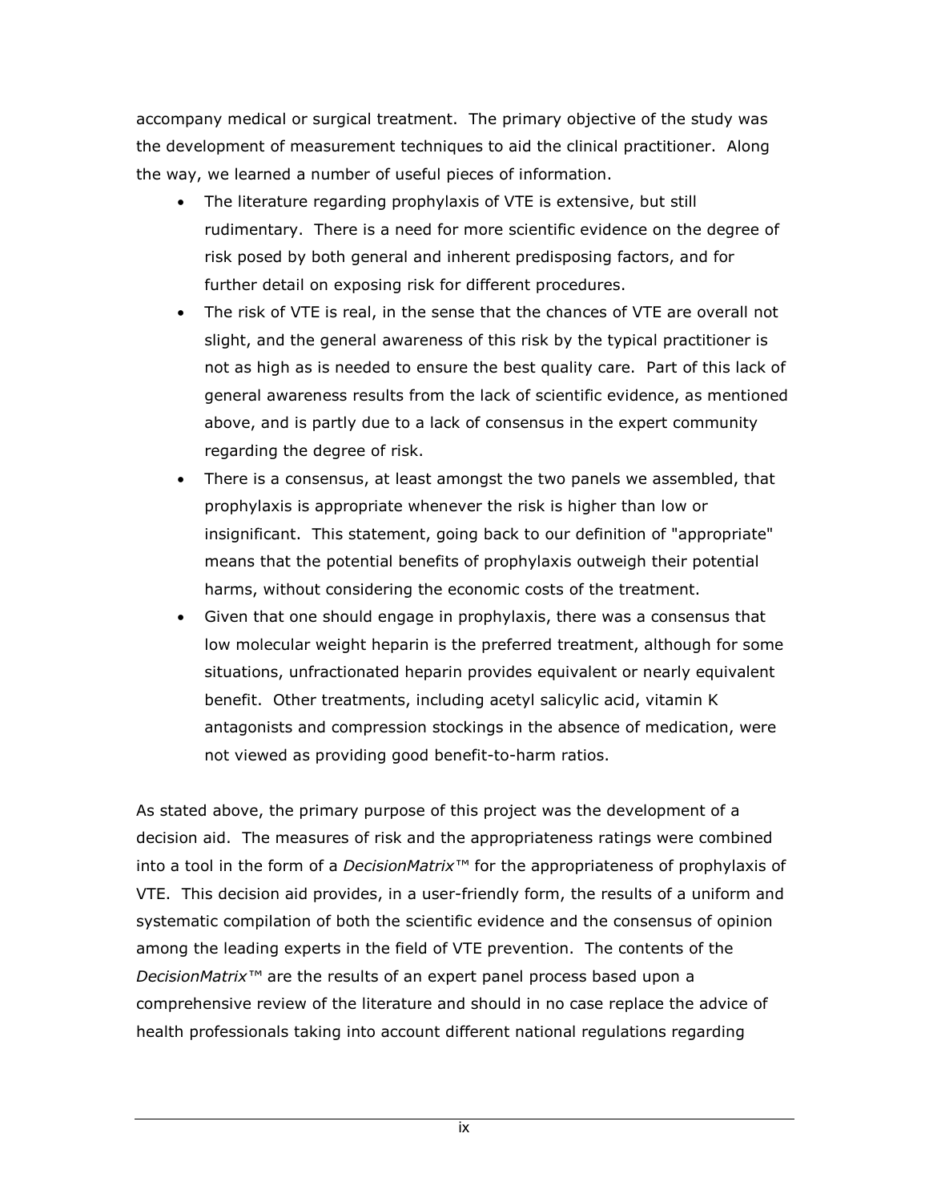accompany medical or surgical treatment. The primary objective of the study was the development of measurement techniques to aid the clinical practitioner. Along the way, we learned a number of useful pieces of information.

- The literature regarding prophylaxis of VTE is extensive, but still rudimentary. There is a need for more scientific evidence on the degree of risk posed by both general and inherent predisposing factors, and for further detail on exposing risk for different procedures.
- The risk of VTE is real, in the sense that the chances of VTE are overall not slight, and the general awareness of this risk by the typical practitioner is not as high as is needed to ensure the best quality care. Part of this lack of general awareness results from the lack of scientific evidence, as mentioned above, and is partly due to a lack of consensus in the expert community regarding the degree of risk.
- There is a consensus, at least amongst the two panels we assembled, that prophylaxis is appropriate whenever the risk is higher than low or insignificant. This statement, going back to our definition of "appropriate" means that the potential benefits of prophylaxis outweigh their potential harms, without considering the economic costs of the treatment.
- Given that one should engage in prophylaxis, there was a consensus that low molecular weight heparin is the preferred treatment, although for some situations, unfractionated heparin provides equivalent or nearly equivalent benefit. Other treatments, including acetyl salicylic acid, vitamin K antagonists and compression stockings in the absence of medication, were not viewed as providing good benefit-to-harm ratios.

As stated above, the primary purpose of this project was the development of a decision aid. The measures of risk and the appropriateness ratings were combined into a tool in the form of a *DecisionMatrix™* for the appropriateness of prophylaxis of VTE. This decision aid provides, in a user-friendly form, the results of a uniform and systematic compilation of both the scientific evidence and the consensus of opinion among the leading experts in the field of VTE prevention. The contents of the *DecisionMatrix™* are the results of an expert panel process based upon a comprehensive review of the literature and should in no case replace the advice of health professionals taking into account different national regulations regarding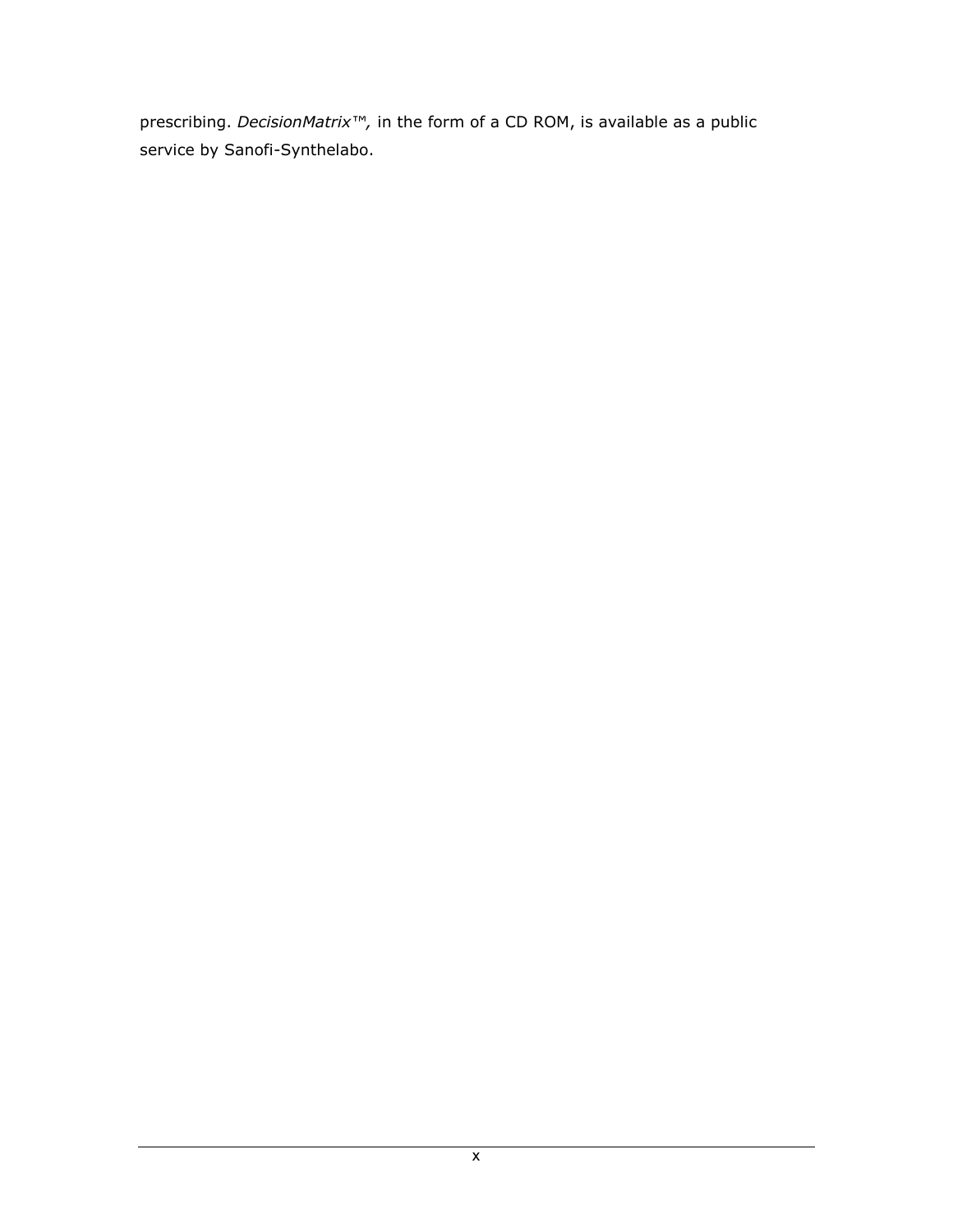prescribing. *DecisionMatrix™,* in the form of a CD ROM, is available as a public service by Sanofi-Synthelabo.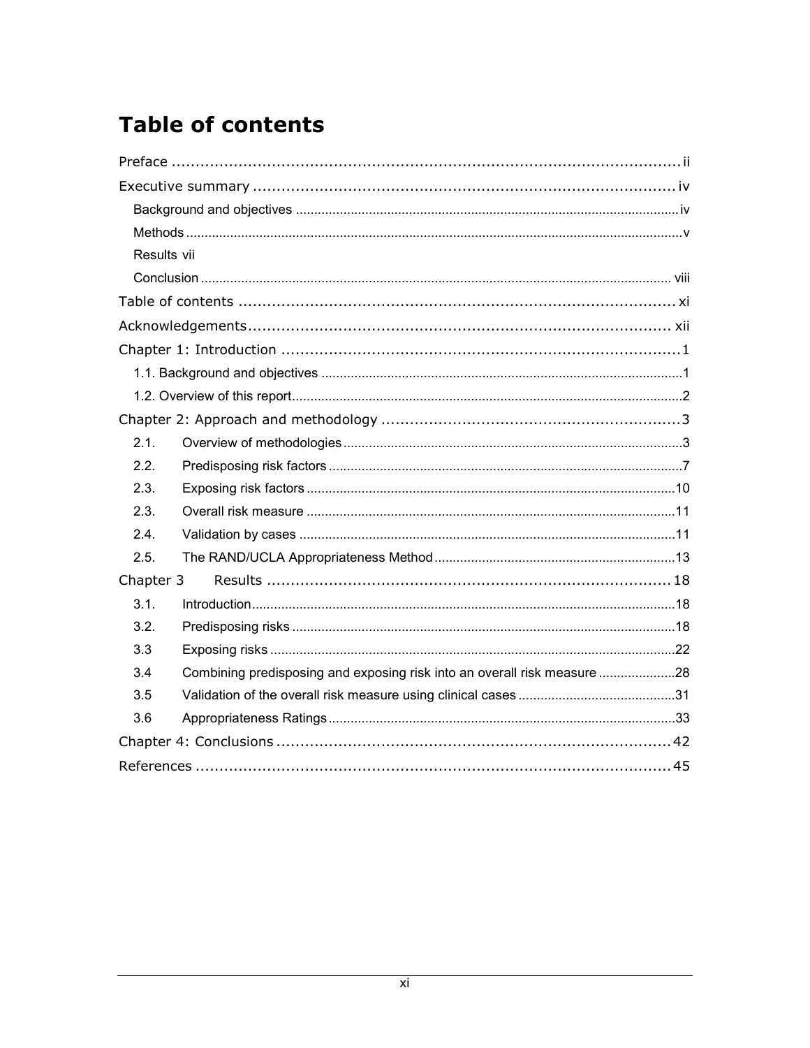# Table of contents

Preface ..................................................................................................... ii

Executive summary ...................................................................................... iv

Background and objectives ......................................................................... iv

Methods .................................................................................................... v

Results vii

Conclusion ................................................................................................ viii

Table of contents ......................................................................................... xi

Acknowledgements....................................................................................... xii

Chapter 1: Introduction ................................................................................... 1

1.1. Background and objectives ....................................................................... 1

1.2. Overview of this report.............................................................................. 2

Chapter 2: Approach and methodology ................................................................ 3

2.1. Overview of methodologies ........................................................................ 3

2.2. Predisposing risk factors ............................................................................ 7

2.3. Exposing risk factors ................................................................................ 10

2.3. Overall risk measure ................................................................................ 11

2.4. Validation by cases .................................................................................. 11

2.5. The RAND/UCLA Appropriateness Method .................................................... 13

Chapter 3 Results ......................................................................................... 18

3.1. Introduction............................................................................................ 18

3.2. Predisposing risks .................................................................................... 18

3.3 Exposing risks .......................................................................................... 22

3.4 Combining predisposing and exposing risk into an overall risk measure ................... 28

3.5 Validation of the overall risk measure using clinical cases .................................... 31

3.6 Appropriateness Ratings ............................................................................. 33

Chapter 4: Conclusions .................................................................................. 42

References ................................................................................................... 45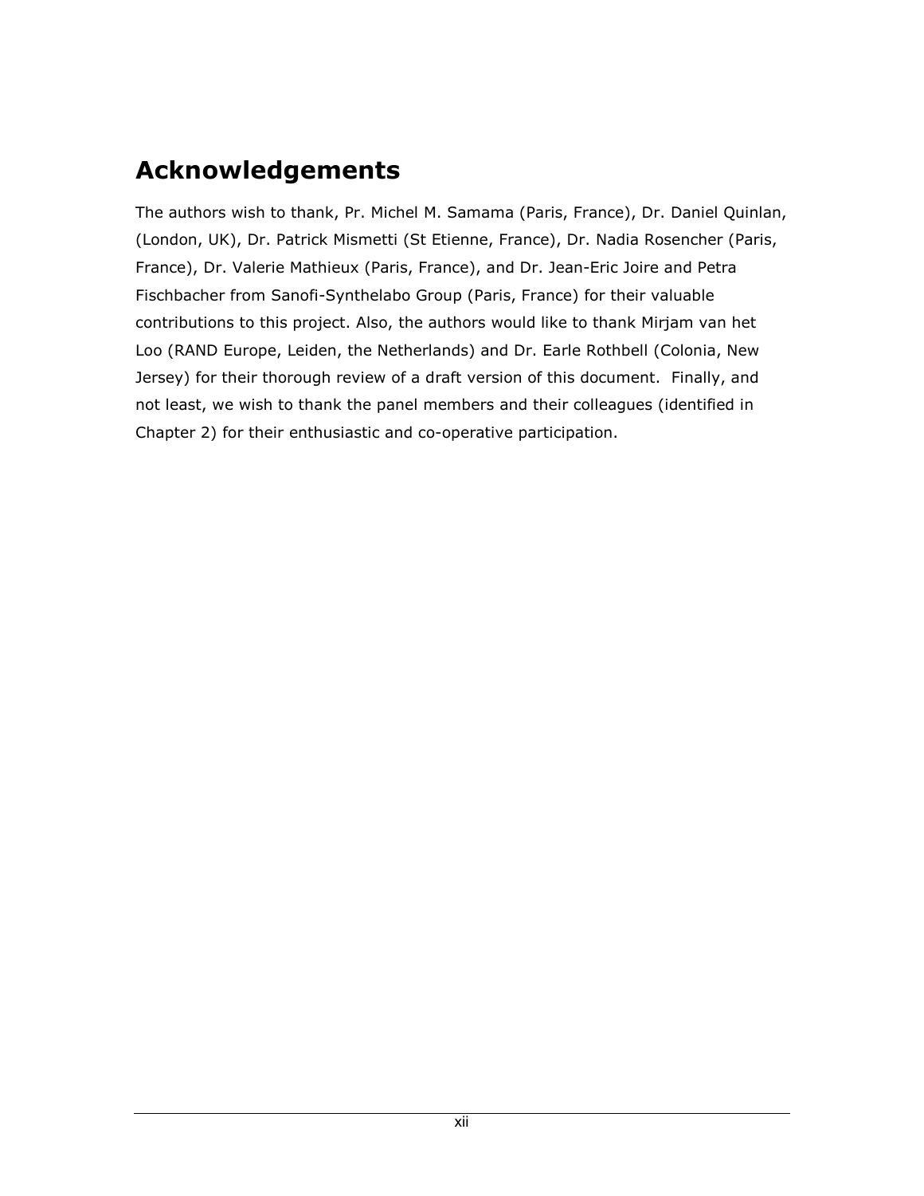# Acknowledgements

The authors wish to thank, Pr. Michel M. Samama (Paris, France), Dr. Daniel Quinlan, (London, UK), Dr. Patrick Mismetti (St Etienne, France), Dr. Nadia Rosencher (Paris, France), Dr. Valerie Mathieux (Paris, France), and Dr. Jean-Eric Joire and Petra Fischbacher from Sanofi-Synthelabo Group (Paris, France) for their valuable contributions to this project. Also, the authors would like to thank Mirjam van het Loo (RAND Europe, Leiden, the Netherlands) and Dr. Earle Rothbell (Colonia, New Jersey) for their thorough review of a draft version of this document. Finally, and not least, we wish to thank the panel members and their colleagues (identified in Chapter 2) for their enthusiastic and co-operative participation.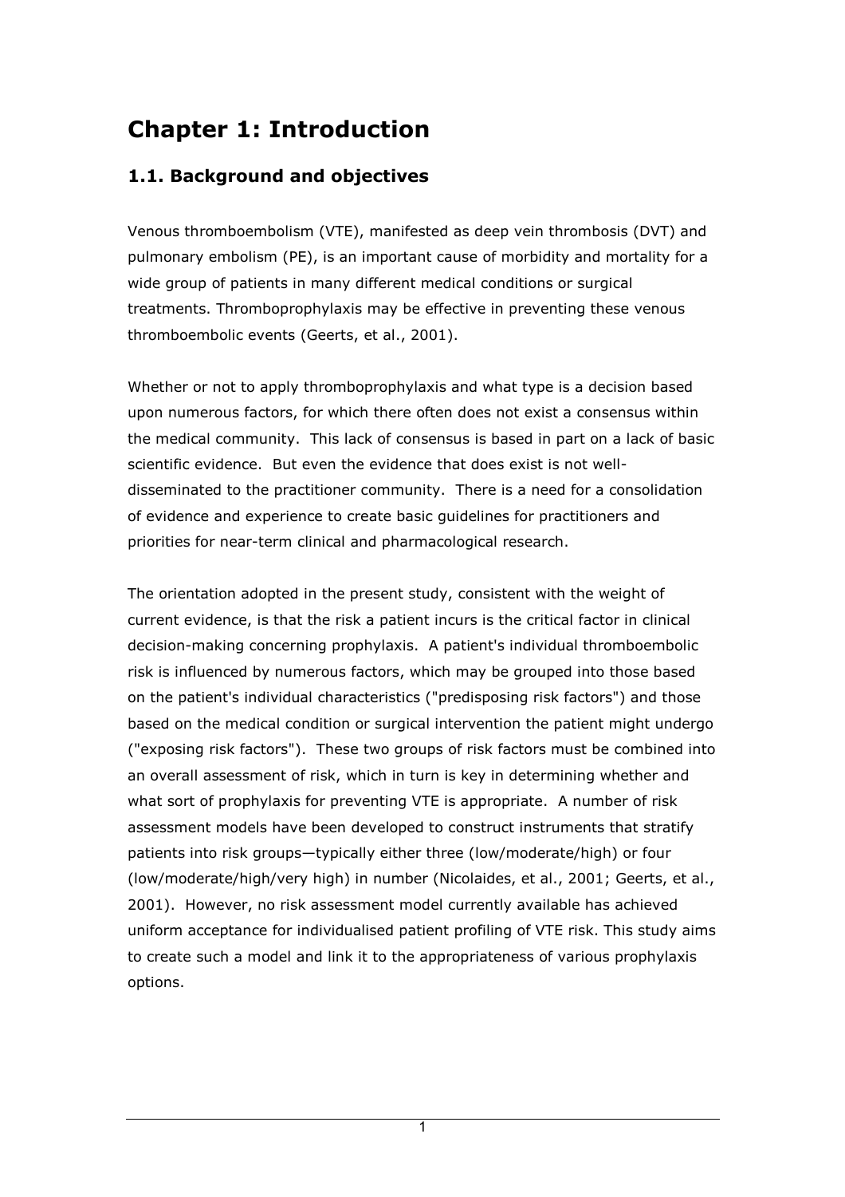# Chapter 1: Introduction

## 1.1. Background and objectives

Venous thromboembolism (VTE), manifested as deep vein thrombosis (DVT) and pulmonary embolism (PE), is an important cause of morbidity and mortality for a wide group of patients in many different medical conditions or surgical treatments. Thromboprophylaxis may be effective in preventing these venous thromboembolic events (Geerts, et al., 2001).

Whether or not to apply thromboprophylaxis and what type is a decision based upon numerous factors, for which there often does not exist a consensus within the medical community. This lack of consensus is based in part on a lack of basic scientific evidence. But even the evidence that does exist is not well-disseminated to the practitioner community. There is a need for a consolidation of evidence and experience to create basic guidelines for practitioners and priorities for near-term clinical and pharmacological research.

The orientation adopted in the present study, consistent with the weight of current evidence, is that the risk a patient incurs is the critical factor in clinical decision-making concerning prophylaxis. A patient's individual thromboembolic risk is influenced by numerous factors, which may be grouped into those based on the patient's individual characteristics ("predisposing risk factors") and those based on the medical condition or surgical intervention the patient might undergo ("exposing risk factors"). These two groups of risk factors must be combined into an overall assessment of risk, which in turn is key in determining whether and what sort of prophylaxis for preventing VTE is appropriate. A number of risk assessment models have been developed to construct instruments that stratify patients into risk groups—typically either three (low/moderate/high) or four (low/moderate/high/very high) in number (Nicolaides, et al., 2001; Geerts, et al., 2001). However, no risk assessment model currently available has achieved uniform acceptance for individualised patient profiling of VTE risk. This study aims to create such a model and link it to the appropriateness of various prophylaxis options.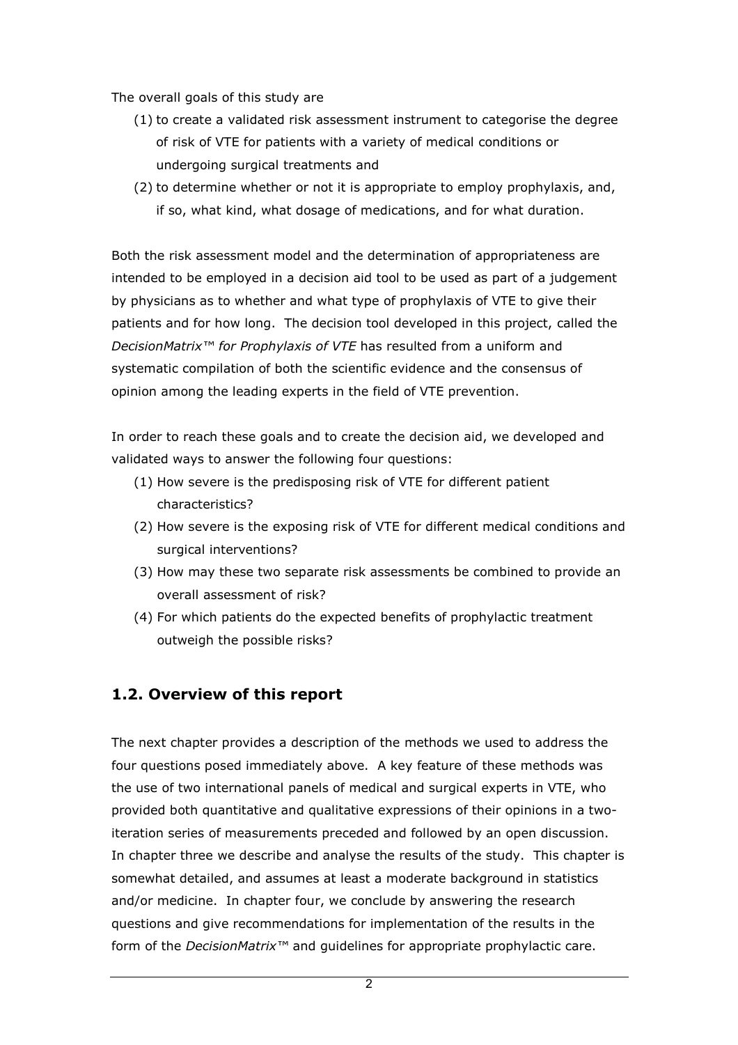The overall goals of this study are

(1) to create a validated risk assessment instrument to categorise the degree of risk of VTE for patients with a variety of medical conditions or undergoing surgical treatments and
(2) to determine whether or not it is appropriate to employ prophylaxis, and, if so, what kind, what dosage of medications, and for what duration.

Both the risk assessment model and the determination of appropriateness are intended to be employed in a decision aid tool to be used as part of a judgement by physicians as to whether and what type of prophylaxis of VTE to give their patients and for how long. The decision tool developed in this project, called the *DecisionMatrix™ for Prophylaxis of VTE* has resulted from a uniform and systematic compilation of both the scientific evidence and the consensus of opinion among the leading experts in the field of VTE prevention.

In order to reach these goals and to create the decision aid, we developed and validated ways to answer the following four questions:

(1) How severe is the predisposing risk of VTE for different patient characteristics?
(2) How severe is the exposing risk of VTE for different medical conditions and surgical interventions?
(3) How may these two separate risk assessments be combined to provide an overall assessment of risk?
(4) For which patients do the expected benefits of prophylactic treatment outweigh the possible risks?

## 1.2. Overview of this report

The next chapter provides a description of the methods we used to address the four questions posed immediately above. A key feature of these methods was the use of two international panels of medical and surgical experts in VTE, who provided both quantitative and qualitative expressions of their opinions in a two-iteration series of measurements preceded and followed by an open discussion. In chapter three we describe and analyse the results of the study. This chapter is somewhat detailed, and assumes at least a moderate background in statistics and/or medicine. In chapter four, we conclude by answering the research questions and give recommendations for implementation of the results in the form of the *DecisionMatrix™* and guidelines for appropriate prophylactic care.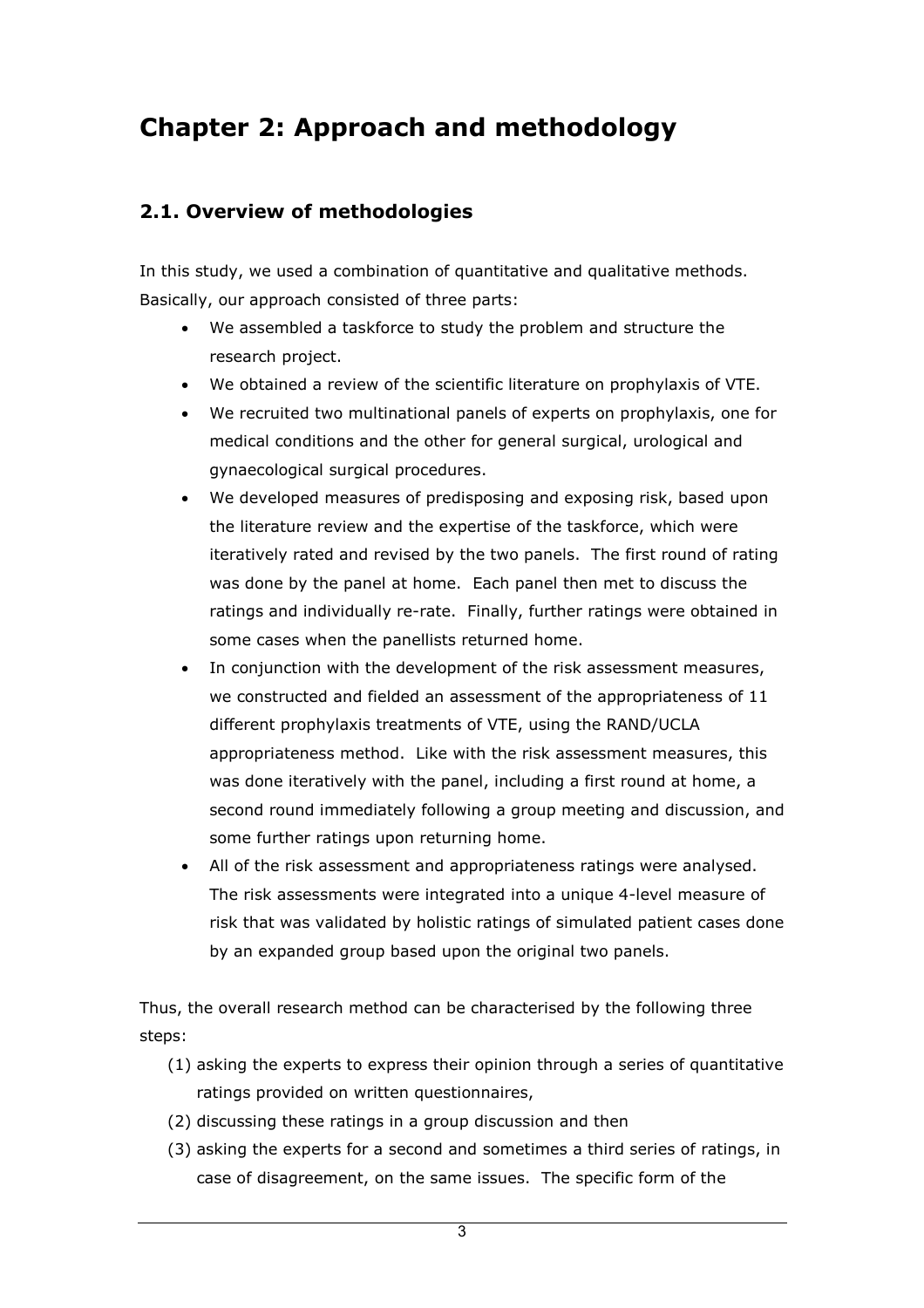# Chapter 2: Approach and methodology

## 2.1. Overview of methodologies

In this study, we used a combination of quantitative and qualitative methods. Basically, our approach consisted of three parts:

- We assembled a taskforce to study the problem and structure the research project.
- We obtained a review of the scientific literature on prophylaxis of VTE.
- We recruited two multinational panels of experts on prophylaxis, one for medical conditions and the other for general surgical, urological and gynaecological surgical procedures.
- We developed measures of predisposing and exposing risk, based upon the literature review and the expertise of the taskforce, which were iteratively rated and revised by the two panels. The first round of rating was done by the panel at home. Each panel then met to discuss the ratings and individually re-rate. Finally, further ratings were obtained in some cases when the panellists returned home.
- In conjunction with the development of the risk assessment measures, we constructed and fielded an assessment of the appropriateness of 11 different prophylaxis treatments of VTE, using the RAND/UCLA appropriateness method. Like with the risk assessment measures, this was done iteratively with the panel, including a first round at home, a second round immediately following a group meeting and discussion, and some further ratings upon returning home.
- All of the risk assessment and appropriateness ratings were analysed. The risk assessments were integrated into a unique 4-level measure of risk that was validated by holistic ratings of simulated patient cases done by an expanded group based upon the original two panels.

Thus, the overall research method can be characterised by the following three steps:

(1) asking the experts to express their opinion through a series of quantitative ratings provided on written questionnaires,
(2) discussing these ratings in a group discussion and then
(3) asking the experts for a second and sometimes a third series of ratings, in case of disagreement, on the same issues. The specific form of the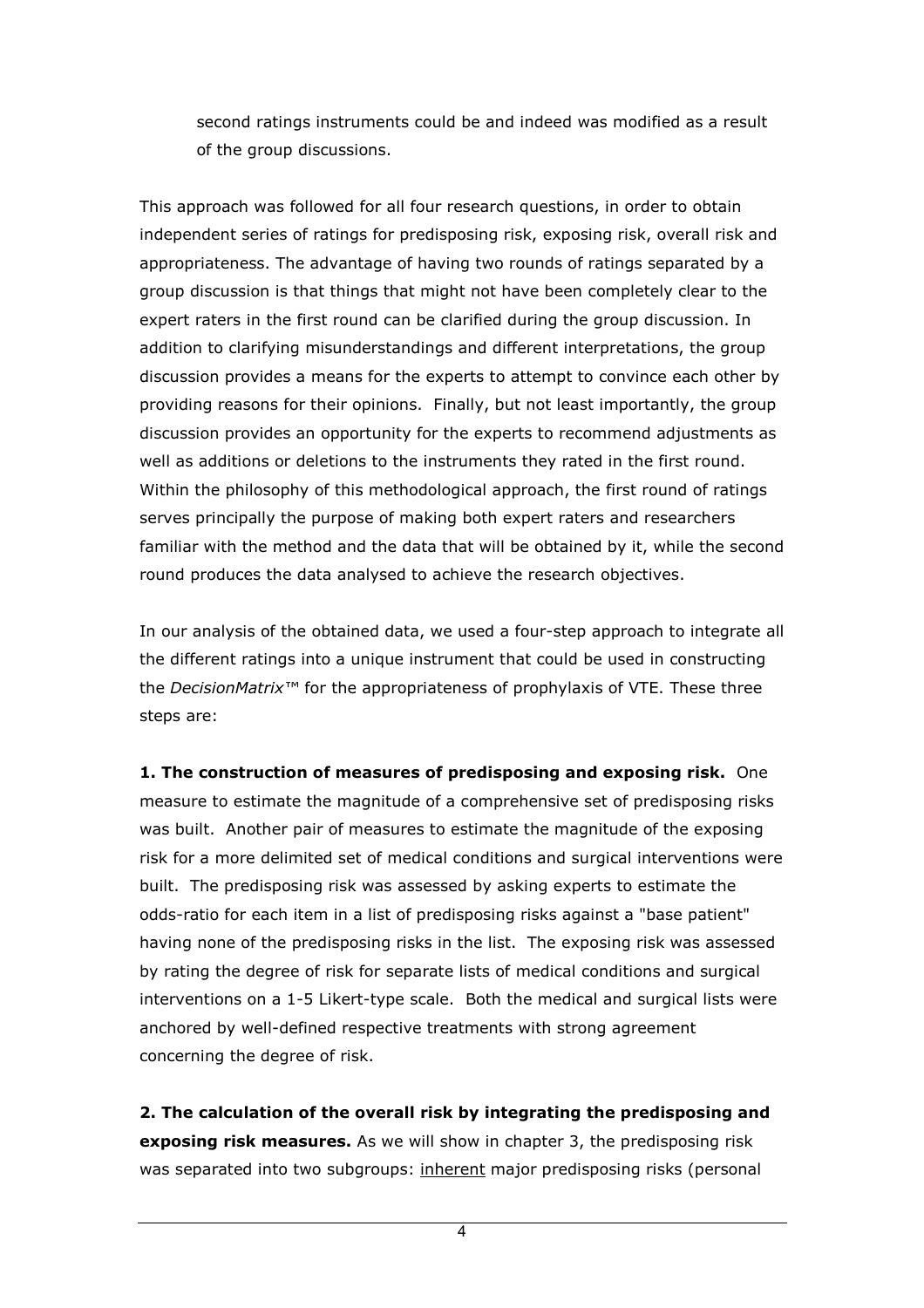second ratings instruments could be and indeed was modified as a result of the group discussions.

This approach was followed for all four research questions, in order to obtain independent series of ratings for predisposing risk, exposing risk, overall risk and appropriateness. The advantage of having two rounds of ratings separated by a group discussion is that things that might not have been completely clear to the expert raters in the first round can be clarified during the group discussion. In addition to clarifying misunderstandings and different interpretations, the group discussion provides a means for the experts to attempt to convince each other by providing reasons for their opinions. Finally, but not least importantly, the group discussion provides an opportunity for the experts to recommend adjustments as well as additions or deletions to the instruments they rated in the first round. Within the philosophy of this methodological approach, the first round of ratings serves principally the purpose of making both expert raters and researchers familiar with the method and the data that will be obtained by it, while the second round produces the data analysed to achieve the research objectives.

In our analysis of the obtained data, we used a four-step approach to integrate all the different ratings into a unique instrument that could be used in constructing the *DecisionMatrix™* for the appropriateness of prophylaxis of VTE. These three steps are:

**1. The construction of measures of predisposing and exposing risk.** One measure to estimate the magnitude of a comprehensive set of predisposing risks was built. Another pair of measures to estimate the magnitude of the exposing risk for a more delimited set of medical conditions and surgical interventions were built. The predisposing risk was assessed by asking experts to estimate the odds-ratio for each item in a list of predisposing risks against a "base patient" having none of the predisposing risks in the list. The exposing risk was assessed by rating the degree of risk for separate lists of medical conditions and surgical interventions on a 1-5 Likert-type scale. Both the medical and surgical lists were anchored by well-defined respective treatments with strong agreement concerning the degree of risk.

**2. The calculation of the overall risk by integrating the predisposing and exposing risk measures.** As we will show in chapter 3, the predisposing risk was separated into two subgroups: <u>inherent</u> major predisposing risks (personal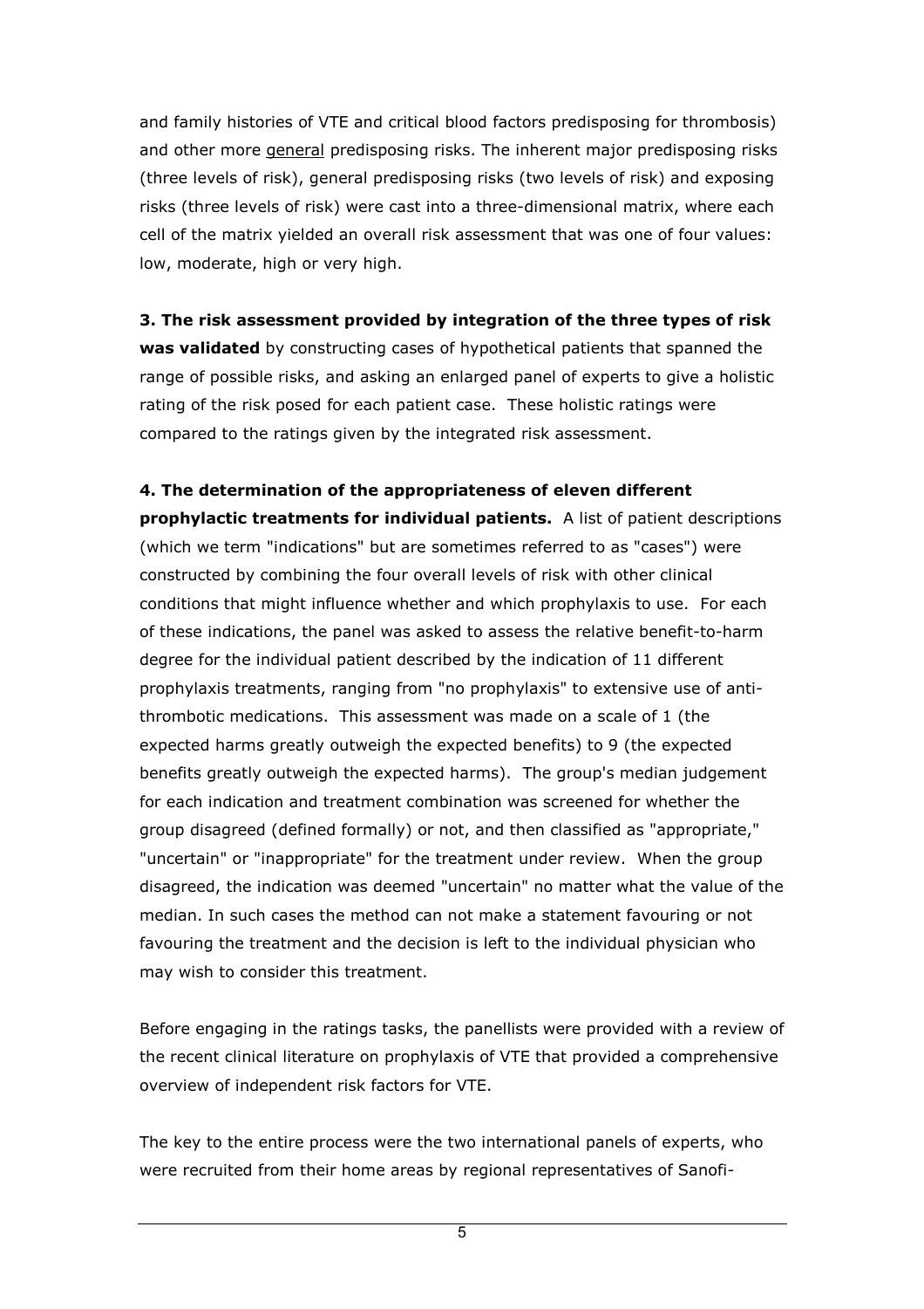and family histories of VTE and critical blood factors predisposing for thrombosis) and other more general predisposing risks. The inherent major predisposing risks (three levels of risk), general predisposing risks (two levels of risk) and exposing risks (three levels of risk) were cast into a three-dimensional matrix, where each cell of the matrix yielded an overall risk assessment that was one of four values: low, moderate, high or very high.

**3. The risk assessment provided by integration of the three types of risk was validated** by constructing cases of hypothetical patients that spanned the range of possible risks, and asking an enlarged panel of experts to give a holistic rating of the risk posed for each patient case. These holistic ratings were compared to the ratings given by the integrated risk assessment.

**4. The determination of the appropriateness of eleven different prophylactic treatments for individual patients.** A list of patient descriptions (which we term "indications" but are sometimes referred to as "cases") were constructed by combining the four overall levels of risk with other clinical conditions that might influence whether and which prophylaxis to use. For each of these indications, the panel was asked to assess the relative benefit-to-harm degree for the individual patient described by the indication of 11 different prophylaxis treatments, ranging from "no prophylaxis" to extensive use of anti-thrombotic medications. This assessment was made on a scale of 1 (the expected harms greatly outweigh the expected benefits) to 9 (the expected benefits greatly outweigh the expected harms). The group's median judgement for each indication and treatment combination was screened for whether the group disagreed (defined formally) or not, and then classified as "appropriate," "uncertain" or "inappropriate" for the treatment under review. When the group disagreed, the indication was deemed "uncertain" no matter what the value of the median. In such cases the method can not make a statement favouring or not favouring the treatment and the decision is left to the individual physician who may wish to consider this treatment.

Before engaging in the ratings tasks, the panellists were provided with a review of the recent clinical literature on prophylaxis of VTE that provided a comprehensive overview of independent risk factors for VTE.

The key to the entire process were the two international panels of experts, who were recruited from their home areas by regional representatives of Sanofi-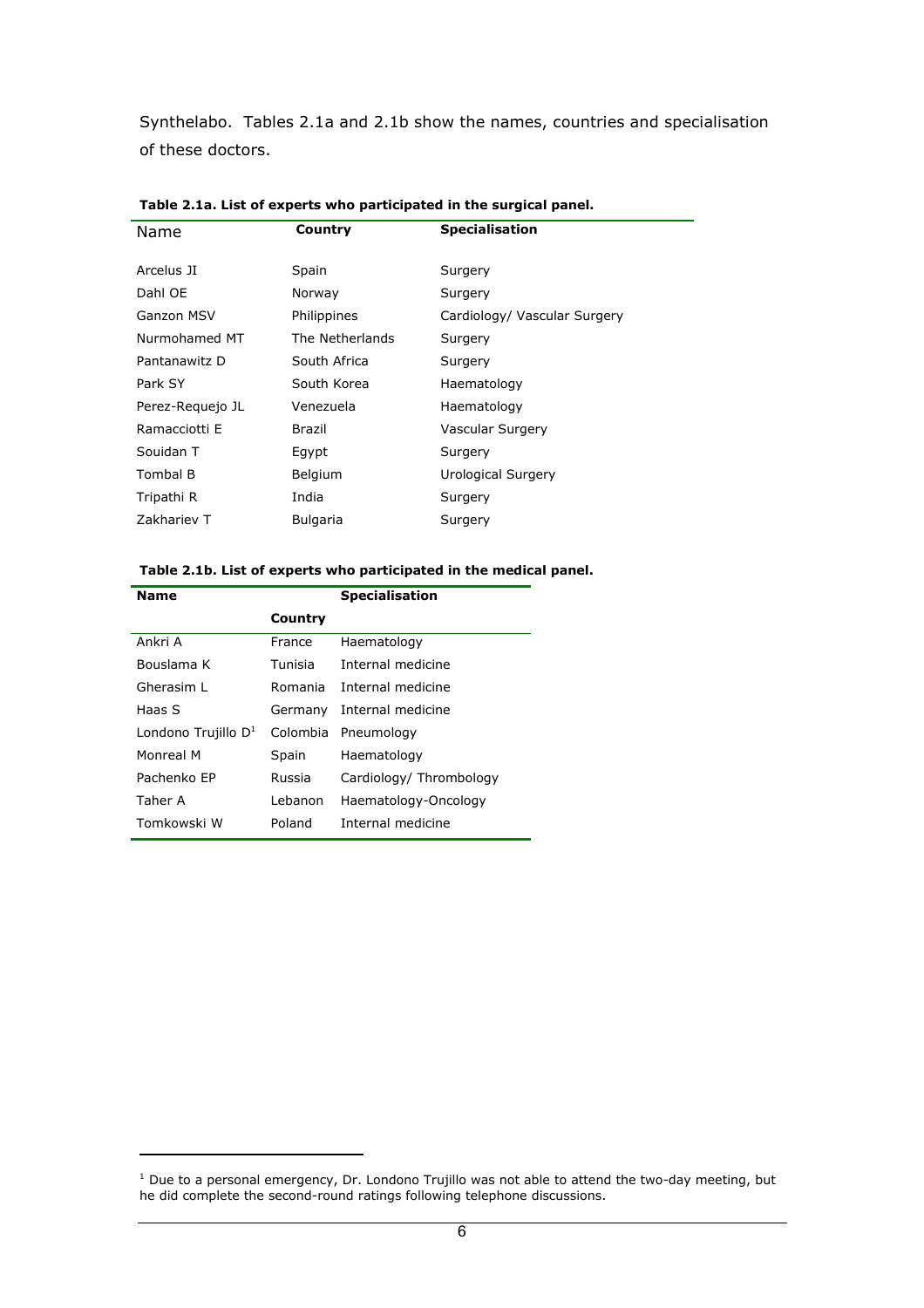Synthelabo. Tables 2.1a and 2.1b show the names, countries and specialisation of these doctors.

**Table 2.1a. List of experts who participated in the surgical panel.**

| Name | Country | Specialisation |
|---|---|---|
| Arcelus JI | Spain | Surgery |
| Dahl OE | Norway | Surgery |
| Ganzon MSV | Philippines | Cardiology/ Vascular Surgery |
| Nurmohamed MT | The Netherlands | Surgery |
| Pantanawitz D | South Africa | Surgery |
| Park SY | South Korea | Haematology |
| Perez-Requejo JL | Venezuela | Haematology |
| Ramacciotti E | Brazil | Vascular Surgery |
| Souidan T | Egypt | Surgery |
| Tombal B | Belgium | Urological Surgery |
| Tripathi R | India | Surgery |
| Zakhariev T | Bulgaria | Surgery |

**Table 2.1b. List of experts who participated in the medical panel.**

| Name | Country | Specialisation |
|---|---|---|
| Ankri A | France | Haematology |
| Bouslama K | Tunisia | Internal medicine |
| Gherasim L | Romania | Internal medicine |
| Haas S | Germany | Internal medicine |
| Londono Trujillo D[1] | Colombia | Pneumology |
| Monreal M | Spain | Haematology |
| Pachenko EP | Russia | Cardiology/ Thrombology |
| Taher A | Lebanon | Haematology-Oncology |
| Tomkowski W | Poland | Internal medicine |

[1] Due to a personal emergency, Dr. Londono Trujillo was not able to attend the two-day meeting, but he did complete the second-round ratings following telephone discussions.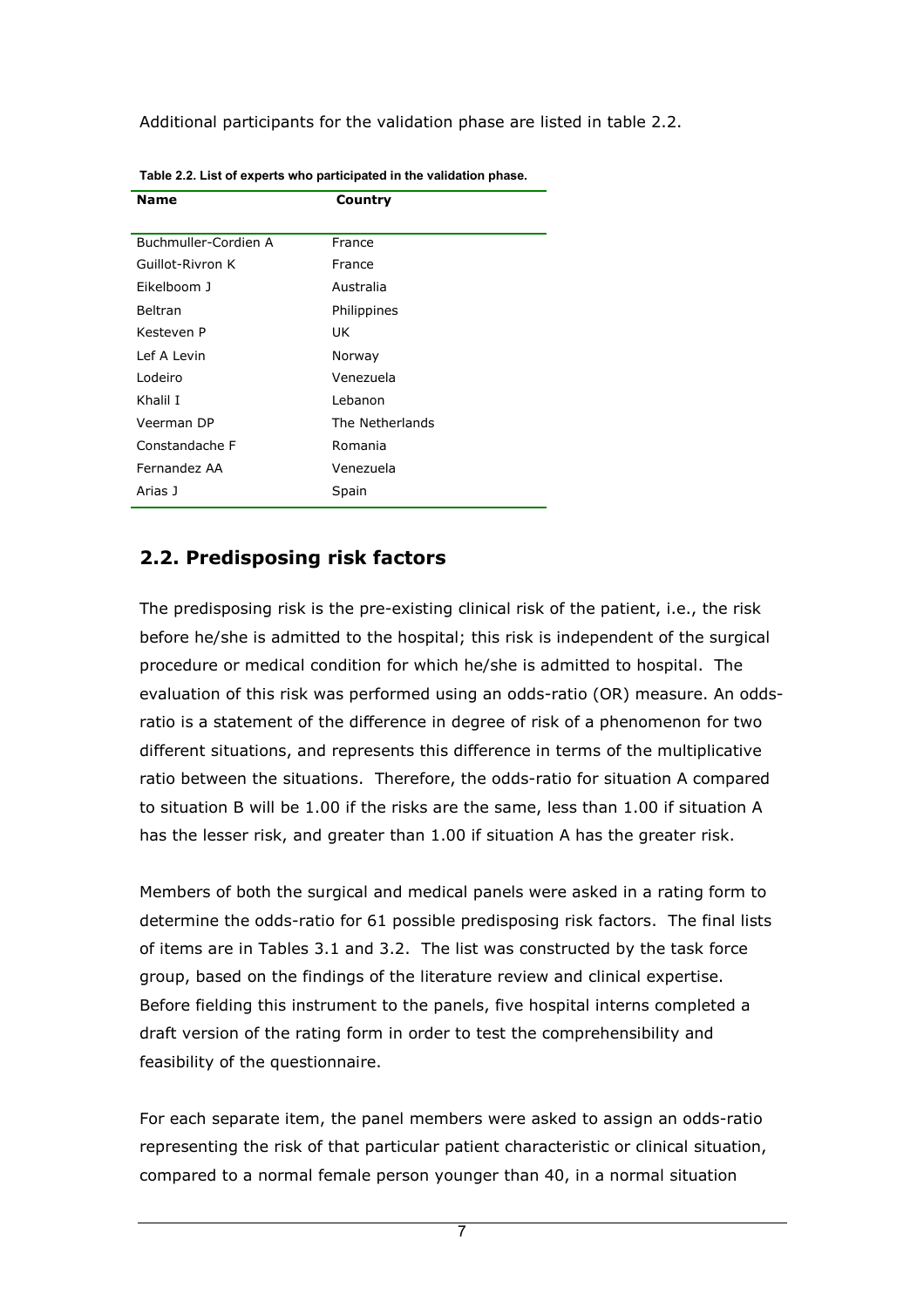Additional participants for the validation phase are listed in table 2.2.

**Table 2.2. List of experts who participated in the validation phase.**

| Name | Country |
|---|---|
| Buchmuller-Cordien A | France |
| Guillot-Rivron K | France |
| Eikelboom J | Australia |
| Beltran | Philippines |
| Kesteven P | UK |
| Lef A Levin | Norway |
| Lodeiro | Venezuela |
| Khalil I | Lebanon |
| Veerman DP | The Netherlands |
| Constandache F | Romania |
| Fernandez AA | Venezuela |
| Arias J | Spain |

## 2.2. Predisposing risk factors

The predisposing risk is the pre-existing clinical risk of the patient, i.e., the risk before he/she is admitted to the hospital; this risk is independent of the surgical procedure or medical condition for which he/she is admitted to hospital. The evaluation of this risk was performed using an odds-ratio (OR) measure. An odds-ratio is a statement of the difference in degree of risk of a phenomenon for two different situations, and represents this difference in terms of the multiplicative ratio between the situations. Therefore, the odds-ratio for situation A compared to situation B will be 1.00 if the risks are the same, less than 1.00 if situation A has the lesser risk, and greater than 1.00 if situation A has the greater risk.

Members of both the surgical and medical panels were asked in a rating form to determine the odds-ratio for 61 possible predisposing risk factors. The final lists of items are in Tables 3.1 and 3.2. The list was constructed by the task force group, based on the findings of the literature review and clinical expertise. Before fielding this instrument to the panels, five hospital interns completed a draft version of the rating form in order to test the comprehensibility and feasibility of the questionnaire.

For each separate item, the panel members were asked to assign an odds-ratio representing the risk of that particular patient characteristic or clinical situation, compared to a normal female person younger than 40, in a normal situation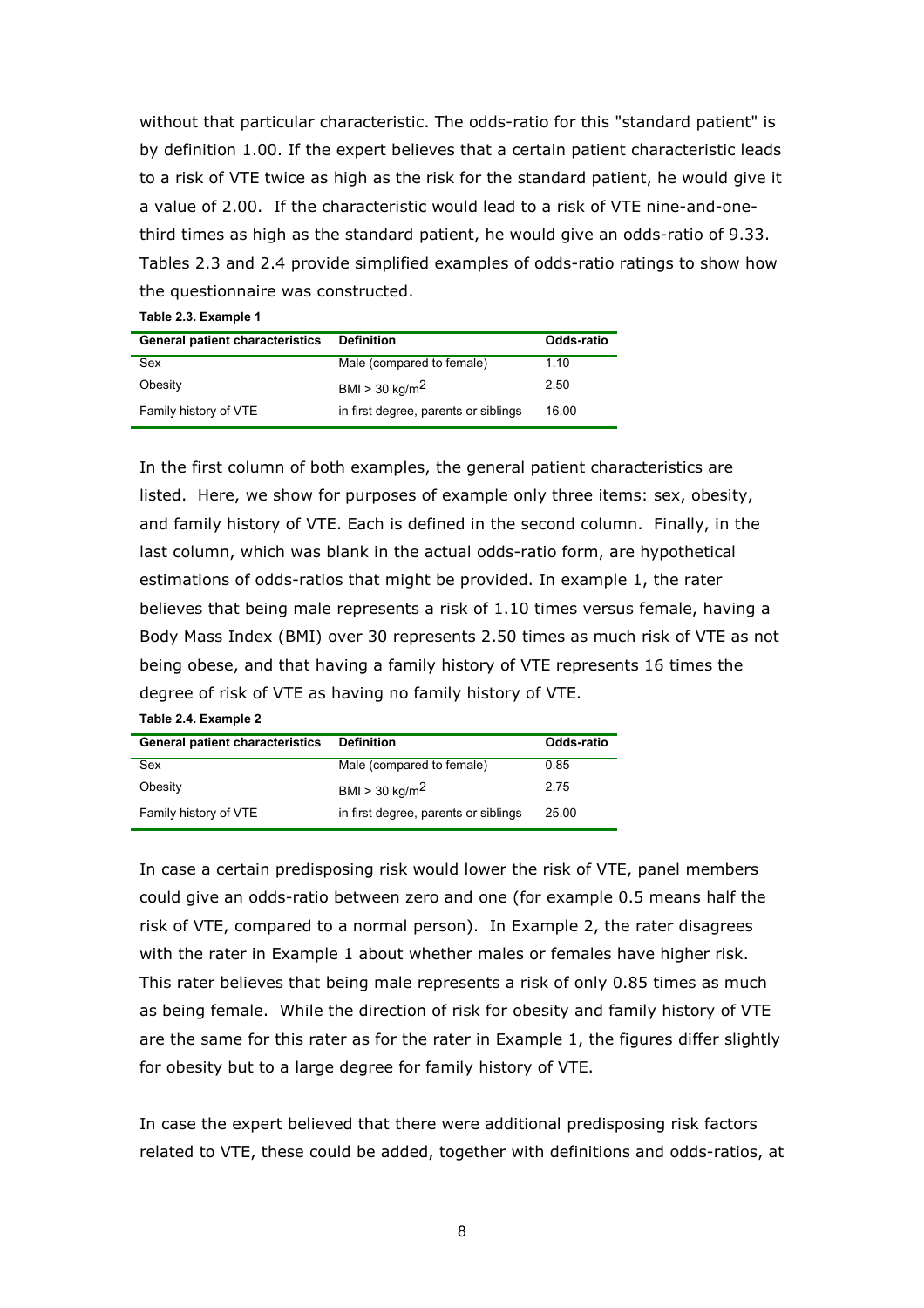without that particular characteristic. The odds-ratio for this "standard patient" is by definition 1.00. If the expert believes that a certain patient characteristic leads to a risk of VTE twice as high as the risk for the standard patient, he would give it a value of 2.00. If the characteristic would lead to a risk of VTE nine-and-one-third times as high as the standard patient, he would give an odds-ratio of 9.33. Tables 2.3 and 2.4 provide simplified examples of odds-ratio ratings to show how the questionnaire was constructed.

**Table 2.3. Example 1**

| General patient characteristics | Definition | Odds-ratio |
|---|---|---|
| Sex | Male (compared to female) | 1.10 |
| Obesity | BMI > 30 kg/m$^2$ | 2.50 |
| Family history of VTE | in first degree, parents or siblings | 16.00 |

In the first column of both examples, the general patient characteristics are listed. Here, we show for purposes of example only three items: sex, obesity, and family history of VTE. Each is defined in the second column. Finally, in the last column, which was blank in the actual odds-ratio form, are hypothetical estimations of odds-ratios that might be provided. In example 1, the rater believes that being male represents a risk of 1.10 times versus female, having a Body Mass Index (BMI) over 30 represents 2.50 times as much risk of VTE as not being obese, and that having a family history of VTE represents 16 times the degree of risk of VTE as having no family history of VTE.

**Table 2.4. Example 2**

| General patient characteristics | Definition | Odds-ratio |
|---|---|---|
| Sex | Male (compared to female) | 0.85 |
| Obesity | BMI > 30 kg/m$^2$ | 2.75 |
| Family history of VTE | in first degree, parents or siblings | 25.00 |

In case a certain predisposing risk would lower the risk of VTE, panel members could give an odds-ratio between zero and one (for example 0.5 means half the risk of VTE, compared to a normal person). In Example 2, the rater disagrees with the rater in Example 1 about whether males or females have higher risk. This rater believes that being male represents a risk of only 0.85 times as much as being female. While the direction of risk for obesity and family history of VTE are the same for this rater as for the rater in Example 1, the figures differ slightly for obesity but to a large degree for family history of VTE.

In case the expert believed that there were additional predisposing risk factors related to VTE, these could be added, together with definitions and odds-ratios, at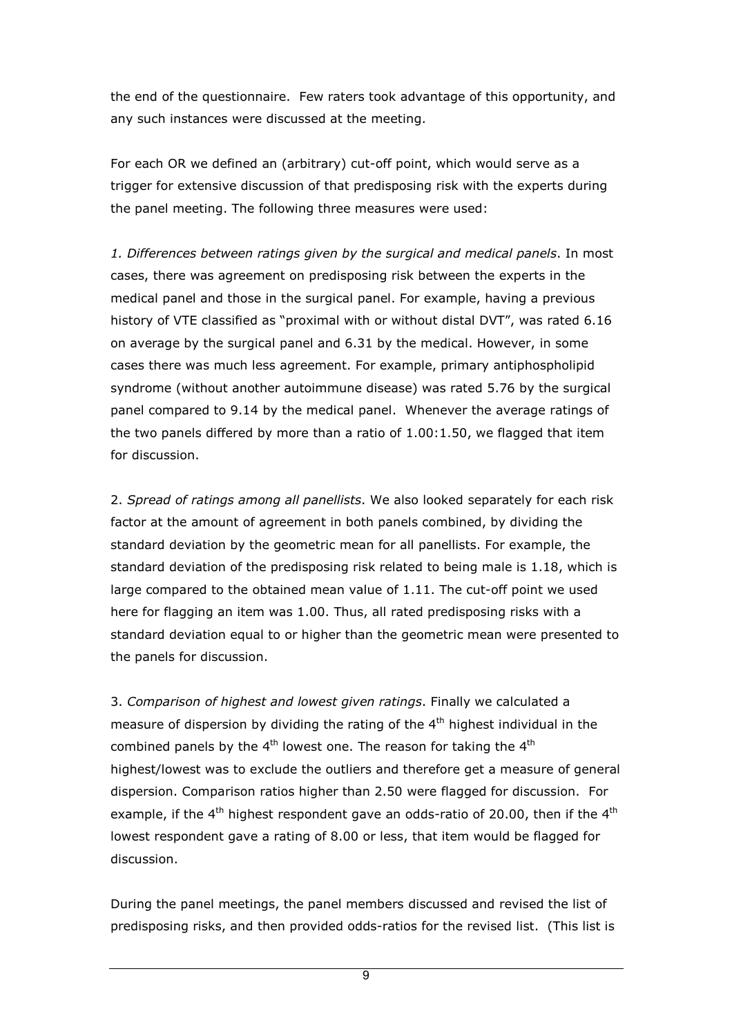the end of the questionnaire. Few raters took advantage of this opportunity, and any such instances were discussed at the meeting.

For each OR we defined an (arbitrary) cut-off point, which would serve as a trigger for extensive discussion of that predisposing risk with the experts during the panel meeting. The following three measures were used:

*1. Differences between ratings given by the surgical and medical panels*. In most cases, there was agreement on predisposing risk between the experts in the medical panel and those in the surgical panel. For example, having a previous history of VTE classified as "proximal with or without distal DVT", was rated 6.16 on average by the surgical panel and 6.31 by the medical. However, in some cases there was much less agreement. For example, primary antiphospholipid syndrome (without another autoimmune disease) was rated 5.76 by the surgical panel compared to 9.14 by the medical panel. Whenever the average ratings of the two panels differed by more than a ratio of 1.00:1.50, we flagged that item for discussion.

2. *Spread of ratings among all panellists*. We also looked separately for each risk factor at the amount of agreement in both panels combined, by dividing the standard deviation by the geometric mean for all panellists. For example, the standard deviation of the predisposing risk related to being male is 1.18, which is large compared to the obtained mean value of 1.11. The cut-off point we used here for flagging an item was 1.00. Thus, all rated predisposing risks with a standard deviation equal to or higher than the geometric mean were presented to the panels for discussion.

3. *Comparison of highest and lowest given ratings*. Finally we calculated a measure of dispersion by dividing the rating of the 4$^{th}$ highest individual in the combined panels by the 4$^{th}$ lowest one. The reason for taking the 4$^{th}$ highest/lowest was to exclude the outliers and therefore get a measure of general dispersion. Comparison ratios higher than 2.50 were flagged for discussion. For example, if the 4$^{th}$ highest respondent gave an odds-ratio of 20.00, then if the 4$^{th}$ lowest respondent gave a rating of 8.00 or less, that item would be flagged for discussion.

During the panel meetings, the panel members discussed and revised the list of predisposing risks, and then provided odds-ratios for the revised list. (This list is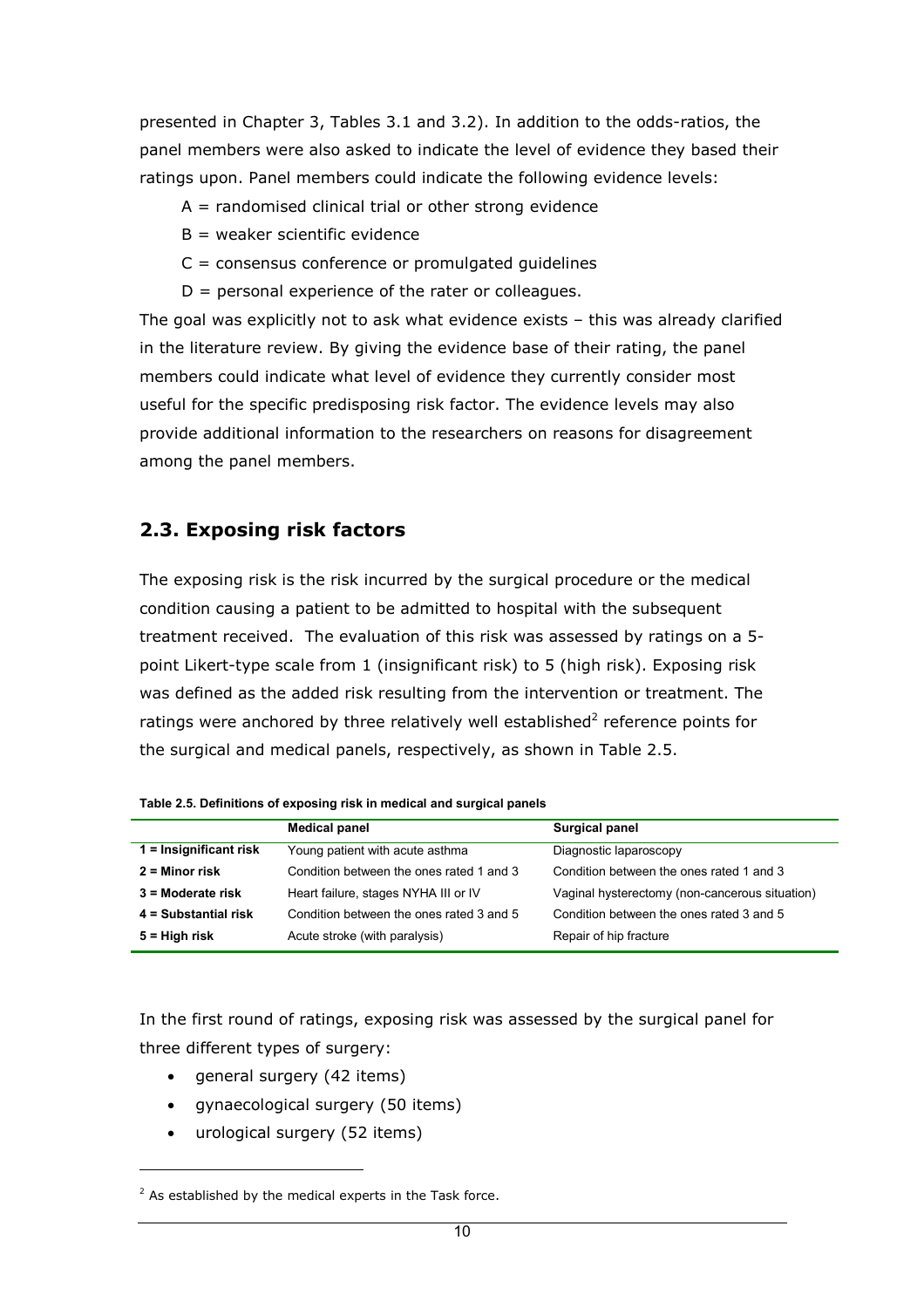presented in Chapter 3, Tables 3.1 and 3.2). In addition to the odds-ratios, the panel members were also asked to indicate the level of evidence they based their ratings upon. Panel members could indicate the following evidence levels:

A = randomised clinical trial or other strong evidence

B = weaker scientific evidence

C = consensus conference or promulgated guidelines

D = personal experience of the rater or colleagues.

The goal was explicitly not to ask what evidence exists – this was already clarified in the literature review. By giving the evidence base of their rating, the panel members could indicate what level of evidence they currently consider most useful for the specific predisposing risk factor. The evidence levels may also provide additional information to the researchers on reasons for disagreement among the panel members.

## 2.3. Exposing risk factors

The exposing risk is the risk incurred by the surgical procedure or the medical condition causing a patient to be admitted to hospital with the subsequent treatment received. The evaluation of this risk was assessed by ratings on a 5-point Likert-type scale from 1 (insignificant risk) to 5 (high risk). Exposing risk was defined as the added risk resulting from the intervention or treatment. The ratings were anchored by three relatively well established[2] reference points for the surgical and medical panels, respectively, as shown in Table 2.5.

**Table 2.5. Definitions of exposing risk in medical and surgical panels**

| | Medical panel | Surgical panel |
|---|---|---|
| **1 = Insignificant risk** | Young patient with acute asthma | Diagnostic laparoscopy |
| **2 = Minor risk** | Condition between the ones rated 1 and 3 | Condition between the ones rated 1 and 3 |
| **3 = Moderate risk** | Heart failure, stages NYHA III or IV | Vaginal hysterectomy (non-cancerous situation) |
| **4 = Substantial risk** | Condition between the ones rated 3 and 5 | Condition between the ones rated 3 and 5 |
| **5 = High risk** | Acute stroke (with paralysis) | Repair of hip fracture |

In the first round of ratings, exposing risk was assessed by the surgical panel for three different types of surgery:

- general surgery (42 items)
- gynaecological surgery (50 items)
- urological surgery (52 items)

[2] As established by the medical experts in the Task force.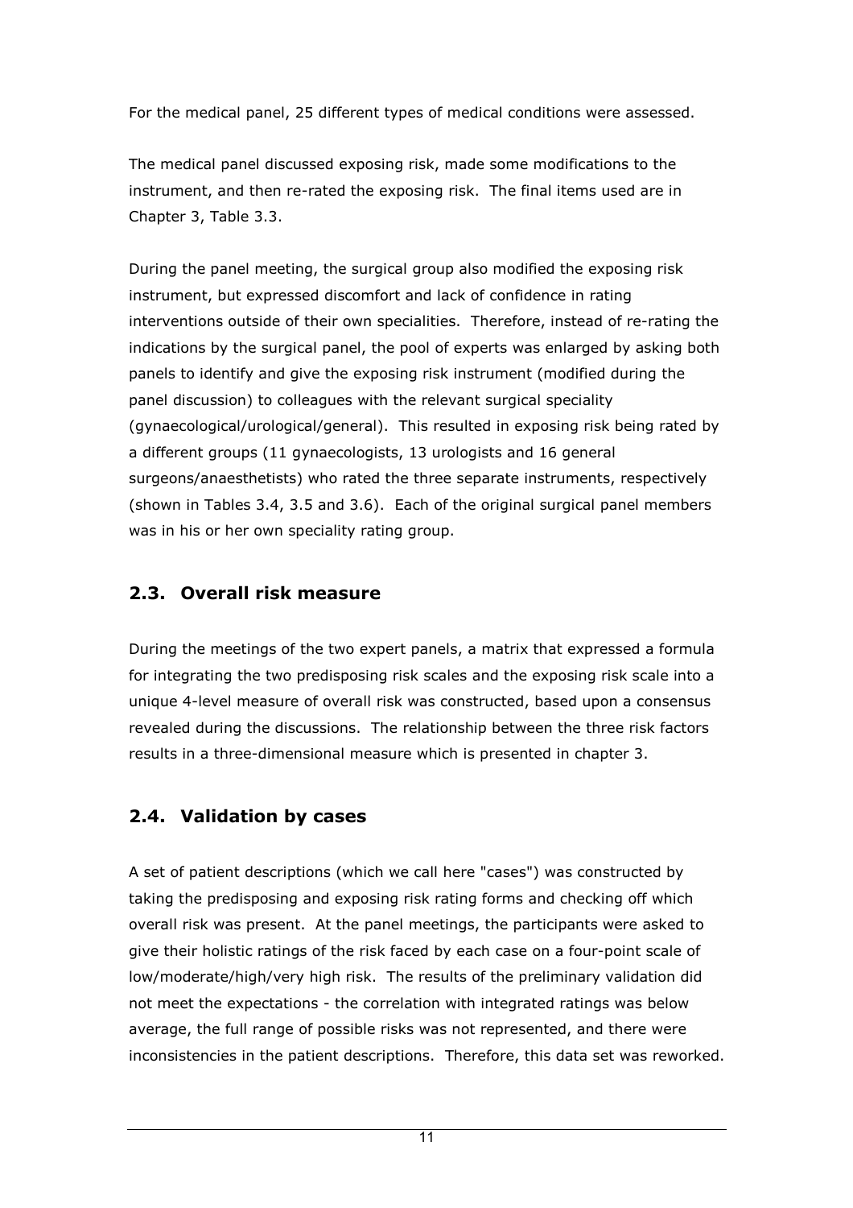For the medical panel, 25 different types of medical conditions were assessed.

The medical panel discussed exposing risk, made some modifications to the instrument, and then re-rated the exposing risk. The final items used are in Chapter 3, Table 3.3.

During the panel meeting, the surgical group also modified the exposing risk instrument, but expressed discomfort and lack of confidence in rating interventions outside of their own specialities. Therefore, instead of re-rating the indications by the surgical panel, the pool of experts was enlarged by asking both panels to identify and give the exposing risk instrument (modified during the panel discussion) to colleagues with the relevant surgical speciality (gynaecological/urological/general). This resulted in exposing risk being rated by a different groups (11 gynaecologists, 13 urologists and 16 general surgeons/anaesthetists) who rated the three separate instruments, respectively (shown in Tables 3.4, 3.5 and 3.6). Each of the original surgical panel members was in his or her own speciality rating group.

## 2.3. Overall risk measure

During the meetings of the two expert panels, a matrix that expressed a formula for integrating the two predisposing risk scales and the exposing risk scale into a unique 4-level measure of overall risk was constructed, based upon a consensus revealed during the discussions. The relationship between the three risk factors results in a three-dimensional measure which is presented in chapter 3.

## 2.4. Validation by cases

A set of patient descriptions (which we call here "cases") was constructed by taking the predisposing and exposing risk rating forms and checking off which overall risk was present. At the panel meetings, the participants were asked to give their holistic ratings of the risk faced by each case on a four-point scale of low/moderate/high/very high risk. The results of the preliminary validation did not meet the expectations - the correlation with integrated ratings was below average, the full range of possible risks was not represented, and there were inconsistencies in the patient descriptions. Therefore, this data set was reworked.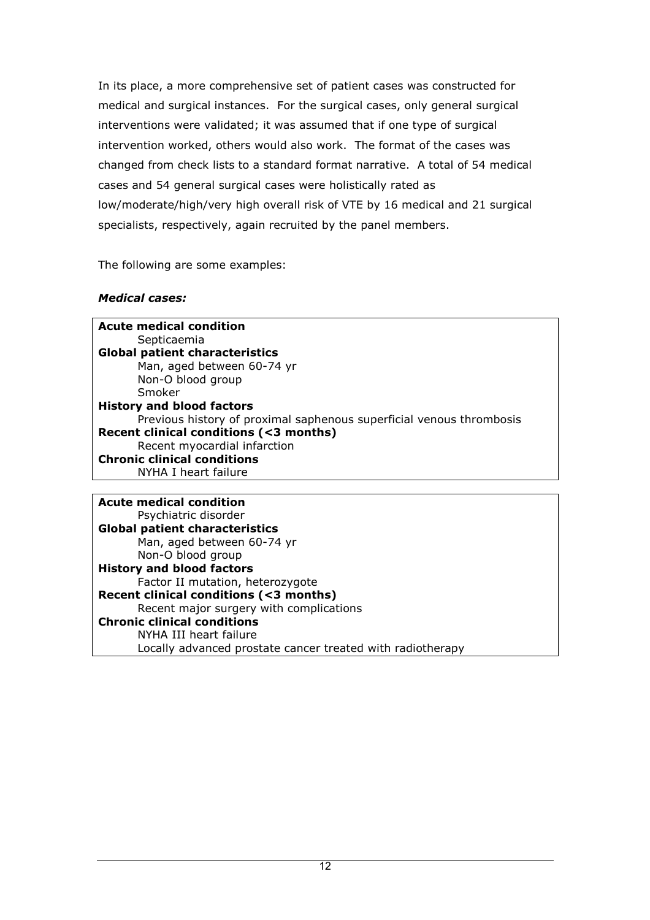In its place, a more comprehensive set of patient cases was constructed for medical and surgical instances. For the surgical cases, only general surgical interventions were validated; it was assumed that if one type of surgical intervention worked, others would also work. The format of the cases was changed from check lists to a standard format narrative. A total of 54 medical cases and 54 general surgical cases were holistically rated as low/moderate/high/very high overall risk of VTE by 16 medical and 21 surgical specialists, respectively, again recruited by the panel members.

The following are some examples:

***Medical cases:***

**Acute medical condition**
 Septicaemia
**Global patient characteristics**
 Man, aged between 60-74 yr
 Non-O blood group
 Smoker
**History and blood factors**
 Previous history of proximal saphenous superficial venous thrombosis
**Recent clinical conditions (<3 months)**
 Recent myocardial infarction
**Chronic clinical conditions**
 NYHA I heart failure

---

**Acute medical condition**
 Psychiatric disorder
**Global patient characteristics**
 Man, aged between 60-74 yr
 Non-O blood group
**History and blood factors**
 Factor II mutation, heterozygote
**Recent clinical conditions (<3 months)**
 Recent major surgery with complications
**Chronic clinical conditions**
 NYHA III heart failure
 Locally advanced prostate cancer treated with radiotherapy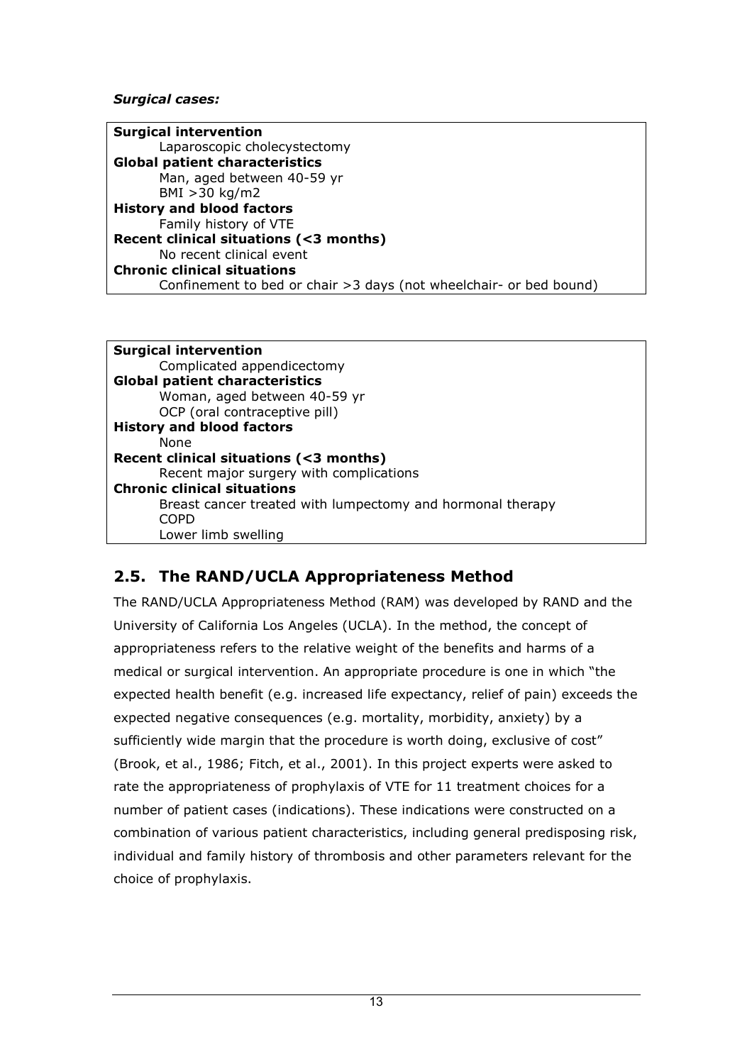***Surgical cases:***

**Surgical intervention**
Laparoscopic cholecystectomy
**Global patient characteristics**
Man, aged between 40-59 yr
BMI >30 kg/m2
**History and blood factors**
Family history of VTE
**Recent clinical situations (<3 months)**
No recent clinical event
**Chronic clinical situations**
Confinement to bed or chair >3 days (not wheelchair- or bed bound)

**Surgical intervention**
Complicated appendicectomy
**Global patient characteristics**
Woman, aged between 40-59 yr
OCP (oral contraceptive pill)
**History and blood factors**
None
**Recent clinical situations (<3 months)**
Recent major surgery with complications
**Chronic clinical situations**
Breast cancer treated with lumpectomy and hormonal therapy
COPD
Lower limb swelling

## 2.5. The RAND/UCLA Appropriateness Method

The RAND/UCLA Appropriateness Method (RAM) was developed by RAND and the University of California Los Angeles (UCLA). In the method, the concept of appropriateness refers to the relative weight of the benefits and harms of a medical or surgical intervention. An appropriate procedure is one in which "the expected health benefit (e.g. increased life expectancy, relief of pain) exceeds the expected negative consequences (e.g. mortality, morbidity, anxiety) by a sufficiently wide margin that the procedure is worth doing, exclusive of cost" (Brook, et al., 1986; Fitch, et al., 2001). In this project experts were asked to rate the appropriateness of prophylaxis of VTE for 11 treatment choices for a number of patient cases (indications). These indications were constructed on a combination of various patient characteristics, including general predisposing risk, individual and family history of thrombosis and other parameters relevant for the choice of prophylaxis.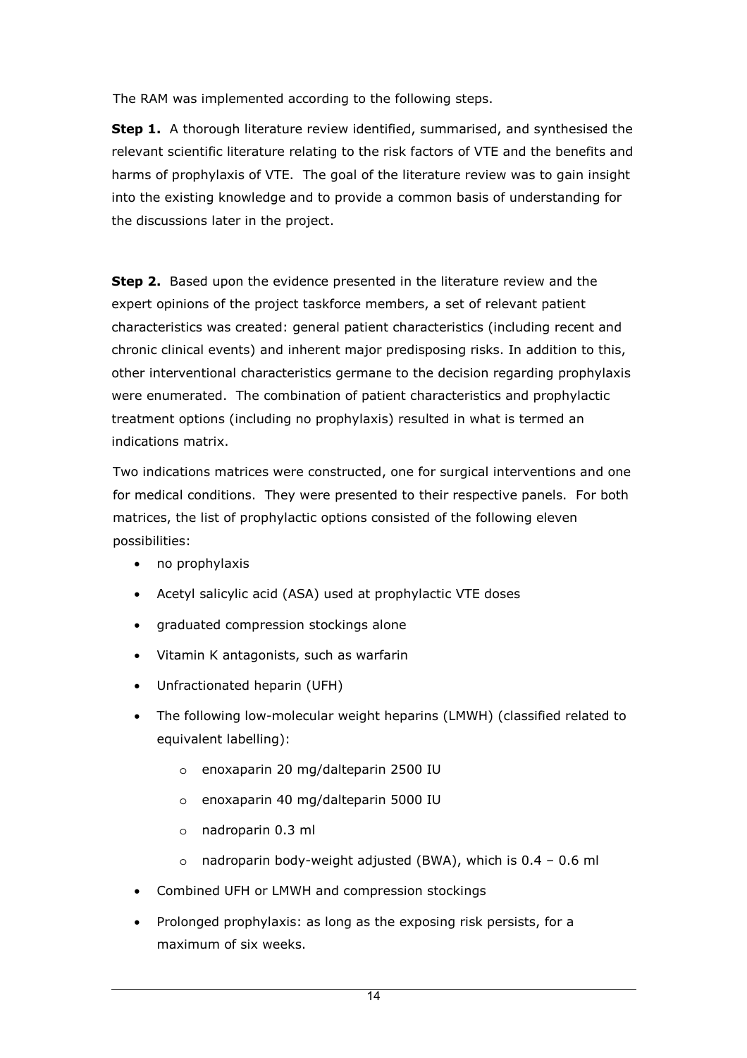The RAM was implemented according to the following steps.

**Step 1.** A thorough literature review identified, summarised, and synthesised the relevant scientific literature relating to the risk factors of VTE and the benefits and harms of prophylaxis of VTE. The goal of the literature review was to gain insight into the existing knowledge and to provide a common basis of understanding for the discussions later in the project.

**Step 2.** Based upon the evidence presented in the literature review and the expert opinions of the project taskforce members, a set of relevant patient characteristics was created: general patient characteristics (including recent and chronic clinical events) and inherent major predisposing risks. In addition to this, other interventional characteristics germane to the decision regarding prophylaxis were enumerated. The combination of patient characteristics and prophylactic treatment options (including no prophylaxis) resulted in what is termed an indications matrix.

Two indications matrices were constructed, one for surgical interventions and one for medical conditions. They were presented to their respective panels. For both matrices, the list of prophylactic options consisted of the following eleven possibilities:

- no prophylaxis
- Acetyl salicylic acid (ASA) used at prophylactic VTE doses
- graduated compression stockings alone
- Vitamin K antagonists, such as warfarin
- Unfractionated heparin (UFH)
- The following low-molecular weight heparins (LMWH) (classified related to equivalent labelling):
    - enoxaparin 20 mg/dalteparin 2500 IU
    - enoxaparin 40 mg/dalteparin 5000 IU
    - nadroparin 0.3 ml
    - nadroparin body-weight adjusted (BWA), which is 0.4 – 0.6 ml
- Combined UFH or LMWH and compression stockings
- Prolonged prophylaxis: as long as the exposing risk persists, for a maximum of six weeks.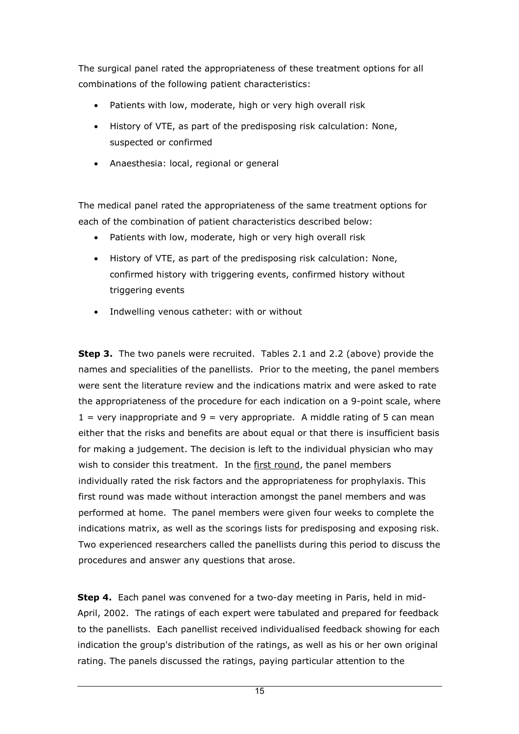The surgical panel rated the appropriateness of these treatment options for all combinations of the following patient characteristics:

- Patients with low, moderate, high or very high overall risk
- History of VTE, as part of the predisposing risk calculation: None, suspected or confirmed
- Anaesthesia: local, regional or general

The medical panel rated the appropriateness of the same treatment options for each of the combination of patient characteristics described below:

- Patients with low, moderate, high or very high overall risk
- History of VTE, as part of the predisposing risk calculation: None, confirmed history with triggering events, confirmed history without triggering events
- Indwelling venous catheter: with or without

**Step 3.** The two panels were recruited. Tables 2.1 and 2.2 (above) provide the names and specialities of the panellists. Prior to the meeting, the panel members were sent the literature review and the indications matrix and were asked to rate the appropriateness of the procedure for each indication on a 9-point scale, where 1 = very inappropriate and 9 = very appropriate. A middle rating of 5 can mean either that the risks and benefits are about equal or that there is insufficient basis for making a judgement. The decision is left to the individual physician who may wish to consider this treatment. In the <u>first round</u>, the panel members individually rated the risk factors and the appropriateness for prophylaxis. This first round was made without interaction amongst the panel members and was performed at home. The panel members were given four weeks to complete the indications matrix, as well as the scorings lists for predisposing and exposing risk. Two experienced researchers called the panellists during this period to discuss the procedures and answer any questions that arose.

**Step 4.** Each panel was convened for a two-day meeting in Paris, held in mid-April, 2002. The ratings of each expert were tabulated and prepared for feedback to the panellists. Each panellist received individualised feedback showing for each indication the group's distribution of the ratings, as well as his or her own original rating. The panels discussed the ratings, paying particular attention to the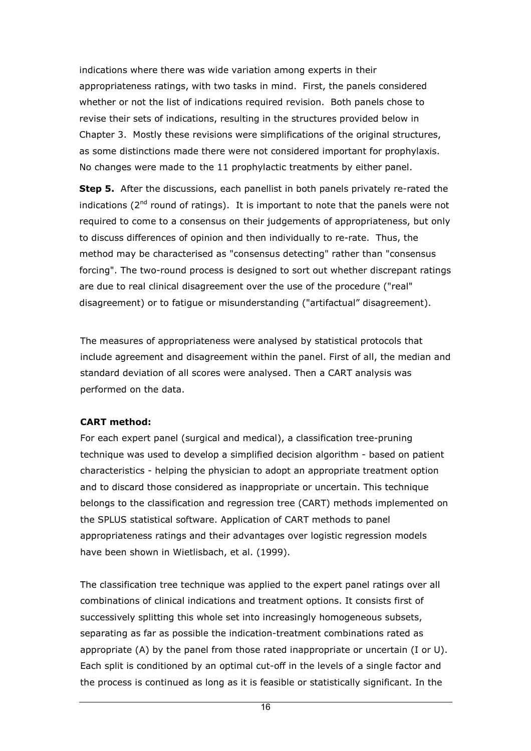indications where there was wide variation among experts in their appropriateness ratings, with two tasks in mind. First, the panels considered whether or not the list of indications required revision. Both panels chose to revise their sets of indications, resulting in the structures provided below in Chapter 3. Mostly these revisions were simplifications of the original structures, as some distinctions made there were not considered important for prophylaxis. No changes were made to the 11 prophylactic treatments by either panel.

**Step 5.** After the discussions, each panellist in both panels privately re-rated the indications (2nd round of ratings). It is important to note that the panels were not required to come to a consensus on their judgements of appropriateness, but only to discuss differences of opinion and then individually to re-rate. Thus, the method may be characterised as "consensus detecting" rather than "consensus forcing". The two-round process is designed to sort out whether discrepant ratings are due to real clinical disagreement over the use of the procedure ("real" disagreement) or to fatigue or misunderstanding ("artifactual" disagreement).

The measures of appropriateness were analysed by statistical protocols that include agreement and disagreement within the panel. First of all, the median and standard deviation of all scores were analysed. Then a CART analysis was performed on the data.

**CART method:**

For each expert panel (surgical and medical), a classification tree-pruning technique was used to develop a simplified decision algorithm - based on patient characteristics - helping the physician to adopt an appropriate treatment option and to discard those considered as inappropriate or uncertain. This technique belongs to the classification and regression tree (CART) methods implemented on the SPLUS statistical software. Application of CART methods to panel appropriateness ratings and their advantages over logistic regression models have been shown in Wietlisbach, et al. (1999).

The classification tree technique was applied to the expert panel ratings over all combinations of clinical indications and treatment options. It consists first of successively splitting this whole set into increasingly homogeneous subsets, separating as far as possible the indication-treatment combinations rated as appropriate (A) by the panel from those rated inappropriate or uncertain (I or U). Each split is conditioned by an optimal cut-off in the levels of a single factor and the process is continued as long as it is feasible or statistically significant. In the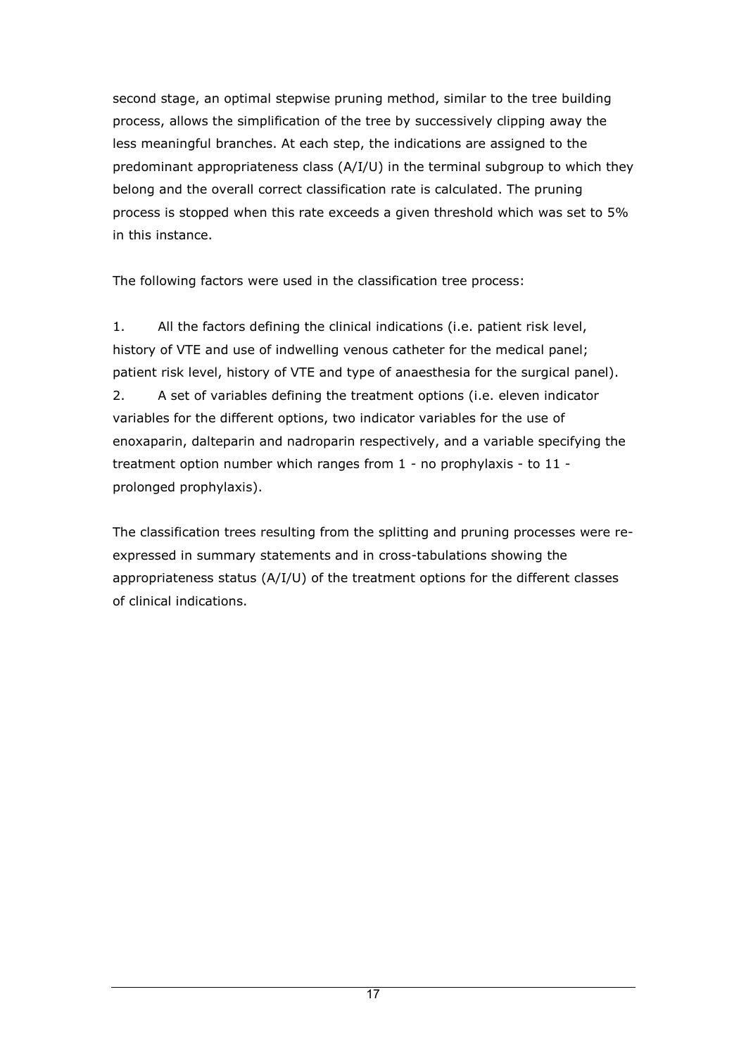second stage, an optimal stepwise pruning method, similar to the tree building process, allows the simplification of the tree by successively clipping away the less meaningful branches. At each step, the indications are assigned to the predominant appropriateness class (A/I/U) in the terminal subgroup to which they belong and the overall correct classification rate is calculated. The pruning process is stopped when this rate exceeds a given threshold which was set to 5% in this instance.

The following factors were used in the classification tree process:

1. All the factors defining the clinical indications (i.e. patient risk level, history of VTE and use of indwelling venous catheter for the medical panel; patient risk level, history of VTE and type of anaesthesia for the surgical panel).
2. A set of variables defining the treatment options (i.e. eleven indicator variables for the different options, two indicator variables for the use of enoxaparin, dalteparin and nadroparin respectively, and a variable specifying the treatment option number which ranges from 1 - no prophylaxis - to 11 - prolonged prophylaxis).

The classification trees resulting from the splitting and pruning processes were re-expressed in summary statements and in cross-tabulations showing the appropriateness status (A/I/U) of the treatment options for the different classes of clinical indications.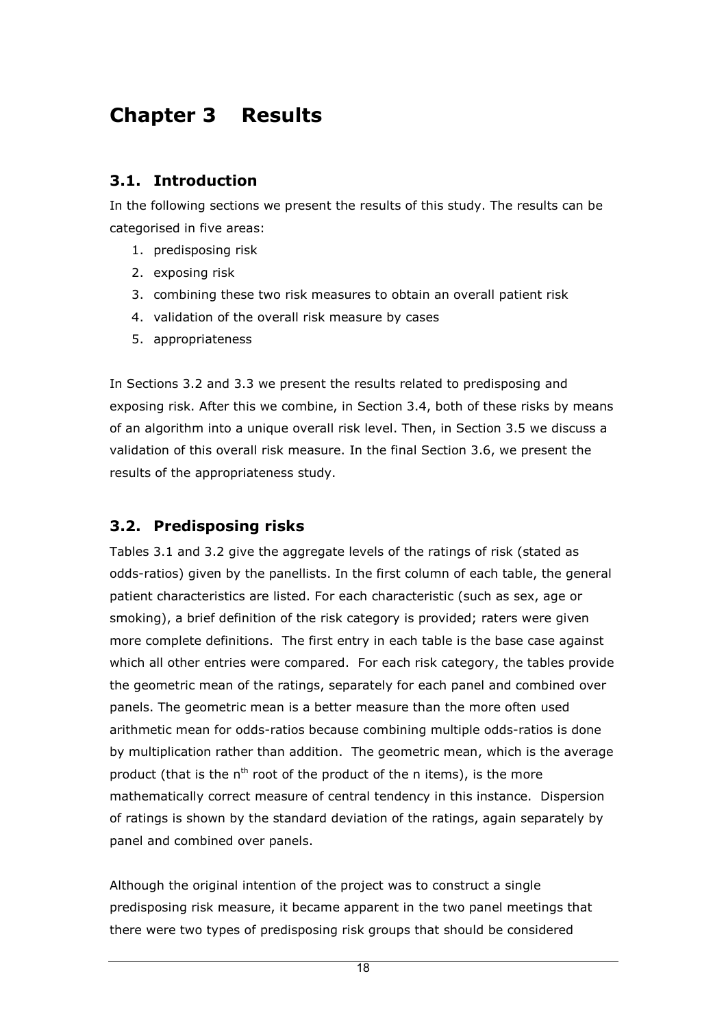# Chapter 3 Results

## 3.1. Introduction

In the following sections we present the results of this study. The results can be categorised in five areas:

1. predisposing risk
2. exposing risk
3. combining these two risk measures to obtain an overall patient risk
4. validation of the overall risk measure by cases
5. appropriateness

In Sections 3.2 and 3.3 we present the results related to predisposing and exposing risk. After this we combine, in Section 3.4, both of these risks by means of an algorithm into a unique overall risk level. Then, in Section 3.5 we discuss a validation of this overall risk measure. In the final Section 3.6, we present the results of the appropriateness study.

## 3.2. Predisposing risks

Tables 3.1 and 3.2 give the aggregate levels of the ratings of risk (stated as odds-ratios) given by the panellists. In the first column of each table, the general patient characteristics are listed. For each characteristic (such as sex, age or smoking), a brief definition of the risk category is provided; raters were given more complete definitions. The first entry in each table is the base case against which all other entries were compared. For each risk category, the tables provide the geometric mean of the ratings, separately for each panel and combined over panels. The geometric mean is a better measure than the more often used arithmetic mean for odds-ratios because combining multiple odds-ratios is done by multiplication rather than addition. The geometric mean, which is the average product (that is the $n^{th}$ root of the product of the n items), is the more mathematically correct measure of central tendency in this instance. Dispersion of ratings is shown by the standard deviation of the ratings, again separately by panel and combined over panels.

Although the original intention of the project was to construct a single predisposing risk measure, it became apparent in the two panel meetings that there were two types of predisposing risk groups that should be considered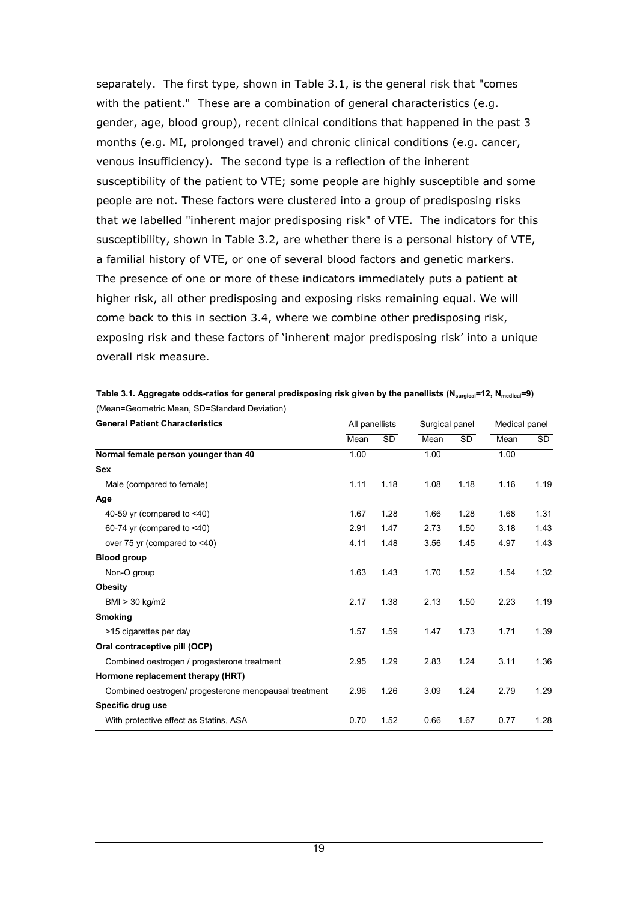separately. The first type, shown in Table 3.1, is the general risk that "comes with the patient." These are a combination of general characteristics (e.g. gender, age, blood group), recent clinical conditions that happened in the past 3 months (e.g. MI, prolonged travel) and chronic clinical conditions (e.g. cancer, venous insufficiency). The second type is a reflection of the inherent susceptibility of the patient to VTE; some people are highly susceptible and some people are not. These factors were clustered into a group of predisposing risks that we labelled "inherent major predisposing risk" of VTE. The indicators for this susceptibility, shown in Table 3.2, are whether there is a personal history of VTE, a familial history of VTE, or one of several blood factors and genetic markers. The presence of one or more of these indicators immediately puts a patient at higher risk, all other predisposing and exposing risks remaining equal. We will come back to this in section 3.4, where we combine other predisposing risk, exposing risk and these factors of 'inherent major predisposing risk' into a unique overall risk measure.

**Table 3.1. Aggregate odds-ratios for general predisposing risk given by the panellists ($N_{surgical}$=12, $N_{medical}$=9)**
(Mean=Geometric Mean, SD=Standard Deviation)

| General Patient Characteristics | All panellists | | Surgical panel | | Medical panel | |
|---|---|---|---|---|---|---|
| | Mean | SD | Mean | SD | Mean | SD |
| **Normal female person younger than 40** | 1.00 | | 1.00 | | 1.00 | |
| **Sex** | | | | | | |
| Male (compared to female) | 1.11 | 1.18 | 1.08 | 1.18 | 1.16 | 1.19 |
| **Age** | | | | | | |
| 40-59 yr (compared to <40) | 1.67 | 1.28 | 1.66 | 1.28 | 1.68 | 1.31 |
| 60-74 yr (compared to <40) | 2.91 | 1.47 | 2.73 | 1.50 | 3.18 | 1.43 |
| over 75 yr (compared to <40) | 4.11 | 1.48 | 3.56 | 1.45 | 4.97 | 1.43 |
| **Blood group** | | | | | | |
| Non-O group | 1.63 | 1.43 | 1.70 | 1.52 | 1.54 | 1.32 |
| **Obesity** | | | | | | |
| BMI > 30 kg/m2 | 2.17 | 1.38 | 2.13 | 1.50 | 2.23 | 1.19 |
| **Smoking** | | | | | | |
| >15 cigarettes per day | 1.57 | 1.59 | 1.47 | 1.73 | 1.71 | 1.39 |
| **Oral contraceptive pill (OCP)** | | | | | | |
| Combined oestrogen / progesterone treatment | 2.95 | 1.29 | 2.83 | 1.24 | 3.11 | 1.36 |
| **Hormone replacement therapy (HRT)** | | | | | | |
| Combined oestrogen/ progesterone menopausal treatment | 2.96 | 1.26 | 3.09 | 1.24 | 2.79 | 1.29 |
| **Specific drug use** | | | | | | |
| With protective effect as Statins, ASA | 0.70 | 1.52 | 0.66 | 1.67 | 0.77 | 1.28 |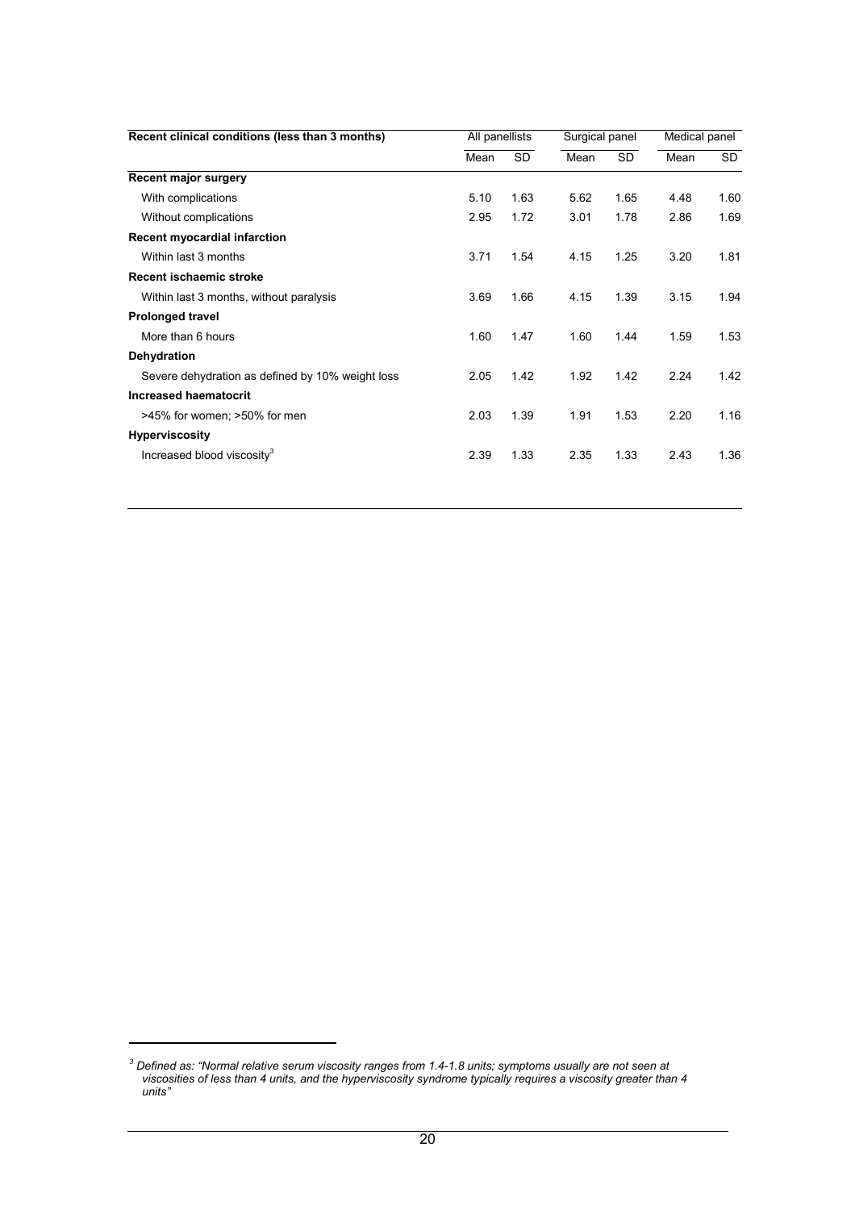| Recent clinical conditions (less than 3 months) | All panellists | | Surgical panel | | Medical panel | |
|---|---|---|---|---|---|---|
| | Mean | SD | Mean | SD | Mean | SD |
| **Recent major surgery** | | | | | | |
| With complications | 5.10 | 1.63 | 5.62 | 1.65 | 4.48 | 1.60 |
| Without complications | 2.95 | 1.72 | 3.01 | 1.78 | 2.86 | 1.69 |
| **Recent myocardial infarction** | | | | | | |
| Within last 3 months | 3.71 | 1.54 | 4.15 | 1.25 | 3.20 | 1.81 |
| **Recent ischaemic stroke** | | | | | | |
| Within last 3 months, without paralysis | 3.69 | 1.66 | 4.15 | 1.39 | 3.15 | 1.94 |
| **Prolonged travel** | | | | | | |
| More than 6 hours | 1.60 | 1.47 | 1.60 | 1.44 | 1.59 | 1.53 |
| **Dehydration** | | | | | | |
| Severe dehydration as defined by 10% weight loss | 2.05 | 1.42 | 1.92 | 1.42 | 2.24 | 1.42 |
| **Increased haematocrit** | | | | | | |
| >45% for women; >50% for men | 2.03 | 1.39 | 1.91 | 1.53 | 2.20 | 1.16 |
| **Hyperviscosity** | | | | | | |
| Increased blood viscosity[3] | 2.39 | 1.33 | 2.35 | 1.33 | 2.43 | 1.36 |

[3] *Defined as: "Normal relative serum viscosity ranges from 1.4-1.8 units; symptoms usually are not seen at viscosities of less than 4 units, and the hyperviscosity syndrome typically requires a viscosity greater than 4 units"*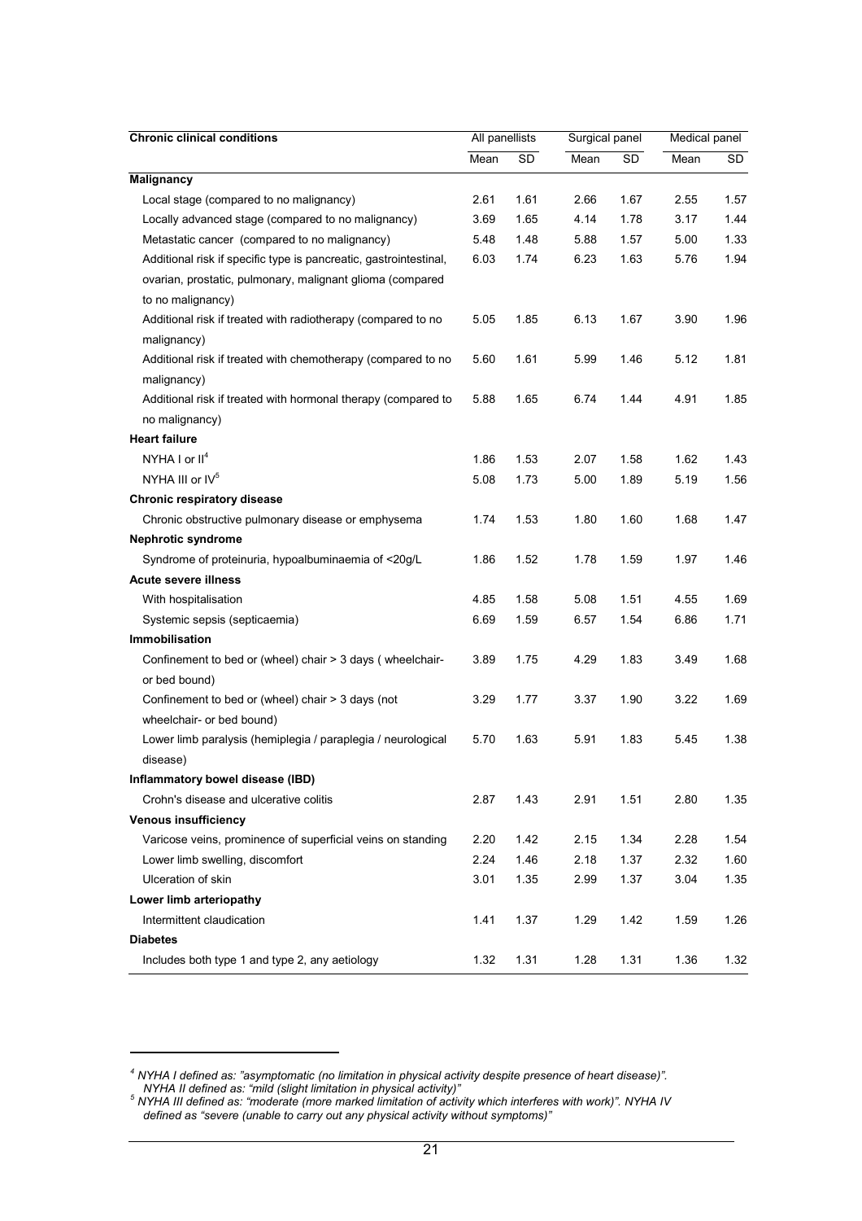| Chronic clinical conditions | All panellists | | Surgical panel | | Medical panel | |
|---|---|---|---|---|---|---|
| | Mean | SD | Mean | SD | Mean | SD |
| **Malignancy** | | | | | | |
| Local stage (compared to no malignancy) | 2.61 | 1.61 | 2.66 | 1.67 | 2.55 | 1.57 |
| Locally advanced stage (compared to no malignancy) | 3.69 | 1.65 | 4.14 | 1.78 | 3.17 | 1.44 |
| Metastatic cancer (compared to no malignancy) | 5.48 | 1.48 | 5.88 | 1.57 | 5.00 | 1.33 |
| Additional risk if specific type is pancreatic, gastrointestinal, ovarian, prostatic, pulmonary, malignant glioma (compared to no malignancy) | 6.03 | 1.74 | 6.23 | 1.63 | 5.76 | 1.94 |
| Additional risk if treated with radiotherapy (compared to no malignancy) | 5.05 | 1.85 | 6.13 | 1.67 | 3.90 | 1.96 |
| Additional risk if treated with chemotherapy (compared to no malignancy) | 5.60 | 1.61 | 5.99 | 1.46 | 5.12 | 1.81 |
| Additional risk if treated with hormonal therapy (compared to no malignancy) | 5.88 | 1.65 | 6.74 | 1.44 | 4.91 | 1.85 |
| **Heart failure** | | | | | | |
| NYHA I or II[4] | 1.86 | 1.53 | 2.07 | 1.58 | 1.62 | 1.43 |
| NYHA III or IV[5] | 5.08 | 1.73 | 5.00 | 1.89 | 5.19 | 1.56 |
| **Chronic respiratory disease** | | | | | | |
| Chronic obstructive pulmonary disease or emphysema | 1.74 | 1.53 | 1.80 | 1.60 | 1.68 | 1.47 |
| **Nephrotic syndrome** | | | | | | |
| Syndrome of proteinuria, hypoalbuminaemia of <20g/L | 1.86 | 1.52 | 1.78 | 1.59 | 1.97 | 1.46 |
| **Acute severe illness** | | | | | | |
| With hospitalisation | 4.85 | 1.58 | 5.08 | 1.51 | 4.55 | 1.69 |
| Systemic sepsis (septicaemia) | 6.69 | 1.59 | 6.57 | 1.54 | 6.86 | 1.71 |
| **Immobilisation** | | | | | | |
| Confinement to bed or (wheel) chair > 3 days ( wheelchair- or bed bound) | 3.89 | 1.75 | 4.29 | 1.83 | 3.49 | 1.68 |
| Confinement to bed or (wheel) chair > 3 days (not wheelchair- or bed bound) | 3.29 | 1.77 | 3.37 | 1.90 | 3.22 | 1.69 |
| Lower limb paralysis (hemiplegia / paraplegia / neurological disease) | 5.70 | 1.63 | 5.91 | 1.83 | 5.45 | 1.38 |
| **Inflammatory bowel disease (IBD)** | | | | | | |
| Crohn's disease and ulcerative colitis | 2.87 | 1.43 | 2.91 | 1.51 | 2.80 | 1.35 |
| **Venous insufficiency** | | | | | | |
| Varicose veins, prominence of superficial veins on standing | 2.20 | 1.42 | 2.15 | 1.34 | 2.28 | 1.54 |
| Lower limb swelling, discomfort | 2.24 | 1.46 | 2.18 | 1.37 | 2.32 | 1.60 |
| Ulceration of skin | 3.01 | 1.35 | 2.99 | 1.37 | 3.04 | 1.35 |
| **Lower limb arteriopathy** | | | | | | |
| Intermittent claudication | 1.41 | 1.37 | 1.29 | 1.42 | 1.59 | 1.26 |
| **Diabetes** | | | | | | |
| Includes both type 1 and type 2, any aetiology | 1.32 | 1.31 | 1.28 | 1.31 | 1.36 | 1.32 |

[4] *NYHA I defined as: "asymptomatic (no limitation in physical activity despite presence of heart disease)". NYHA II defined as: "mild (slight limitation in physical activity)"*

[5] *NYHA III defined as: "moderate (more marked limitation of activity which interferes with work)". NYHA IV defined as "severe (unable to carry out any physical activity without symptoms)"*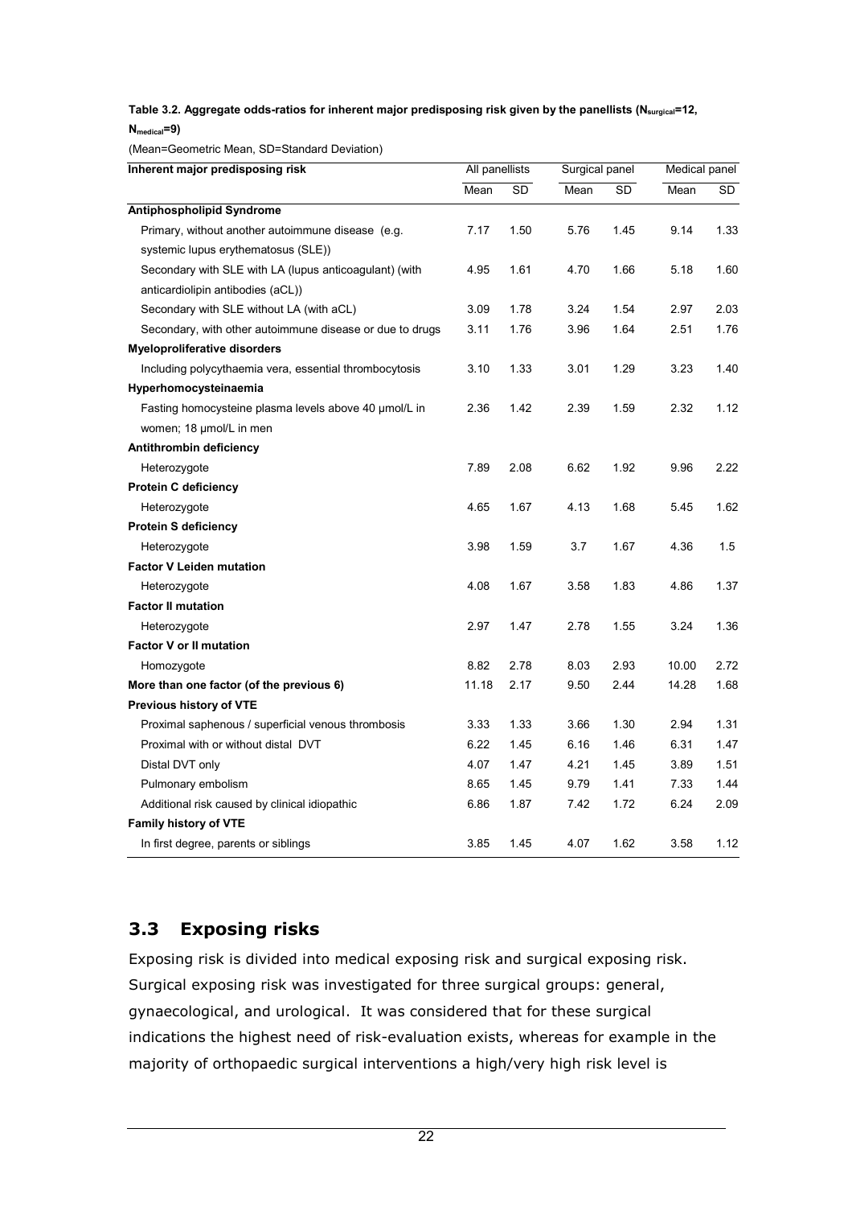**Table 3.2. Aggregate odds-ratios for inherent major predisposing risk given by the panellists ($N_{surgical}$=12, $N_{medical}$=9)**

(Mean=Geometric Mean, SD=Standard Deviation)

| Inherent major predisposing risk | All panellists | | Surgical panel | | Medical panel | |
|---|---|---|---|---|---|---|
| | Mean | SD | Mean | SD | Mean | SD |
| **Antiphospholipid Syndrome** | | | | | | |
| Primary, without another autoimmune disease (e.g. systemic lupus erythematosus (SLE)) | 7.17 | 1.50 | 5.76 | 1.45 | 9.14 | 1.33 |
| Secondary with SLE with LA (lupus anticoagulant) (with anticardiolipin antibodies (aCL)) | 4.95 | 1.61 | 4.70 | 1.66 | 5.18 | 1.60 |
| Secondary with SLE without LA (with aCL) | 3.09 | 1.78 | 3.24 | 1.54 | 2.97 | 2.03 |
| Secondary, with other autoimmune disease or due to drugs | 3.11 | 1.76 | 3.96 | 1.64 | 2.51 | 1.76 |
| **Myeloproliferative disorders** | | | | | | |
| Including polycythaemia vera, essential thrombocytosis | 3.10 | 1.33 | 3.01 | 1.29 | 3.23 | 1.40 |
| **Hyperhomocysteinaemia** | | | | | | |
| Fasting homocysteine plasma levels above 40 µmol/L in women; 18 µmol/L in men | 2.36 | 1.42 | 2.39 | 1.59 | 2.32 | 1.12 |
| **Antithrombin deficiency** | | | | | | |
| Heterozygote | 7.89 | 2.08 | 6.62 | 1.92 | 9.96 | 2.22 |
| **Protein C deficiency** | | | | | | |
| Heterozygote | 4.65 | 1.67 | 4.13 | 1.68 | 5.45 | 1.62 |
| **Protein S deficiency** | | | | | | |
| Heterozygote | 3.98 | 1.59 | 3.7 | 1.67 | 4.36 | 1.5 |
| **Factor V Leiden mutation** | | | | | | |
| Heterozygote | 4.08 | 1.67 | 3.58 | 1.83 | 4.86 | 1.37 |
| **Factor II mutation** | | | | | | |
| Heterozygote | 2.97 | 1.47 | 2.78 | 1.55 | 3.24 | 1.36 |
| **Factor V or II mutation** | | | | | | |
| Homozygote | 8.82 | 2.78 | 8.03 | 2.93 | 10.00 | 2.72 |
| **More than one factor (of the previous 6)** | 11.18 | 2.17 | 9.50 | 2.44 | 14.28 | 1.68 |
| **Previous history of VTE** | | | | | | |
| Proximal saphenous / superficial venous thrombosis | 3.33 | 1.33 | 3.66 | 1.30 | 2.94 | 1.31 |
| Proximal with or without distal DVT | 6.22 | 1.45 | 6.16 | 1.46 | 6.31 | 1.47 |
| Distal DVT only | 4.07 | 1.47 | 4.21 | 1.45 | 3.89 | 1.51 |
| Pulmonary embolism | 8.65 | 1.45 | 9.79 | 1.41 | 7.33 | 1.44 |
| Additional risk caused by clinical idiopathic | 6.86 | 1.87 | 7.42 | 1.72 | 6.24 | 2.09 |
| **Family history of VTE** | | | | | | |
| In first degree, parents or siblings | 3.85 | 1.45 | 4.07 | 1.62 | 3.58 | 1.12 |

## 3.3 Exposing risks

Exposing risk is divided into medical exposing risk and surgical exposing risk. Surgical exposing risk was investigated for three surgical groups: general, gynaecological, and urological. It was considered that for these surgical indications the highest need of risk-evaluation exists, whereas for example in the majority of orthopaedic surgical interventions a high/very high risk level is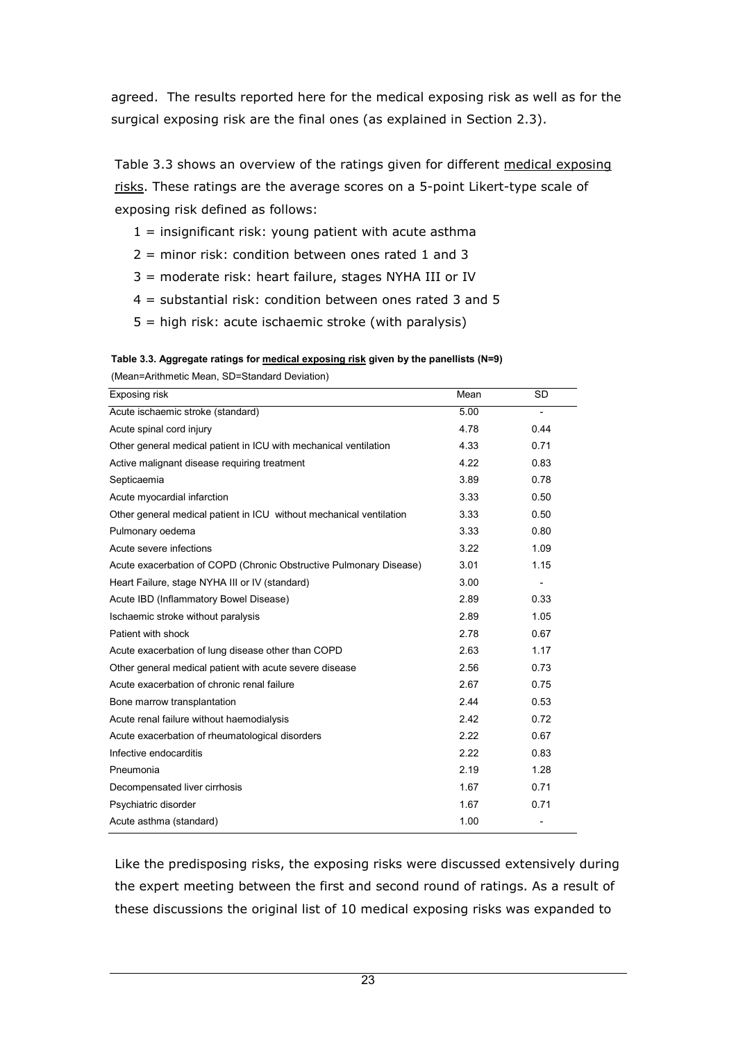agreed. The results reported here for the medical exposing risk as well as for the surgical exposing risk are the final ones (as explained in Section 2.3).

Table 3.3 shows an overview of the ratings given for different medical exposing risks. These ratings are the average scores on a 5-point Likert-type scale of exposing risk defined as follows:

1 = insignificant risk: young patient with acute asthma

2 = minor risk: condition between ones rated 1 and 3

3 = moderate risk: heart failure, stages NYHA III or IV

4 = substantial risk: condition between ones rated 3 and 5

5 = high risk: acute ischaemic stroke (with paralysis)

**Table 3.3. Aggregate ratings for medical exposing risk given by the panellists (N=9)**

(Mean=Arithmetic Mean, SD=Standard Deviation)

| Exposing risk | Mean | SD |
|---|---|---|
| Acute ischaemic stroke (standard) | 5.00 | - |
| Acute spinal cord injury | 4.78 | 0.44 |
| Other general medical patient in ICU with mechanical ventilation | 4.33 | 0.71 |
| Active malignant disease requiring treatment | 4.22 | 0.83 |
| Septicaemia | 3.89 | 0.78 |
| Acute myocardial infarction | 3.33 | 0.50 |
| Other general medical patient in ICU without mechanical ventilation | 3.33 | 0.50 |
| Pulmonary oedema | 3.33 | 0.80 |
| Acute severe infections | 3.22 | 1.09 |
| Acute exacerbation of COPD (Chronic Obstructive Pulmonary Disease) | 3.01 | 1.15 |
| Heart Failure, stage NYHA III or IV (standard) | 3.00 | - |
| Acute IBD (Inflammatory Bowel Disease) | 2.89 | 0.33 |
| Ischaemic stroke without paralysis | 2.89 | 1.05 |
| Patient with shock | 2.78 | 0.67 |
| Acute exacerbation of lung disease other than COPD | 2.63 | 1.17 |
| Other general medical patient with acute severe disease | 2.56 | 0.73 |
| Acute exacerbation of chronic renal failure | 2.67 | 0.75 |
| Bone marrow transplantation | 2.44 | 0.53 |
| Acute renal failure without haemodialysis | 2.42 | 0.72 |
| Acute exacerbation of rheumatological disorders | 2.22 | 0.67 |
| Infective endocarditis | 2.22 | 0.83 |
| Pneumonia | 2.19 | 1.28 |
| Decompensated liver cirrhosis | 1.67 | 0.71 |
| Psychiatric disorder | 1.67 | 0.71 |
| Acute asthma (standard) | 1.00 | - |

Like the predisposing risks, the exposing risks were discussed extensively during the expert meeting between the first and second round of ratings. As a result of these discussions the original list of 10 medical exposing risks was expanded to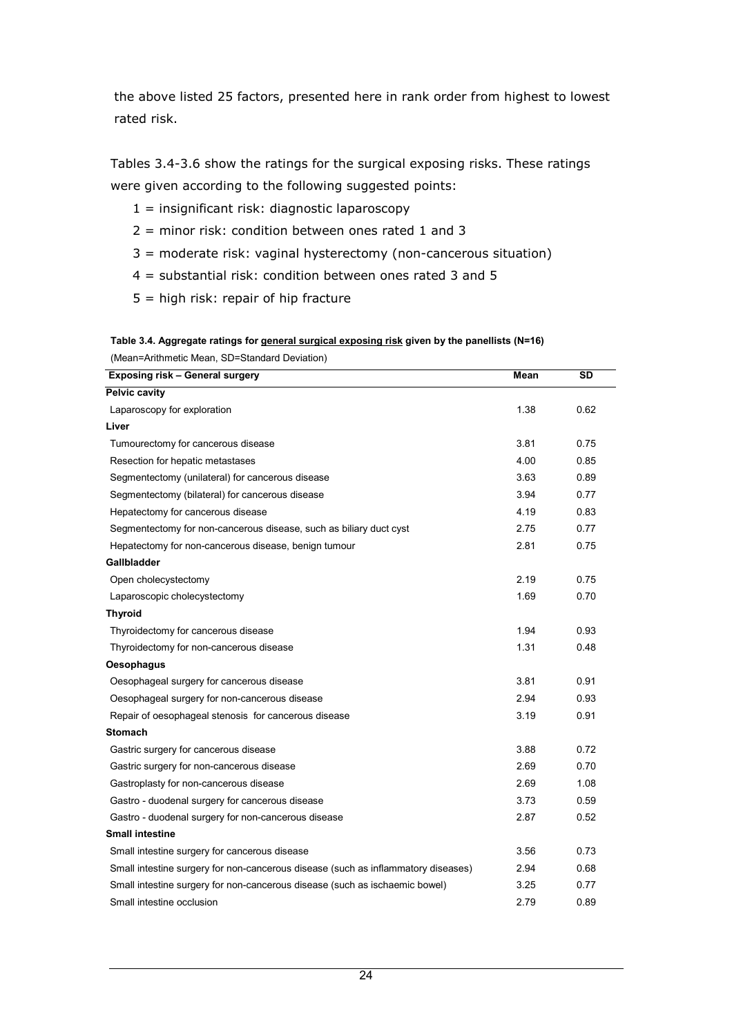the above listed 25 factors, presented here in rank order from highest to lowest rated risk.

Tables 3.4-3.6 show the ratings for the surgical exposing risks. These ratings were given according to the following suggested points:

1 = insignificant risk: diagnostic laparoscopy

2 = minor risk: condition between ones rated 1 and 3

3 = moderate risk: vaginal hysterectomy (non-cancerous situation)

4 = substantial risk: condition between ones rated 3 and 5

5 = high risk: repair of hip fracture

**Table 3.4. Aggregate ratings for <u>general surgical exposing risk</u> given by the panellists (N=16)**

(Mean=Arithmetic Mean, SD=Standard Deviation)

| Exposing risk – General surgery | Mean | SD |
|---|---|---|
| **Pelvic cavity** | | |
| Laparoscopy for exploration | 1.38 | 0.62 |
| **Liver** | | |
| Tumourectomy for cancerous disease | 3.81 | 0.75 |
| Resection for hepatic metastases | 4.00 | 0.85 |
| Segmentectomy (unilateral) for cancerous disease | 3.63 | 0.89 |
| Segmentectomy (bilateral) for cancerous disease | 3.94 | 0.77 |
| Hepatectomy for cancerous disease | 4.19 | 0.83 |
| Segmentectomy for non-cancerous disease, such as biliary duct cyst | 2.75 | 0.77 |
| Hepatectomy for non-cancerous disease, benign tumour | 2.81 | 0.75 |
| **Gallbladder** | | |
| Open cholecystectomy | 2.19 | 0.75 |
| Laparoscopic cholecystectomy | 1.69 | 0.70 |
| **Thyroid** | | |
| Thyroidectomy for cancerous disease | 1.94 | 0.93 |
| Thyroidectomy for non-cancerous disease | 1.31 | 0.48 |
| **Oesophagus** | | |
| Oesophageal surgery for cancerous disease | 3.81 | 0.91 |
| Oesophageal surgery for non-cancerous disease | 2.94 | 0.93 |
| Repair of oesophageal stenosis for cancerous disease | 3.19 | 0.91 |
| **Stomach** | | |
| Gastric surgery for cancerous disease | 3.88 | 0.72 |
| Gastric surgery for non-cancerous disease | 2.69 | 0.70 |
| Gastroplasty for non-cancerous disease | 2.69 | 1.08 |
| Gastro - duodenal surgery for cancerous disease | 3.73 | 0.59 |
| Gastro - duodenal surgery for non-cancerous disease | 2.87 | 0.52 |
| **Small intestine** | | |
| Small intestine surgery for cancerous disease | 3.56 | 0.73 |
| Small intestine surgery for non-cancerous disease (such as inflammatory diseases) | 2.94 | 0.68 |
| Small intestine surgery for non-cancerous disease (such as ischaemic bowel) | 3.25 | 0.77 |
| Small intestine occlusion | 2.79 | 0.89 |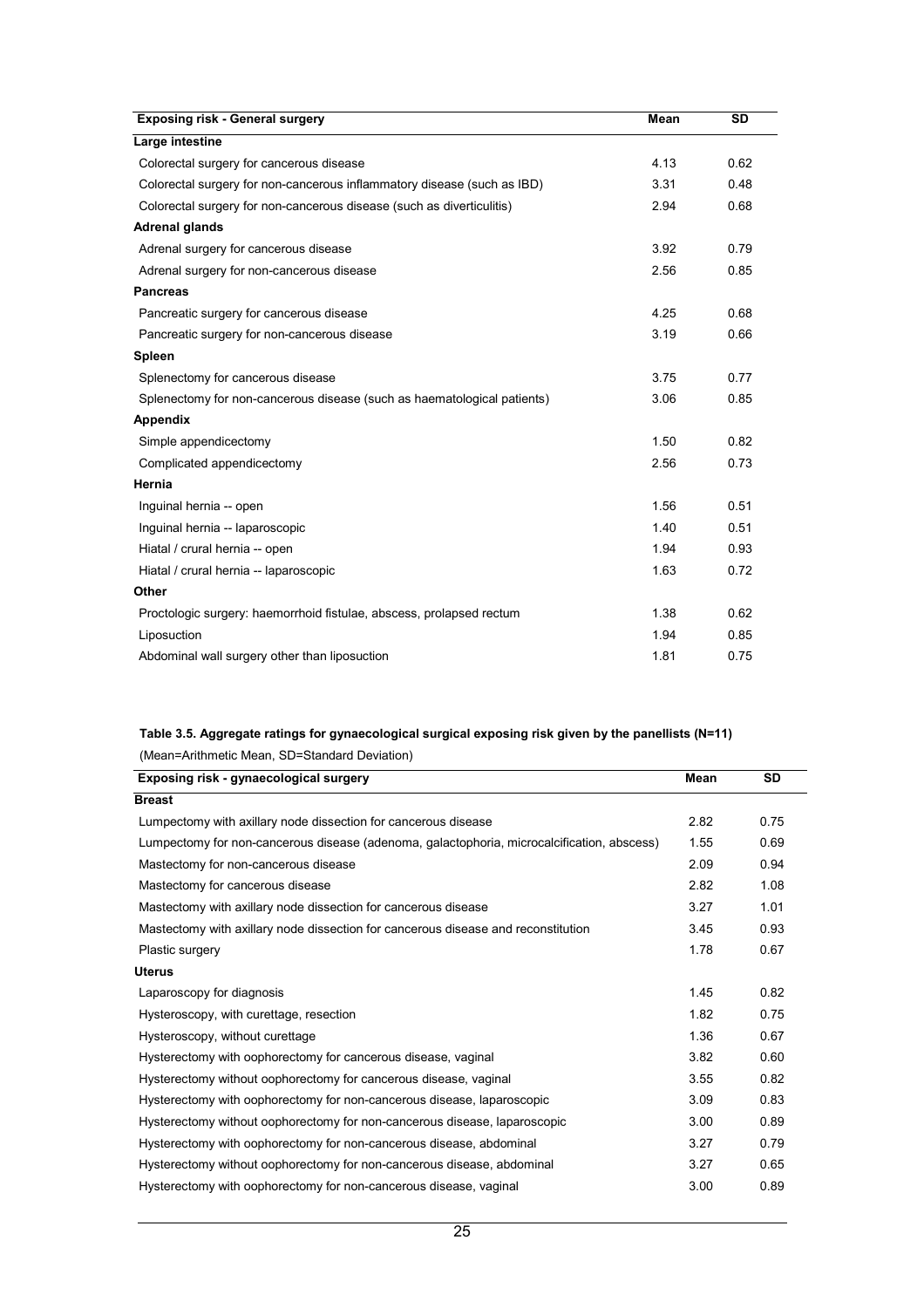| Exposing risk - General surgery | Mean | SD |
|---|---|---|
| **Large intestine** | | |
| Colorectal surgery for cancerous disease | 4.13 | 0.62 |
| Colorectal surgery for non-cancerous inflammatory disease (such as IBD) | 3.31 | 0.48 |
| Colorectal surgery for non-cancerous disease (such as diverticulitis) | 2.94 | 0.68 |
| **Adrenal glands** | | |
| Adrenal surgery for cancerous disease | 3.92 | 0.79 |
| Adrenal surgery for non-cancerous disease | 2.56 | 0.85 |
| **Pancreas** | | |
| Pancreatic surgery for cancerous disease | 4.25 | 0.68 |
| Pancreatic surgery for non-cancerous disease | 3.19 | 0.66 |
| **Spleen** | | |
| Splenectomy for cancerous disease | 3.75 | 0.77 |
| Splenectomy for non-cancerous disease (such as haematological patients) | 3.06 | 0.85 |
| **Appendix** | | |
| Simple appendicectomy | 1.50 | 0.82 |
| Complicated appendicectomy | 2.56 | 0.73 |
| **Hernia** | | |
| Inguinal hernia -- open | 1.56 | 0.51 |
| Inguinal hernia -- laparoscopic | 1.40 | 0.51 |
| Hiatal / crural hernia -- open | 1.94 | 0.93 |
| Hiatal / crural hernia -- laparoscopic | 1.63 | 0.72 |
| **Other** | | |
| Proctologic surgery: haemorrhoid fistulae, abscess, prolapsed rectum | 1.38 | 0.62 |
| Liposuction | 1.94 | 0.85 |
| Abdominal wall surgery other than liposuction | 1.81 | 0.75 |

**Table 3.5. Aggregate ratings for gynaecological surgical exposing risk given by the panellists (N=11)**

(Mean=Arithmetic Mean, SD=Standard Deviation)

| Exposing risk - gynaecological surgery | Mean | SD |
|---|---|---|
| **Breast** | | |
| Lumpectomy with axillary node dissection for cancerous disease | 2.82 | 0.75 |
| Lumpectomy for non-cancerous disease (adenoma, galactophoria, microcalcification, abscess) | 1.55 | 0.69 |
| Mastectomy for non-cancerous disease | 2.09 | 0.94 |
| Mastectomy for cancerous disease | 2.82 | 1.08 |
| Mastectomy with axillary node dissection for cancerous disease | 3.27 | 1.01 |
| Mastectomy with axillary node dissection for cancerous disease and reconstitution | 3.45 | 0.93 |
| Plastic surgery | 1.78 | 0.67 |
| **Uterus** | | |
| Laparoscopy for diagnosis | 1.45 | 0.82 |
| Hysteroscopy, with curettage, resection | 1.82 | 0.75 |
| Hysteroscopy, without curettage | 1.36 | 0.67 |
| Hysterectomy with oophorectomy for cancerous disease, vaginal | 3.82 | 0.60 |
| Hysterectomy without oophorectomy for cancerous disease, vaginal | 3.55 | 0.82 |
| Hysterectomy with oophorectomy for non-cancerous disease, laparoscopic | 3.09 | 0.83 |
| Hysterectomy without oophorectomy for non-cancerous disease, laparoscopic | 3.00 | 0.89 |
| Hysterectomy with oophorectomy for non-cancerous disease, abdominal | 3.27 | 0.79 |
| Hysterectomy without oophorectomy for non-cancerous disease, abdominal | 3.27 | 0.65 |
| Hysterectomy with oophorectomy for non-cancerous disease, vaginal | 3.00 | 0.89 |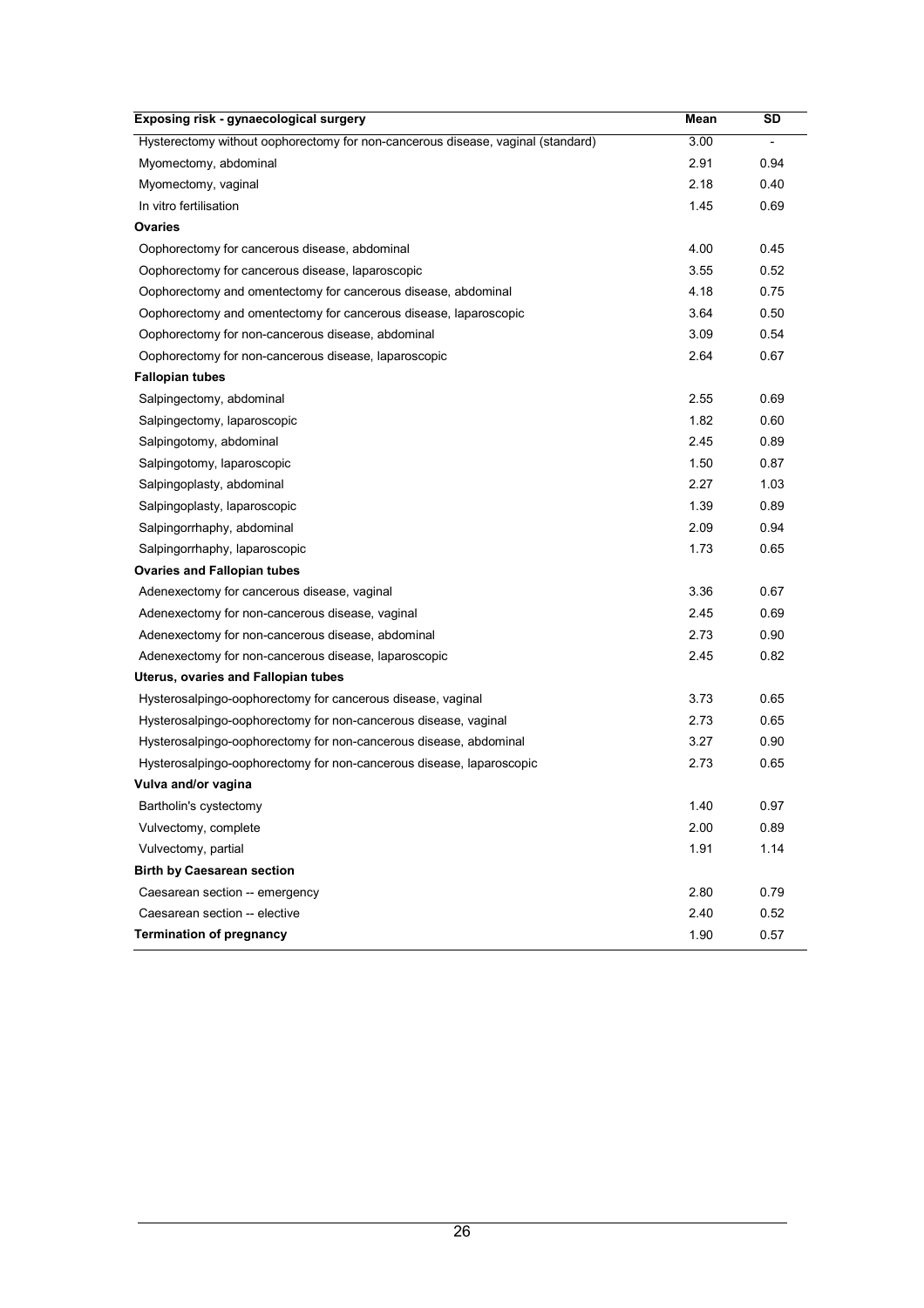| Exposing risk - gynaecological surgery | Mean | SD |
|---|---|---|
| Hysterectomy without oophorectomy for non-cancerous disease, vaginal (standard) | 3.00 | - |
| Myomectomy, abdominal | 2.91 | 0.94 |
| Myomectomy, vaginal | 2.18 | 0.40 |
| In vitro fertilisation | 1.45 | 0.69 |
| **Ovaries** | | |
| Oophorectomy for cancerous disease, abdominal | 4.00 | 0.45 |
| Oophorectomy for cancerous disease, laparoscopic | 3.55 | 0.52 |
| Oophorectomy and omentectomy for cancerous disease, abdominal | 4.18 | 0.75 |
| Oophorectomy and omentectomy for cancerous disease, laparoscopic | 3.64 | 0.50 |
| Oophorectomy for non-cancerous disease, abdominal | 3.09 | 0.54 |
| Oophorectomy for non-cancerous disease, laparoscopic | 2.64 | 0.67 |
| **Fallopian tubes** | | |
| Salpingectomy, abdominal | 2.55 | 0.69 |
| Salpingectomy, laparoscopic | 1.82 | 0.60 |
| Salpingotomy, abdominal | 2.45 | 0.89 |
| Salpingotomy, laparoscopic | 1.50 | 0.87 |
| Salpingoplasty, abdominal | 2.27 | 1.03 |
| Salpingoplasty, laparoscopic | 1.39 | 0.89 |
| Salpingorrhaphy, abdominal | 2.09 | 0.94 |
| Salpingorrhaphy, laparoscopic | 1.73 | 0.65 |
| **Ovaries and Fallopian tubes** | | |
| Adenexectomy for cancerous disease, vaginal | 3.36 | 0.67 |
| Adenexectomy for non-cancerous disease, vaginal | 2.45 | 0.69 |
| Adenexectomy for non-cancerous disease, abdominal | 2.73 | 0.90 |
| Adenexectomy for non-cancerous disease, laparoscopic | 2.45 | 0.82 |
| **Uterus, ovaries and Fallopian tubes** | | |
| Hysterosalpingo-oophorectomy for cancerous disease, vaginal | 3.73 | 0.65 |
| Hysterosalpingo-oophorectomy for non-cancerous disease, vaginal | 2.73 | 0.65 |
| Hysterosalpingo-oophorectomy for non-cancerous disease, abdominal | 3.27 | 0.90 |
| Hysterosalpingo-oophorectomy for non-cancerous disease, laparoscopic | 2.73 | 0.65 |
| **Vulva and/or vagina** | | |
| Bartholin's cystectomy | 1.40 | 0.97 |
| Vulvectomy, complete | 2.00 | 0.89 |
| Vulvectomy, partial | 1.91 | 1.14 |
| **Birth by Caesarean section** | | |
| Caesarean section -- emergency | 2.80 | 0.79 |
| Caesarean section -- elective | 2.40 | 0.52 |
| **Termination of pregnancy** | 1.90 | 0.57 |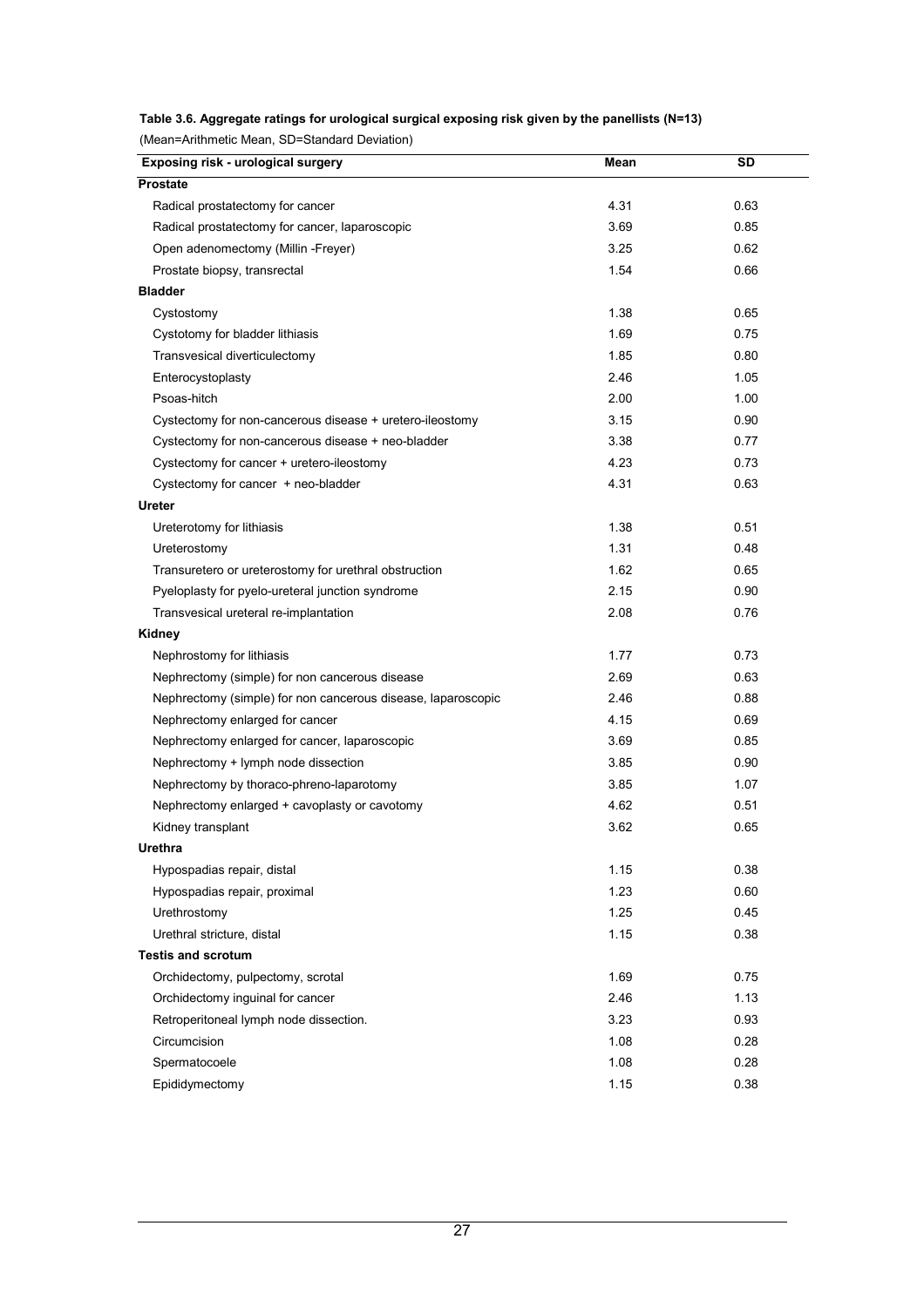**Table 3.6. Aggregate ratings for urological surgical exposing risk given by the panellists (N=13)**

(Mean=Arithmetic Mean, SD=Standard Deviation)

| Exposing risk - urological surgery | Mean | SD |
|---|---|---|
| **Prostate** | | |
| Radical prostatectomy for cancer | 4.31 | 0.63 |
| Radical prostatectomy for cancer, laparoscopic | 3.69 | 0.85 |
| Open adenomectomy (Millin -Freyer) | 3.25 | 0.62 |
| Prostate biopsy, transrectal | 1.54 | 0.66 |
| **Bladder** | | |
| Cystostomy | 1.38 | 0.65 |
| Cystotomy for bladder lithiasis | 1.69 | 0.75 |
| Transvesical diverticulectomy | 1.85 | 0.80 |
| Enterocystoplasty | 2.46 | 1.05 |
| Psoas-hitch | 2.00 | 1.00 |
| Cystectomy for non-cancerous disease + uretero-ileostomy | 3.15 | 0.90 |
| Cystectomy for non-cancerous disease + neo-bladder | 3.38 | 0.77 |
| Cystectomy for cancer + uretero-ileostomy | 4.23 | 0.73 |
| Cystectomy for cancer + neo-bladder | 4.31 | 0.63 |
| **Ureter** | | |
| Ureterotomy for lithiasis | 1.38 | 0.51 |
| Ureterostomy | 1.31 | 0.48 |
| Transuretero or ureterostomy for urethral obstruction | 1.62 | 0.65 |
| Pyeloplasty for pyelo-ureteral junction syndrome | 2.15 | 0.90 |
| Transvesical ureteral re-implantation | 2.08 | 0.76 |
| **Kidney** | | |
| Nephrostomy for lithiasis | 1.77 | 0.73 |
| Nephrectomy (simple) for non cancerous disease | 2.69 | 0.63 |
| Nephrectomy (simple) for non cancerous disease, laparoscopic | 2.46 | 0.88 |
| Nephrectomy enlarged for cancer | 4.15 | 0.69 |
| Nephrectomy enlarged for cancer, laparoscopic | 3.69 | 0.85 |
| Nephrectomy + lymph node dissection | 3.85 | 0.90 |
| Nephrectomy by thoraco-phreno-laparotomy | 3.85 | 1.07 |
| Nephrectomy enlarged + cavoplasty or cavotomy | 4.62 | 0.51 |
| Kidney transplant | 3.62 | 0.65 |
| **Urethra** | | |
| Hypospadias repair, distal | 1.15 | 0.38 |
| Hypospadias repair, proximal | 1.23 | 0.60 |
| Urethrostomy | 1.25 | 0.45 |
| Urethral stricture, distal | 1.15 | 0.38 |
| **Testis and scrotum** | | |
| Orchidectomy, pulpectomy, scrotal | 1.69 | 0.75 |
| Orchidectomy inguinal for cancer | 2.46 | 1.13 |
| Retroperitoneal lymph node dissection. | 3.23 | 0.93 |
| Circumcision | 1.08 | 0.28 |
| Spermatocoele | 1.08 | 0.28 |
| Epididymectomy | 1.15 | 0.38 |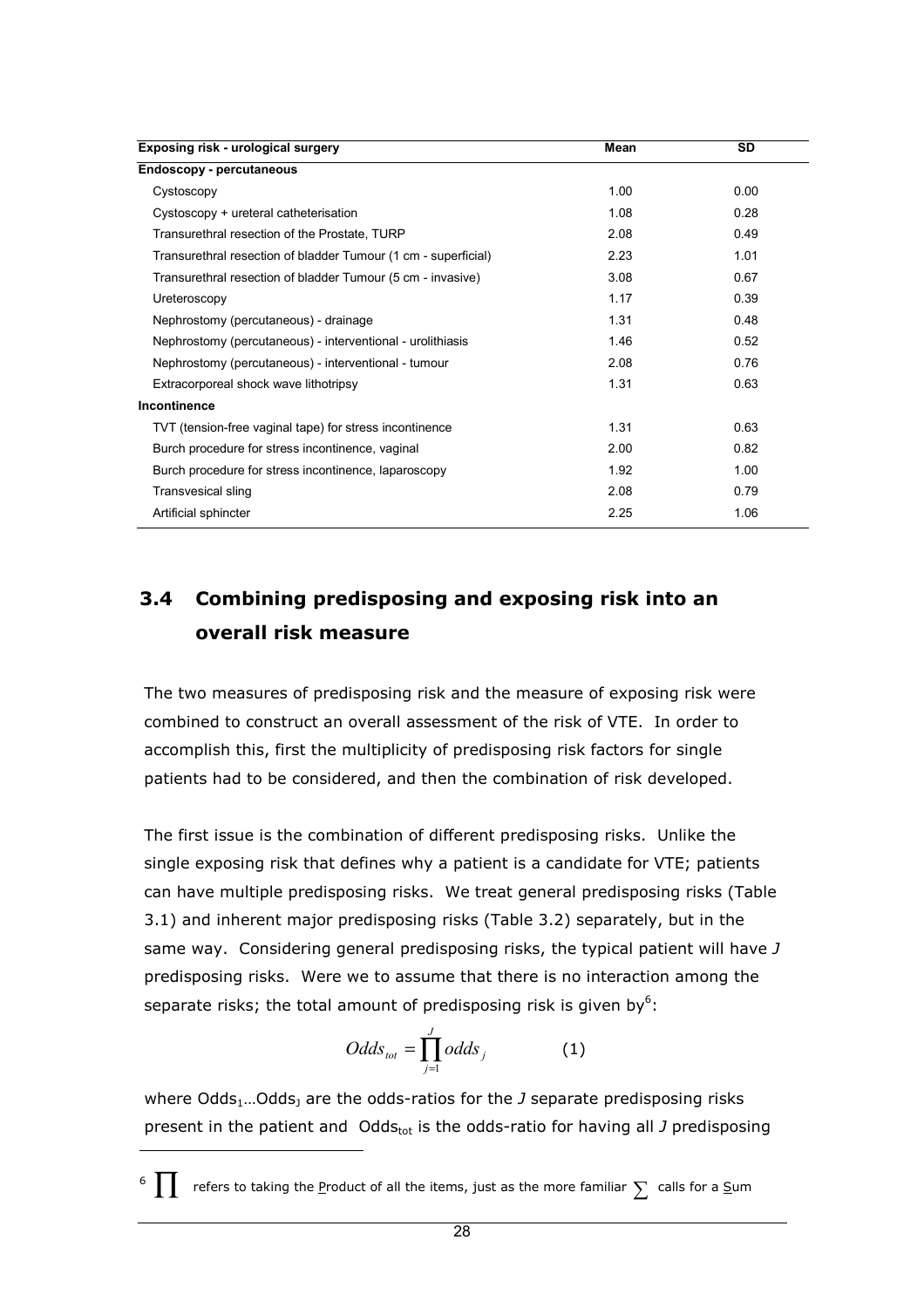| Exposing risk - urological surgery | Mean | SD |
|---|---|---|
| **Endoscopy - percutaneous** | | |
| Cystoscopy | 1.00 | 0.00 |
| Cystoscopy + ureteral catheterisation | 1.08 | 0.28 |
| Transurethral resection of the Prostate, TURP | 2.08 | 0.49 |
| Transurethral resection of bladder Tumour (1 cm - superficial) | 2.23 | 1.01 |
| Transurethral resection of bladder Tumour (5 cm - invasive) | 3.08 | 0.67 |
| Ureteroscopy | 1.17 | 0.39 |
| Nephrostomy (percutaneous) - drainage | 1.31 | 0.48 |
| Nephrostomy (percutaneous) - interventional - urolithiasis | 1.46 | 0.52 |
| Nephrostomy (percutaneous) - interventional - tumour | 2.08 | 0.76 |
| Extracorporeal shock wave lithotripsy | 1.31 | 0.63 |
| **Incontinence** | | |
| TVT (tension-free vaginal tape) for stress incontinence | 1.31 | 0.63 |
| Burch procedure for stress incontinence, vaginal | 2.00 | 0.82 |
| Burch procedure for stress incontinence, laparoscopy | 1.92 | 1.00 |
| Transvesical sling | 2.08 | 0.79 |
| Artificial sphincter | 2.25 | 1.06 |

## 3.4 Combining predisposing and exposing risk into an overall risk measure

The two measures of predisposing risk and the measure of exposing risk were combined to construct an overall assessment of the risk of VTE. In order to accomplish this, first the multiplicity of predisposing risk factors for single patients had to be considered, and then the combination of risk developed.

The first issue is the combination of different predisposing risks. Unlike the single exposing risk that defines why a patient is a candidate for VTE; patients can have multiple predisposing risks. We treat general predisposing risks (Table 3.1) and inherent major predisposing risks (Table 3.2) separately, but in the same way. Considering general predisposing risks, the typical patient will have *J* predisposing risks. Were we to assume that there is no interaction among the separate risks; the total amount of predisposing risk is given by[6]:

$$Odds_{tot} = \prod_{j=1}^{J} odds_j \qquad (1)$$

where $Odds_1 \ldots Odds_J$ are the odds-ratios for the *J* separate predisposing risks present in the patient and $Odds_{tot}$ is the odds-ratio for having all *J* predisposing

[6] $\prod$ refers to taking the Product of all the items, just as the more familiar $\sum$ calls for a Sum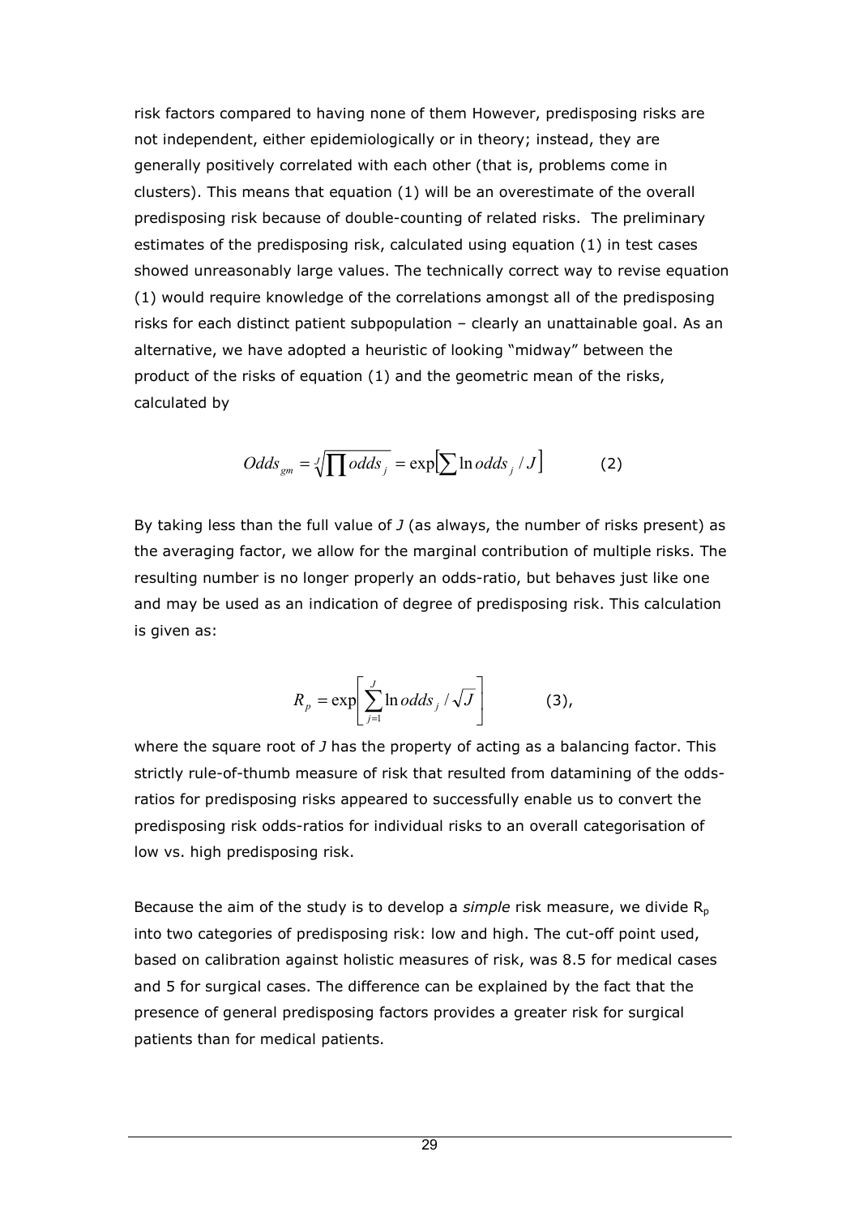risk factors compared to having none of them However, predisposing risks are not independent, either epidemiologically or in theory; instead, they are generally positively correlated with each other (that is, problems come in clusters). This means that equation (1) will be an overestimate of the overall predisposing risk because of double-counting of related risks. The preliminary estimates of the predisposing risk, calculated using equation (1) in test cases showed unreasonably large values. The technically correct way to revise equation (1) would require knowledge of the correlations amongst all of the predisposing risks for each distinct patient subpopulation – clearly an unattainable goal. As an alternative, we have adopted a heuristic of looking "midway" between the product of the risks of equation (1) and the geometric mean of the risks, calculated by

$$Odds_{gm} = \sqrt[J]{\prod odds_j} = \exp\left[\sum \ln odds_j / J\right] \qquad (2)$$

By taking less than the full value of *J* (as always, the number of risks present) as the averaging factor, we allow for the marginal contribution of multiple risks. The resulting number is no longer properly an odds-ratio, but behaves just like one and may be used as an indication of degree of predisposing risk. This calculation is given as:

$$R_p = \exp\left[\sum_{j=1}^{J} \ln odds_j / \sqrt{J}\right] \qquad (3),$$

where the square root of *J* has the property of acting as a balancing factor. This strictly rule-of-thumb measure of risk that resulted from datamining of the odds-ratios for predisposing risks appeared to successfully enable us to convert the predisposing risk odds-ratios for individual risks to an overall categorisation of low vs. high predisposing risk.

Because the aim of the study is to develop a *simple* risk measure, we divide $R_p$ into two categories of predisposing risk: low and high. The cut-off point used, based on calibration against holistic measures of risk, was 8.5 for medical cases and 5 for surgical cases. The difference can be explained by the fact that the presence of general predisposing factors provides a greater risk for surgical patients than for medical patients.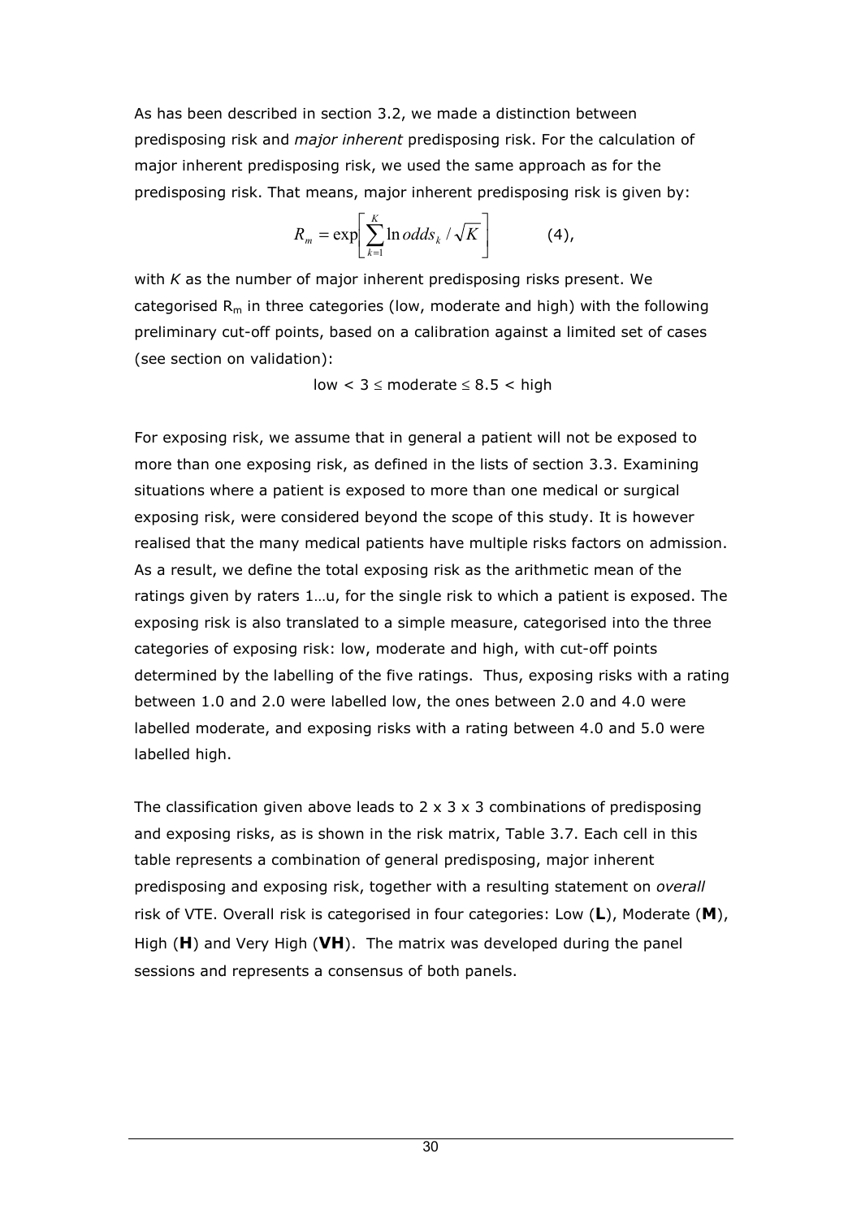As has been described in section 3.2, we made a distinction between predisposing risk and *major inherent* predisposing risk. For the calculation of major inherent predisposing risk, we used the same approach as for the predisposing risk. That means, major inherent predisposing risk is given by:

$$R_m = \exp\left[\sum_{k=1}^{K} \ln odds_k / \sqrt{K}\right] \qquad (4),$$

with $K$ as the number of major inherent predisposing risks present. We categorised $R_m$ in three categories (low, moderate and high) with the following preliminary cut-off points, based on a calibration against a limited set of cases (see section on validation):

$$\text{low} < 3 \leq \text{moderate} \leq 8.5 < \text{high}$$

For exposing risk, we assume that in general a patient will not be exposed to more than one exposing risk, as defined in the lists of section 3.3. Examining situations where a patient is exposed to more than one medical or surgical exposing risk, were considered beyond the scope of this study. It is however realised that the many medical patients have multiple risks factors on admission. As a result, we define the total exposing risk as the arithmetic mean of the ratings given by raters 1…u, for the single risk to which a patient is exposed. The exposing risk is also translated to a simple measure, categorised into the three categories of exposing risk: low, moderate and high, with cut-off points determined by the labelling of the five ratings. Thus, exposing risks with a rating between 1.0 and 2.0 were labelled low, the ones between 2.0 and 4.0 were labelled moderate, and exposing risks with a rating between 4.0 and 5.0 were labelled high.

The classification given above leads to 2 x 3 x 3 combinations of predisposing and exposing risks, as is shown in the risk matrix, Table 3.7. Each cell in this table represents a combination of general predisposing, major inherent predisposing and exposing risk, together with a resulting statement on *overall* risk of VTE. Overall risk is categorised in four categories: Low (**L**), Moderate (**M**), High (**H**) and Very High (**VH**). The matrix was developed during the panel sessions and represents a consensus of both panels.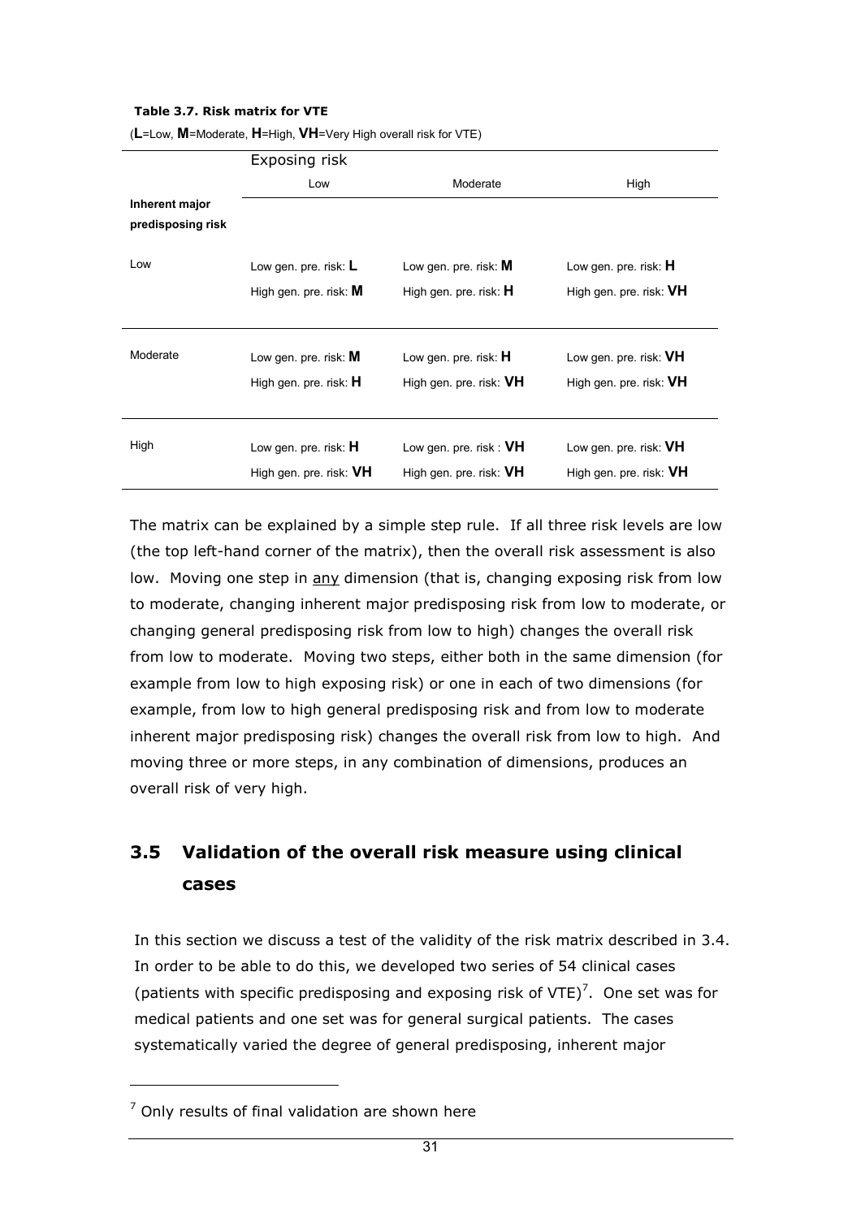**Table 3.7. Risk matrix for VTE**

(**L**=Low, **M**=Moderate, **H**=High, **VH**=Very High overall risk for VTE)

| Inherent major predisposing risk | Exposing risk: Low | Exposing risk: Moderate | Exposing risk: High |
|---|---|---|---|
| Low | Low gen. pre. risk: **L**<br>High gen. pre. risk: **M** | Low gen. pre. risk: **M**<br>High gen. pre. risk: **H** | Low gen. pre. risk: **H**<br>High gen. pre. risk: **VH** |
| Moderate | Low gen. pre. risk: **M**<br>High gen. pre. risk: **H** | Low gen. pre. risk: **H**<br>High gen. pre. risk: **VH** | Low gen. pre. risk: **VH**<br>High gen. pre. risk: **VH** |
| High | Low gen. pre. risk: **H**<br>High gen. pre. risk: **VH** | Low gen. pre. risk : **VH**<br>High gen. pre. risk: **VH** | Low gen. pre. risk: **VH**<br>High gen. pre. risk: **VH** |

The matrix can be explained by a simple step rule. If all three risk levels are low (the top left-hand corner of the matrix), then the overall risk assessment is also low. Moving one step in any dimension (that is, changing exposing risk from low to moderate, changing inherent major predisposing risk from low to moderate, or changing general predisposing risk from low to high) changes the overall risk from low to moderate. Moving two steps, either both in the same dimension (for example from low to high exposing risk) or one in each of two dimensions (for example, from low to high general predisposing risk and from low to moderate inherent major predisposing risk) changes the overall risk from low to high. And moving three or more steps, in any combination of dimensions, produces an overall risk of very high.

## 3.5 Validation of the overall risk measure using clinical cases

In this section we discuss a test of the validity of the risk matrix described in 3.4. In order to be able to do this, we developed two series of 54 clinical cases (patients with specific predisposing and exposing risk of VTE)[7]. One set was for medical patients and one set was for general surgical patients. The cases systematically varied the degree of general predisposing, inherent major

[7] Only results of final validation are shown here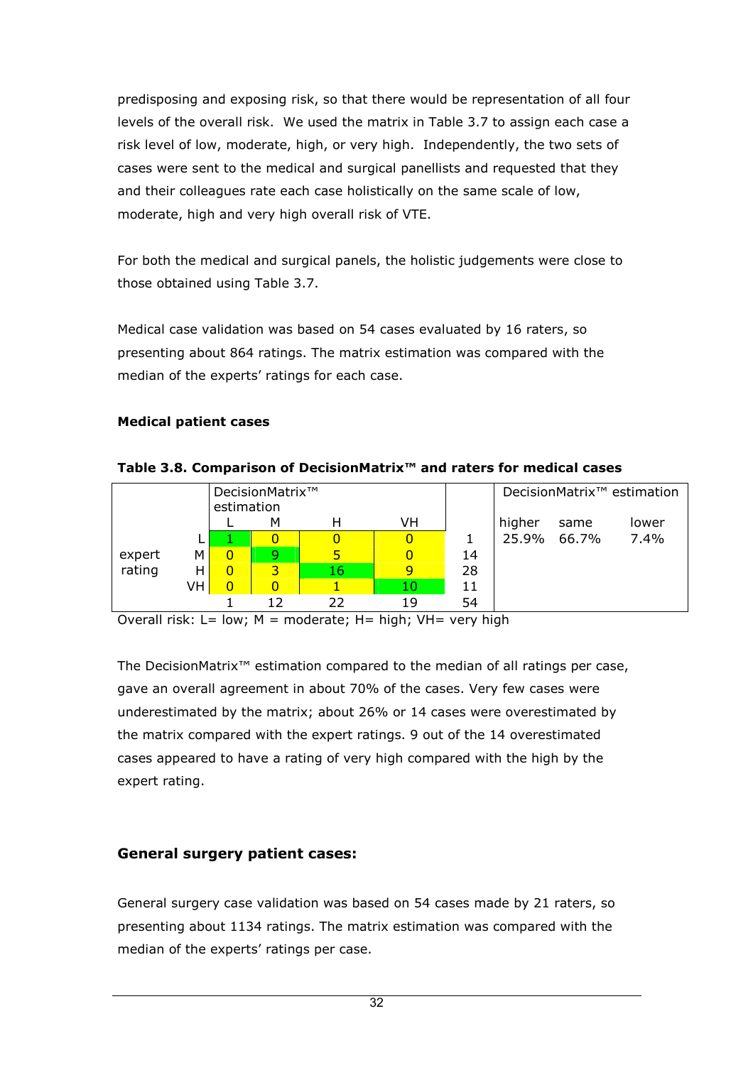predisposing and exposing risk, so that there would be representation of all four levels of the overall risk. We used the matrix in Table 3.7 to assign each case a risk level of low, moderate, high, or very high. Independently, the two sets of cases were sent to the medical and surgical panellists and requested that they and their colleagues rate each case holistically on the same scale of low, moderate, high and very high overall risk of VTE.

For both the medical and surgical panels, the holistic judgements were close to those obtained using Table 3.7.

Medical case validation was based on 54 cases evaluated by 16 raters, so presenting about 864 ratings. The matrix estimation was compared with the median of the experts' ratings for each case.

**Medical patient cases**

**Table 3.8. Comparison of DecisionMatrix™ and raters for medical cases**

| | | DecisionMatrix™ estimation | | | | | DecisionMatrix™ estimation | | |
|---|---|---|---|---|---|---|---|---|---|
| | | L | M | H | VH | | higher | same | lower |
| expert rating | L | 1 | 0 | 0 | 0 | 1 | 25.9% | 66.7% | 7.4% |
| | M | 0 | 9 | 5 | 0 | 14 | | | |
| | H | 0 | 3 | 16 | 9 | 28 | | | |
| | VH | 0 | 0 | 1 | 10 | 11 | | | |
| | | 1 | 12 | 22 | 19 | 54 | | | |

Overall risk: L= low; M = moderate; H= high; VH= very high

The DecisionMatrix™ estimation compared to the median of all ratings per case, gave an overall agreement in about 70% of the cases. Very few cases were underestimated by the matrix; about 26% or 14 cases were overestimated by the matrix compared with the expert ratings. 9 out of the 14 overestimated cases appeared to have a rating of very high compared with the high by the expert rating.

## General surgery patient cases:

General surgery case validation was based on 54 cases made by 21 raters, so presenting about 1134 ratings. The matrix estimation was compared with the median of the experts' ratings per case.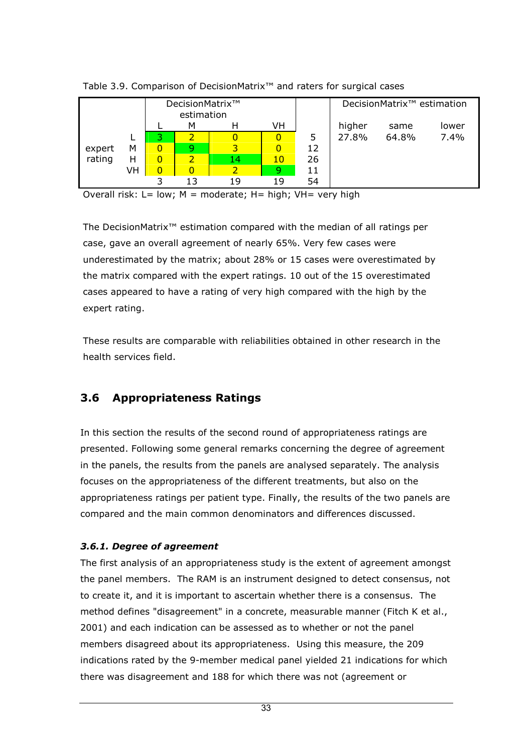Table 3.9. Comparison of DecisionMatrix™ and raters for surgical cases

| | | DecisionMatrix™ estimation | | | | | DecisionMatrix™ estimation | | |
|---|---|---|---|---|---|---|---|---|---|
| | | L | M | H | VH | | higher | same | lower |
| expert rating | L | 3 | 2 | 0 | 0 | 5 | 27.8% | 64.8% | 7.4% |
| | M | 0 | 9 | 3 | 0 | 12 | | | |
| | H | 0 | 2 | 14 | 10 | 26 | | | |
| | VH | 0 | 0 | 2 | 9 | 11 | | | |
| | | 3 | 13 | 19 | 19 | 54 | | | |

Overall risk: L= low; M = moderate; H= high; VH= very high

The DecisionMatrix™ estimation compared with the median of all ratings per case, gave an overall agreement of nearly 65%. Very few cases were underestimated by the matrix; about 28% or 15 cases were overestimated by the matrix compared with the expert ratings. 10 out of the 15 overestimated cases appeared to have a rating of very high compared with the high by the expert rating.

These results are comparable with reliabilities obtained in other research in the health services field.

## 3.6 Appropriateness Ratings

In this section the results of the second round of appropriateness ratings are presented. Following some general remarks concerning the degree of agreement in the panels, the results from the panels are analysed separately. The analysis focuses on the appropriateness of the different treatments, but also on the appropriateness ratings per patient type. Finally, the results of the two panels are compared and the main common denominators and differences discussed.

### *3.6.1. Degree of agreement*

The first analysis of an appropriateness study is the extent of agreement amongst the panel members. The RAM is an instrument designed to detect consensus, not to create it, and it is important to ascertain whether there is a consensus. The method defines "disagreement" in a concrete, measurable manner (Fitch K et al., 2001) and each indication can be assessed as to whether or not the panel members disagreed about its appropriateness. Using this measure, the 209 indications rated by the 9-member medical panel yielded 21 indications for which there was disagreement and 188 for which there was not (agreement or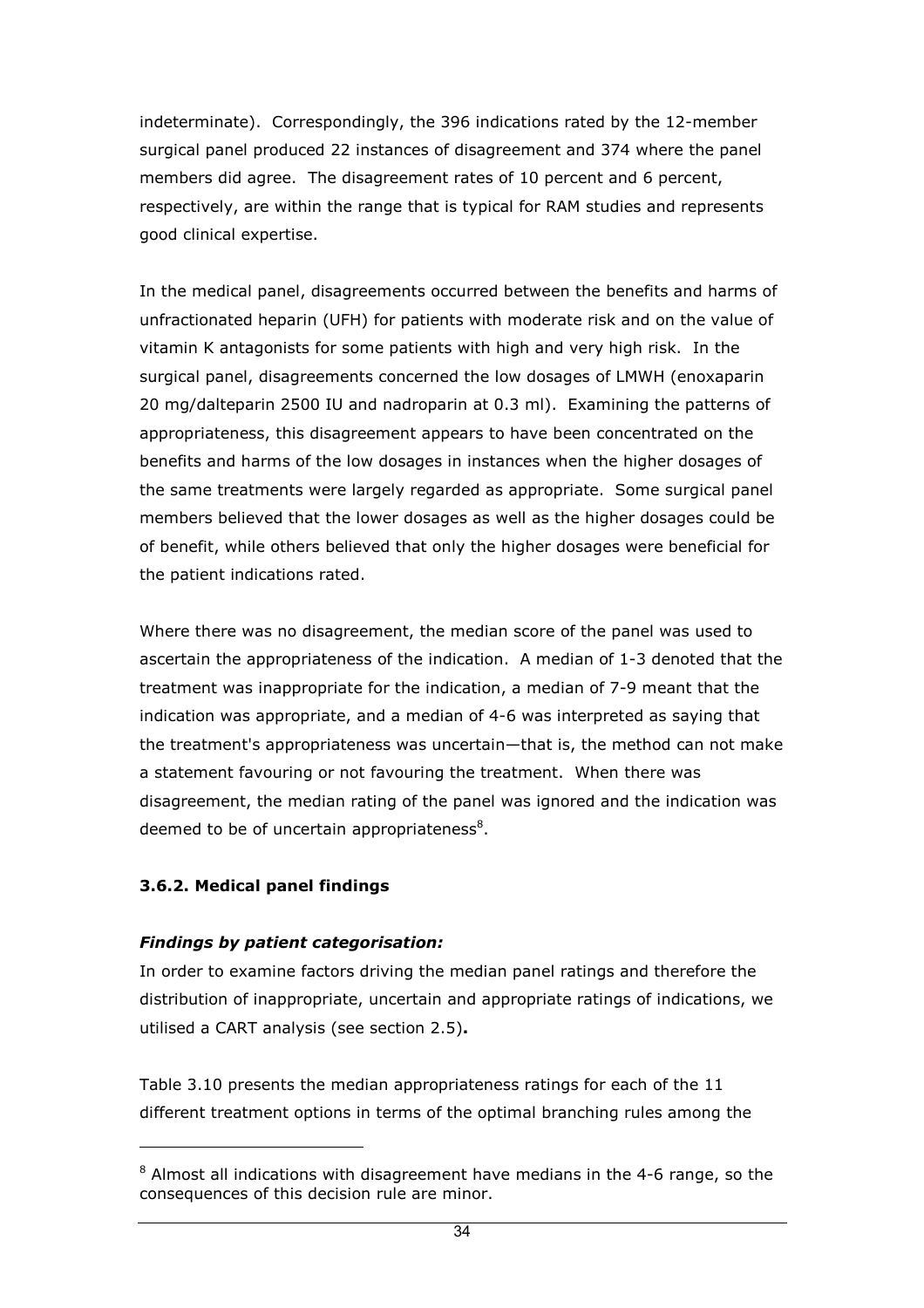indeterminate). Correspondingly, the 396 indications rated by the 12-member surgical panel produced 22 instances of disagreement and 374 where the panel members did agree. The disagreement rates of 10 percent and 6 percent, respectively, are within the range that is typical for RAM studies and represents good clinical expertise.

In the medical panel, disagreements occurred between the benefits and harms of unfractionated heparin (UFH) for patients with moderate risk and on the value of vitamin K antagonists for some patients with high and very high risk. In the surgical panel, disagreements concerned the low dosages of LMWH (enoxaparin 20 mg/dalteparin 2500 IU and nadroparin at 0.3 ml). Examining the patterns of appropriateness, this disagreement appears to have been concentrated on the benefits and harms of the low dosages in instances when the higher dosages of the same treatments were largely regarded as appropriate. Some surgical panel members believed that the lower dosages as well as the higher dosages could be of benefit, while others believed that only the higher dosages were beneficial for the patient indications rated.

Where there was no disagreement, the median score of the panel was used to ascertain the appropriateness of the indication. A median of 1-3 denoted that the treatment was inappropriate for the indication, a median of 7-9 meant that the indication was appropriate, and a median of 4-6 was interpreted as saying that the treatment's appropriateness was uncertain—that is, the method can not make a statement favouring or not favouring the treatment. When there was disagreement, the median rating of the panel was ignored and the indication was deemed to be of uncertain appropriateness[8].

### 3.6.2. Medical panel findings

***Findings by patient categorisation:***

In order to examine factors driving the median panel ratings and therefore the distribution of inappropriate, uncertain and appropriate ratings of indications, we utilised a CART analysis (see section 2.5)**.**

Table 3.10 presents the median appropriateness ratings for each of the 11 different treatment options in terms of the optimal branching rules among the

---

[8] Almost all indications with disagreement have medians in the 4-6 range, so the consequences of this decision rule are minor.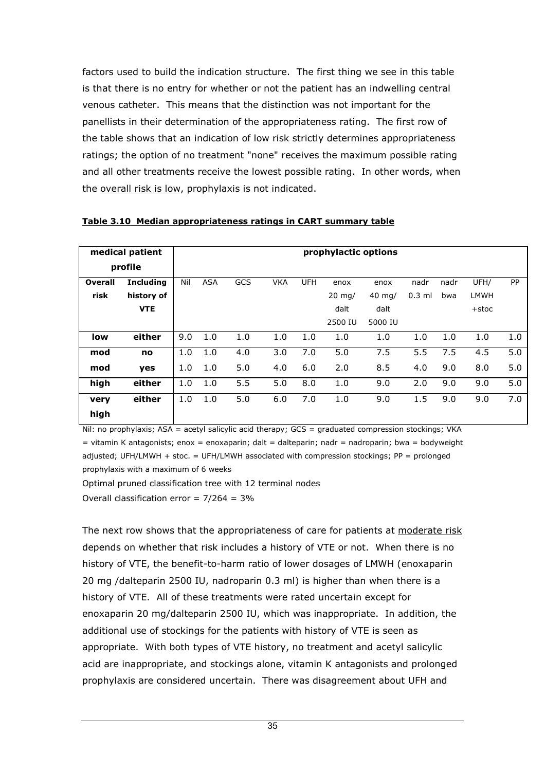factors used to build the indication structure. The first thing we see in this table is that there is no entry for whether or not the patient has an indwelling central venous catheter. This means that the distinction was not important for the panellists in their determination of the appropriateness rating. The first row of the table shows that an indication of low risk strictly determines appropriateness ratings; the option of no treatment "none" receives the maximum possible rating and all other treatments receive the lowest possible rating. In other words, when the overall risk is low, prophylaxis is not indicated.

**Table 3.10 Median appropriateness ratings in CART summary table**

| medical patient profile | | prophylactic options | | | | | | | | | | |
|---|---|---|---|---|---|---|---|---|---|---|---|---|
| **Overall risk** | **Including history of VTE** | Nil | ASA | GCS | VKA | UFH | enox 20 mg/ dalt 2500 IU | enox 40 mg/ dalt 5000 IU | nadr 0.3 ml | nadr bwa | UFH/ LMWH +stoc | PP |
| **low** | **either** | 9.0 | 1.0 | 1.0 | 1.0 | 1.0 | 1.0 | 1.0 | 1.0 | 1.0 | 1.0 | 1.0 |
| **mod** | **no** | 1.0 | 1.0 | 4.0 | 3.0 | 7.0 | 5.0 | 7.5 | 5.5 | 7.5 | 4.5 | 5.0 |
| **mod** | **yes** | 1.0 | 1.0 | 5.0 | 4.0 | 6.0 | 2.0 | 8.5 | 4.0 | 9.0 | 8.0 | 5.0 |
| **high** | **either** | 1.0 | 1.0 | 5.5 | 5.0 | 8.0 | 1.0 | 9.0 | 2.0 | 9.0 | 9.0 | 5.0 |
| **very high** | **either** | 1.0 | 1.0 | 5.0 | 6.0 | 7.0 | 1.0 | 9.0 | 1.5 | 9.0 | 9.0 | 7.0 |

Nil: no prophylaxis; ASA = acetyl salicylic acid therapy; GCS = graduated compression stockings; VKA = vitamin K antagonists; enox = enoxaparin; dalt = dalteparin; nadr = nadroparin; bwa = bodyweight adjusted; UFH/LMWH + stoc. = UFH/LMWH associated with compression stockings; PP = prolonged prophylaxis with a maximum of 6 weeks

Optimal pruned classification tree with 12 terminal nodes

Overall classification error = 7/264 = 3%

The next row shows that the appropriateness of care for patients at moderate risk depends on whether that risk includes a history of VTE or not. When there is no history of VTE, the benefit-to-harm ratio of lower dosages of LMWH (enoxaparin 20 mg /dalteparin 2500 IU, nadroparin 0.3 ml) is higher than when there is a history of VTE. All of these treatments were rated uncertain except for enoxaparin 20 mg/dalteparin 2500 IU, which was inappropriate. In addition, the additional use of stockings for the patients with history of VTE is seen as appropriate. With both types of VTE history, no treatment and acetyl salicylic acid are inappropriate, and stockings alone, vitamin K antagonists and prolonged prophylaxis are considered uncertain. There was disagreement about UFH and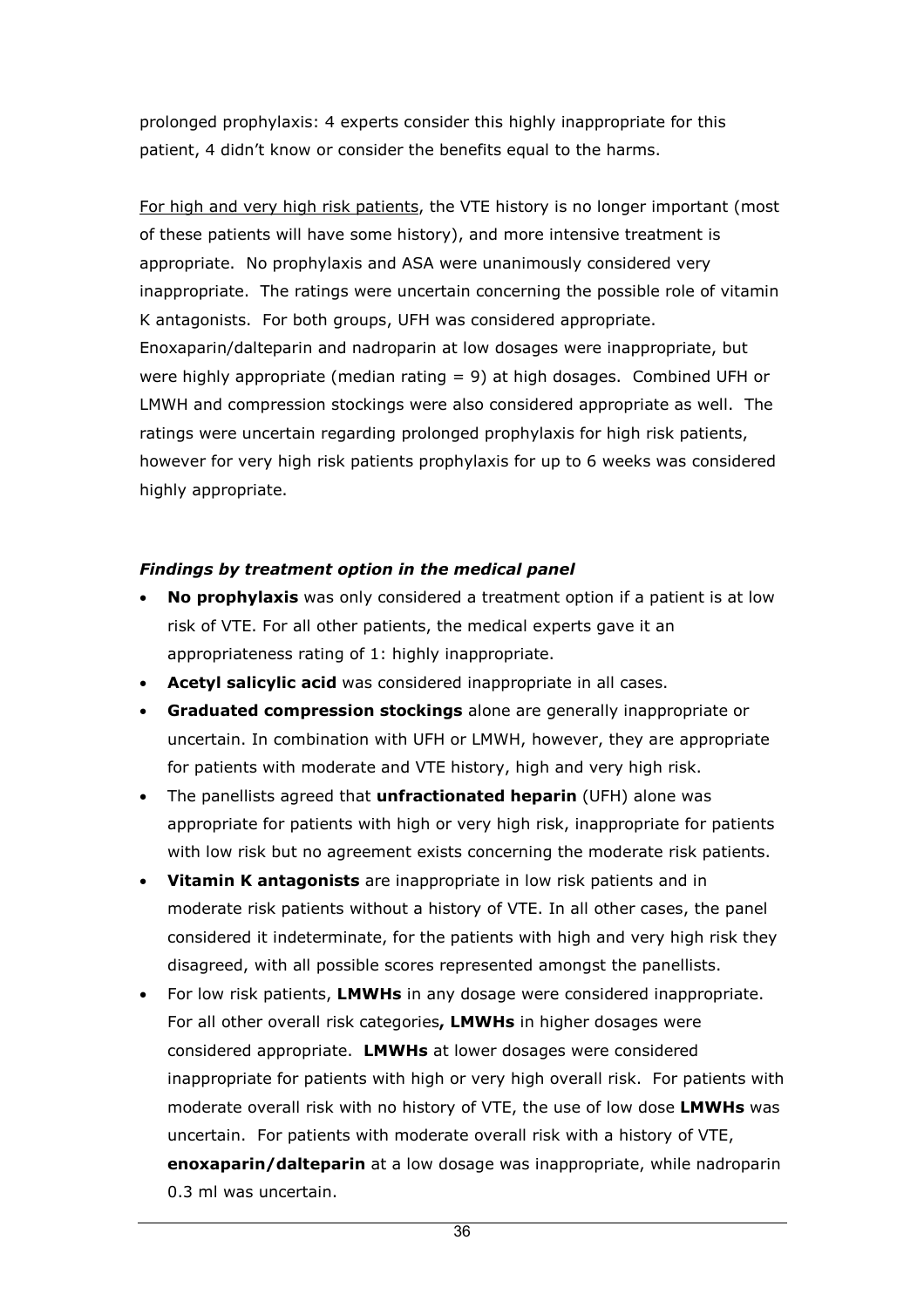prolonged prophylaxis: 4 experts consider this highly inappropriate for this patient, 4 didn't know or consider the benefits equal to the harms.

<u>For high and very high risk patients</u>, the VTE history is no longer important (most of these patients will have some history), and more intensive treatment is appropriate. No prophylaxis and ASA were unanimously considered very inappropriate. The ratings were uncertain concerning the possible role of vitamin K antagonists. For both groups, UFH was considered appropriate. Enoxaparin/dalteparin and nadroparin at low dosages were inappropriate, but were highly appropriate (median rating = 9) at high dosages. Combined UFH or LMWH and compression stockings were also considered appropriate as well. The ratings were uncertain regarding prolonged prophylaxis for high risk patients, however for very high risk patients prophylaxis for up to 6 weeks was considered highly appropriate.

### *Findings by treatment option in the medical panel*

- **No prophylaxis** was only considered a treatment option if a patient is at low risk of VTE. For all other patients, the medical experts gave it an appropriateness rating of 1: highly inappropriate.
- **Acetyl salicylic acid** was considered inappropriate in all cases.
- **Graduated compression stockings** alone are generally inappropriate or uncertain. In combination with UFH or LMWH, however, they are appropriate for patients with moderate and VTE history, high and very high risk.
- The panellists agreed that **unfractionated heparin** (UFH) alone was appropriate for patients with high or very high risk, inappropriate for patients with low risk but no agreement exists concerning the moderate risk patients.
- **Vitamin K antagonists** are inappropriate in low risk patients and in moderate risk patients without a history of VTE. In all other cases, the panel considered it indeterminate, for the patients with high and very high risk they disagreed, with all possible scores represented amongst the panellists.
- For low risk patients, **LMWHs** in any dosage were considered inappropriate. For all other overall risk categories**, LMWHs** in higher dosages were considered appropriate. **LMWHs** at lower dosages were considered inappropriate for patients with high or very high overall risk. For patients with moderate overall risk with no history of VTE, the use of low dose **LMWHs** was uncertain. For patients with moderate overall risk with a history of VTE, **enoxaparin/dalteparin** at a low dosage was inappropriate, while nadroparin 0.3 ml was uncertain.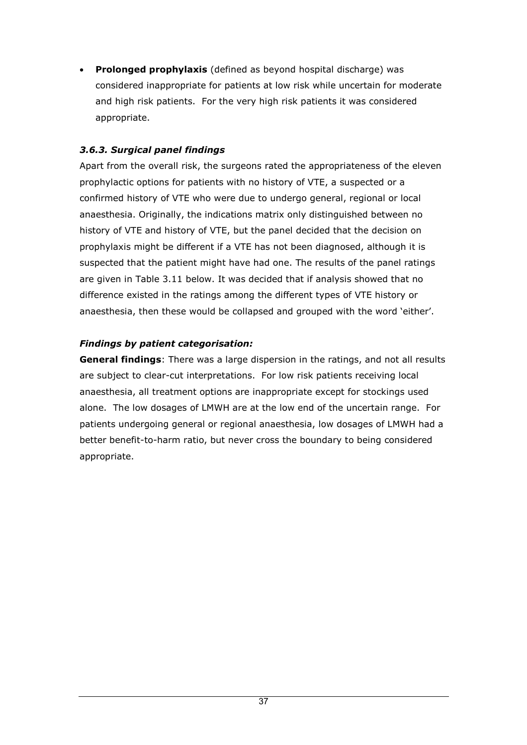- **Prolonged prophylaxis** (defined as beyond hospital discharge) was considered inappropriate for patients at low risk while uncertain for moderate and high risk patients. For the very high risk patients it was considered appropriate.

### *3.6.3. Surgical panel findings*

Apart from the overall risk, the surgeons rated the appropriateness of the eleven prophylactic options for patients with no history of VTE, a suspected or a confirmed history of VTE who were due to undergo general, regional or local anaesthesia. Originally, the indications matrix only distinguished between no history of VTE and history of VTE, but the panel decided that the decision on prophylaxis might be different if a VTE has not been diagnosed, although it is suspected that the patient might have had one. The results of the panel ratings are given in Table 3.11 below. It was decided that if analysis showed that no difference existed in the ratings among the different types of VTE history or anaesthesia, then these would be collapsed and grouped with the word 'either'.

#### *Findings by patient categorisation:*

**General findings**: There was a large dispersion in the ratings, and not all results are subject to clear-cut interpretations. For low risk patients receiving local anaesthesia, all treatment options are inappropriate except for stockings used alone. The low dosages of LMWH are at the low end of the uncertain range. For patients undergoing general or regional anaesthesia, low dosages of LMWH had a better benefit-to-harm ratio, but never cross the boundary to being considered appropriate.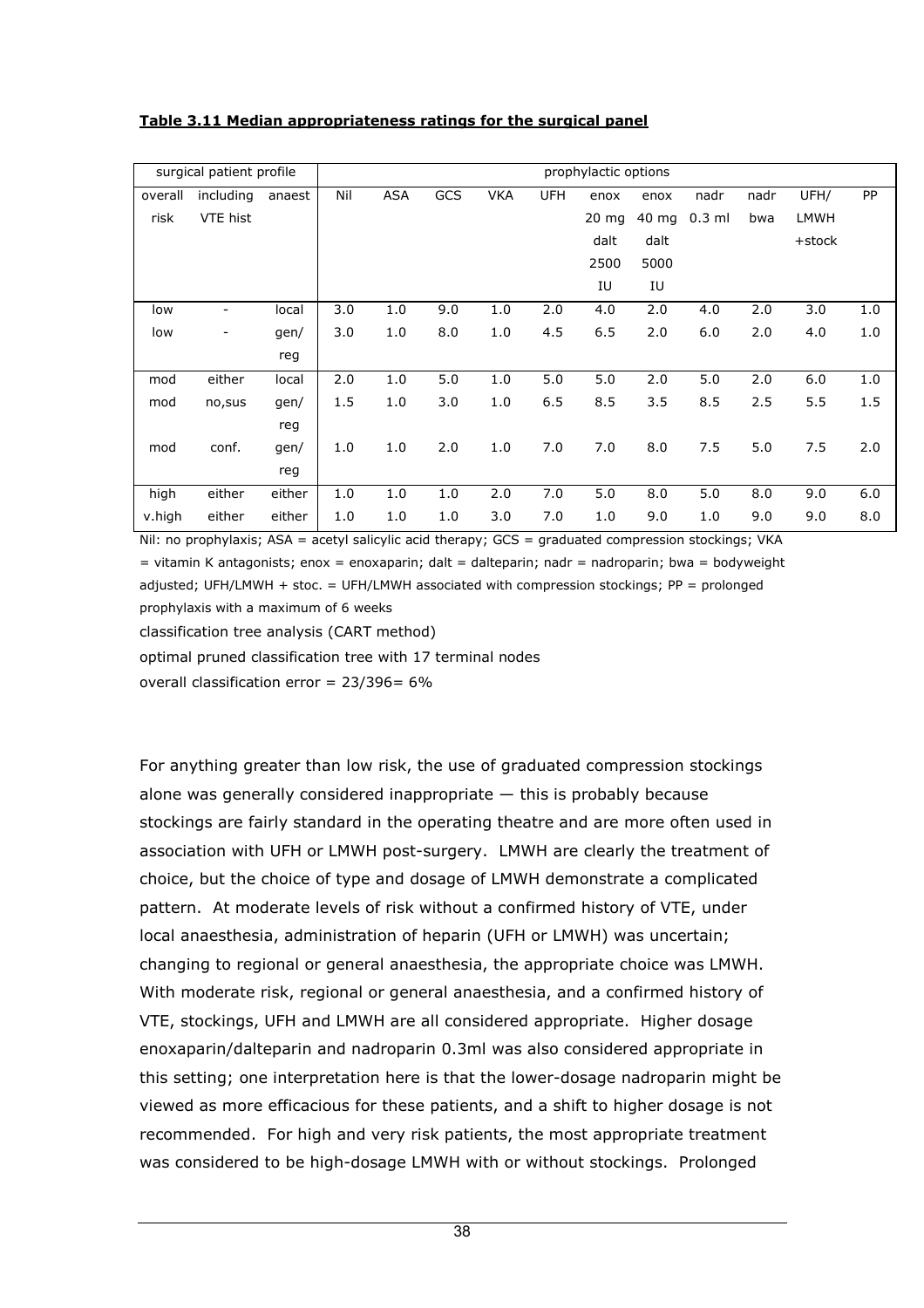**Table 3.11 Median appropriateness ratings for the surgical panel**

| surgical patient profile | | | prophylactic options | | | | | | | | | | |
|---|---|---|---|---|---|---|---|---|---|---|---|---|---|
| overall risk | including VTE hist | anaest | Nil | ASA | GCS | VKA | UFH | enox 20 mg dalt 2500 IU | enox 40 mg dalt 5000 IU | nadr 0.3 ml | nadr bwa | UFH/ LMWH +stock | PP |
| low | - | local | 3.0 | 1.0 | 9.0 | 1.0 | 2.0 | 4.0 | 2.0 | 4.0 | 2.0 | 3.0 | 1.0 |
| low | - | gen/ reg | 3.0 | 1.0 | 8.0 | 1.0 | 4.5 | 6.5 | 2.0 | 6.0 | 2.0 | 4.0 | 1.0 |
| mod | either | local | 2.0 | 1.0 | 5.0 | 1.0 | 5.0 | 5.0 | 2.0 | 5.0 | 2.0 | 6.0 | 1.0 |
| mod | no,sus | gen/ reg | 1.5 | 1.0 | 3.0 | 1.0 | 6.5 | 8.5 | 3.5 | 8.5 | 2.5 | 5.5 | 1.5 |
| mod | conf. | gen/ reg | 1.0 | 1.0 | 2.0 | 1.0 | 7.0 | 7.0 | 8.0 | 7.5 | 5.0 | 7.5 | 2.0 |
| high | either | either | 1.0 | 1.0 | 1.0 | 2.0 | 7.0 | 5.0 | 8.0 | 5.0 | 8.0 | 9.0 | 6.0 |
| v.high | either | either | 1.0 | 1.0 | 1.0 | 3.0 | 7.0 | 1.0 | 9.0 | 1.0 | 9.0 | 9.0 | 8.0 |

Nil: no prophylaxis; ASA = acetyl salicylic acid therapy; GCS = graduated compression stockings; VKA = vitamin K antagonists; enox = enoxaparin; dalt = dalteparin; nadr = nadroparin; bwa = bodyweight adjusted; UFH/LMWH + stoc. = UFH/LMWH associated with compression stockings; PP = prolonged prophylaxis with a maximum of 6 weeks

classification tree analysis (CART method)

optimal pruned classification tree with 17 terminal nodes

overall classification error = 23/396= 6%

For anything greater than low risk, the use of graduated compression stockings alone was generally considered inappropriate — this is probably because stockings are fairly standard in the operating theatre and are more often used in association with UFH or LMWH post-surgery. LMWH are clearly the treatment of choice, but the choice of type and dosage of LMWH demonstrate a complicated pattern. At moderate levels of risk without a confirmed history of VTE, under local anaesthesia, administration of heparin (UFH or LMWH) was uncertain; changing to regional or general anaesthesia, the appropriate choice was LMWH. With moderate risk, regional or general anaesthesia, and a confirmed history of VTE, stockings, UFH and LMWH are all considered appropriate. Higher dosage enoxaparin/dalteparin and nadroparin 0.3ml was also considered appropriate in this setting; one interpretation here is that the lower-dosage nadroparin might be viewed as more efficacious for these patients, and a shift to higher dosage is not recommended. For high and very risk patients, the most appropriate treatment was considered to be high-dosage LMWH with or without stockings. Prolonged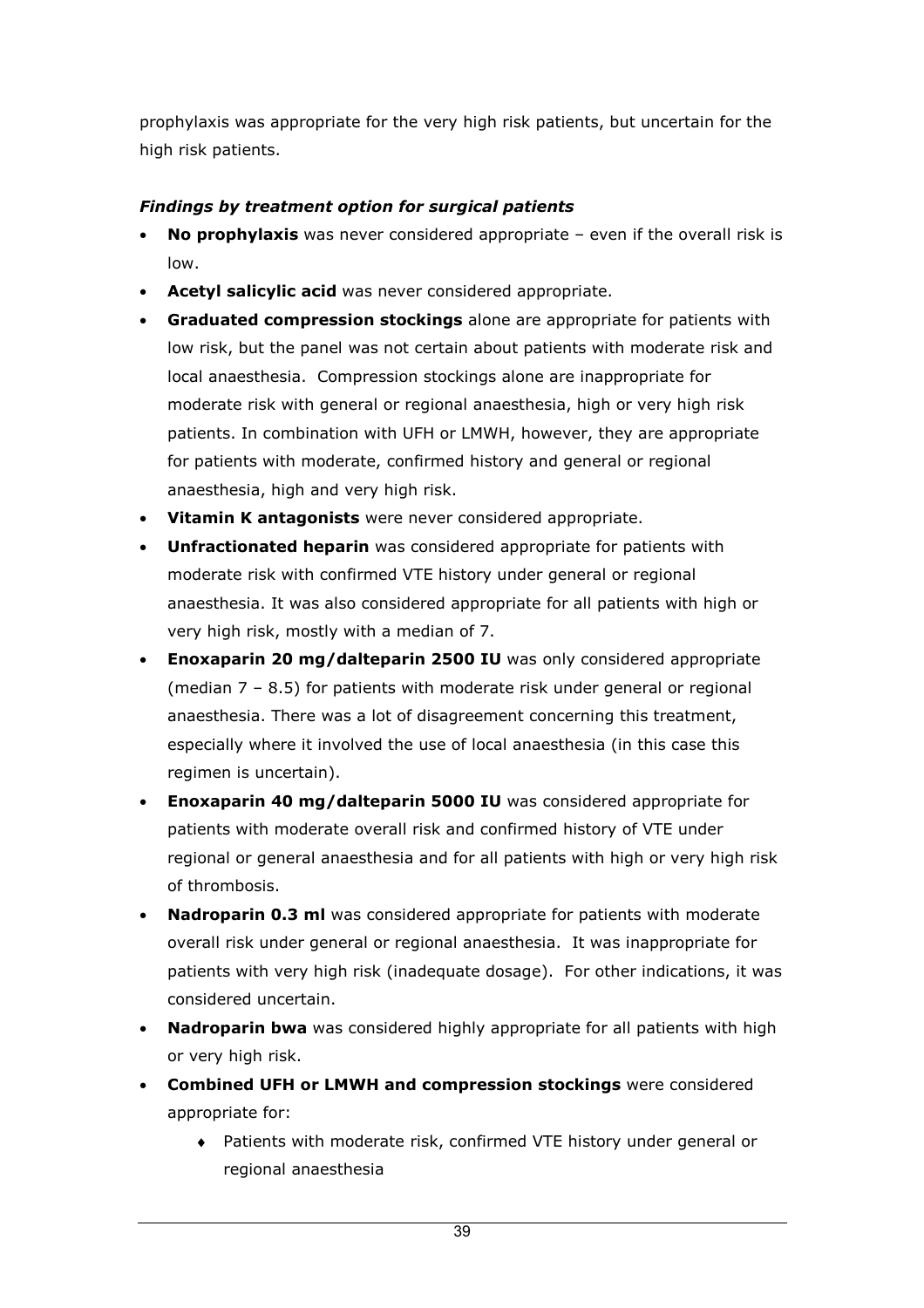prophylaxis was appropriate for the very high risk patients, but uncertain for the high risk patients.

### *Findings by treatment option for surgical patients*

- **No prophylaxis** was never considered appropriate – even if the overall risk is low.
- **Acetyl salicylic acid** was never considered appropriate.
- **Graduated compression stockings** alone are appropriate for patients with low risk, but the panel was not certain about patients with moderate risk and local anaesthesia. Compression stockings alone are inappropriate for moderate risk with general or regional anaesthesia, high or very high risk patients. In combination with UFH or LMWH, however, they are appropriate for patients with moderate, confirmed history and general or regional anaesthesia, high and very high risk.
- **Vitamin K antagonists** were never considered appropriate.
- **Unfractionated heparin** was considered appropriate for patients with moderate risk with confirmed VTE history under general or regional anaesthesia. It was also considered appropriate for all patients with high or very high risk, mostly with a median of 7.
- **Enoxaparin 20 mg/dalteparin 2500 IU** was only considered appropriate (median 7 – 8.5) for patients with moderate risk under general or regional anaesthesia. There was a lot of disagreement concerning this treatment, especially where it involved the use of local anaesthesia (in this case this regimen is uncertain).
- **Enoxaparin 40 mg/dalteparin 5000 IU** was considered appropriate for patients with moderate overall risk and confirmed history of VTE under regional or general anaesthesia and for all patients with high or very high risk of thrombosis.
- **Nadroparin 0.3 ml** was considered appropriate for patients with moderate overall risk under general or regional anaesthesia. It was inappropriate for patients with very high risk (inadequate dosage). For other indications, it was considered uncertain.
- **Nadroparin bwa** was considered highly appropriate for all patients with high or very high risk.
- **Combined UFH or LMWH and compression stockings** were considered appropriate for:
    - Patients with moderate risk, confirmed VTE history under general or regional anaesthesia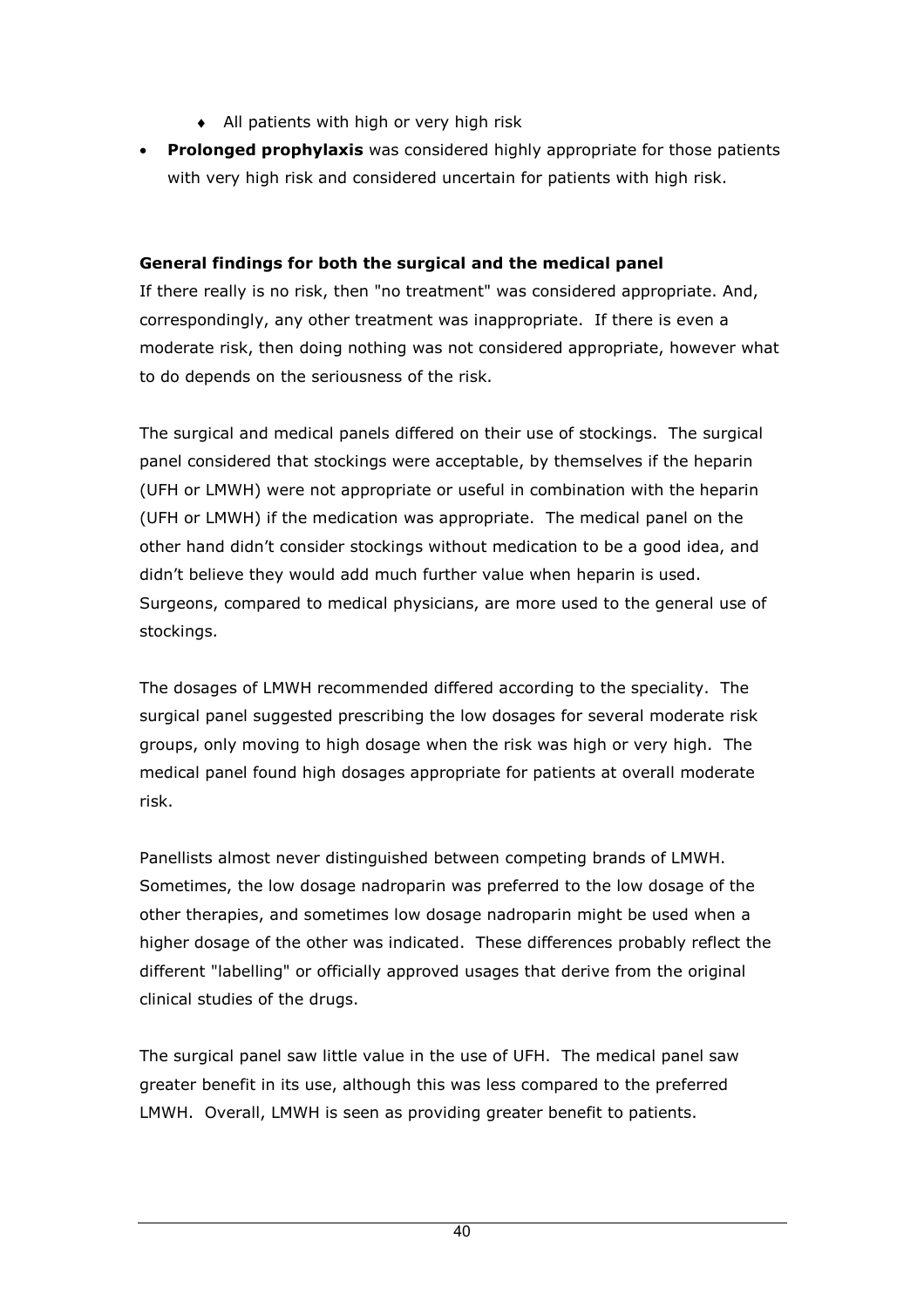- All patients with high or very high risk

- **Prolonged prophylaxis** was considered highly appropriate for those patients with very high risk and considered uncertain for patients with high risk.

**General findings for both the surgical and the medical panel**

If there really is no risk, then "no treatment" was considered appropriate. And, correspondingly, any other treatment was inappropriate. If there is even a moderate risk, then doing nothing was not considered appropriate, however what to do depends on the seriousness of the risk.

The surgical and medical panels differed on their use of stockings. The surgical panel considered that stockings were acceptable, by themselves if the heparin (UFH or LMWH) were not appropriate or useful in combination with the heparin (UFH or LMWH) if the medication was appropriate. The medical panel on the other hand didn't consider stockings without medication to be a good idea, and didn't believe they would add much further value when heparin is used. Surgeons, compared to medical physicians, are more used to the general use of stockings.

The dosages of LMWH recommended differed according to the speciality. The surgical panel suggested prescribing the low dosages for several moderate risk groups, only moving to high dosage when the risk was high or very high. The medical panel found high dosages appropriate for patients at overall moderate risk.

Panellists almost never distinguished between competing brands of LMWH. Sometimes, the low dosage nadroparin was preferred to the low dosage of the other therapies, and sometimes low dosage nadroparin might be used when a higher dosage of the other was indicated. These differences probably reflect the different "labelling" or officially approved usages that derive from the original clinical studies of the drugs.

The surgical panel saw little value in the use of UFH. The medical panel saw greater benefit in its use, although this was less compared to the preferred LMWH. Overall, LMWH is seen as providing greater benefit to patients.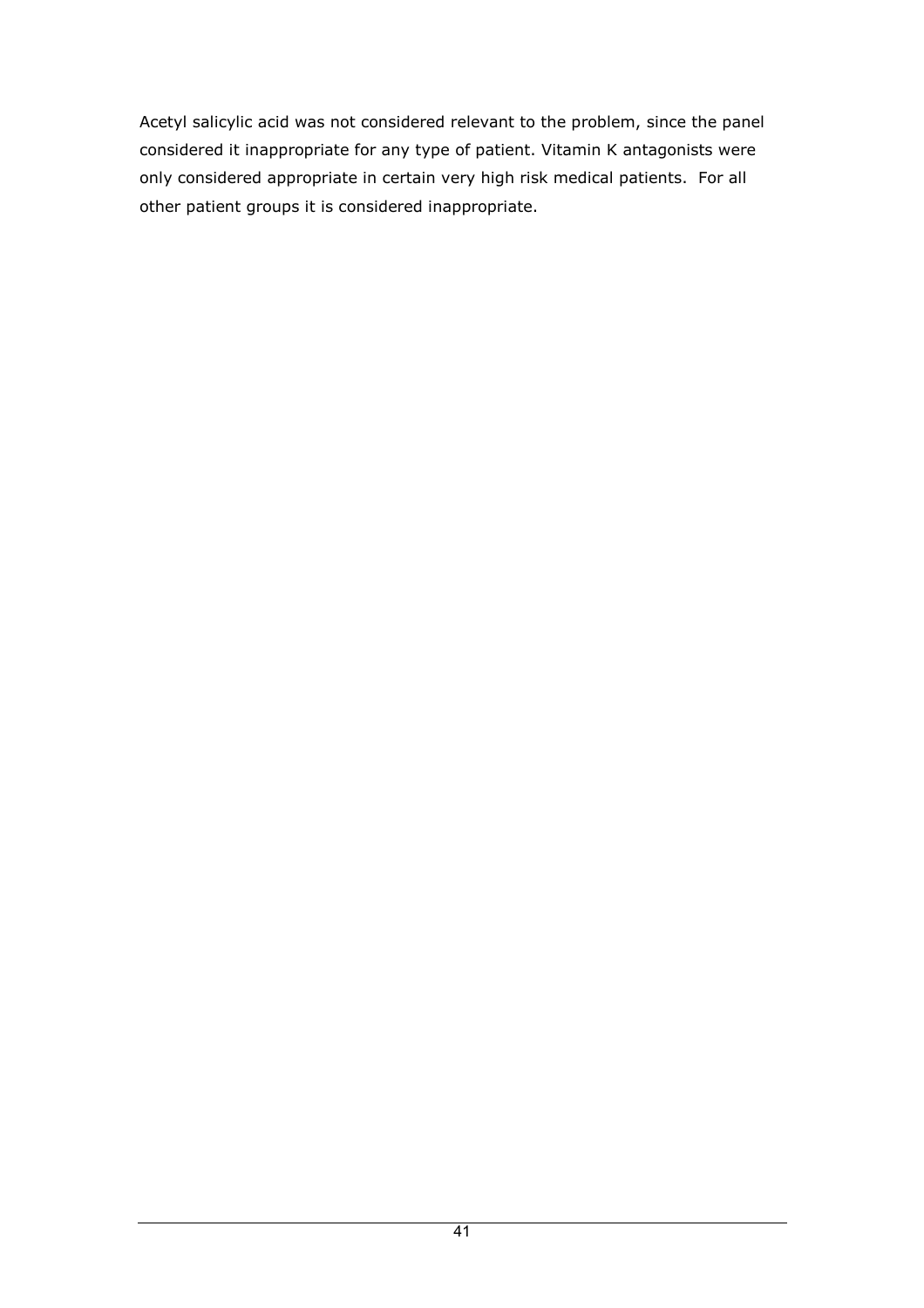Acetyl salicylic acid was not considered relevant to the problem, since the panel considered it inappropriate for any type of patient. Vitamin K antagonists were only considered appropriate in certain very high risk medical patients.  For all other patient groups it is considered inappropriate.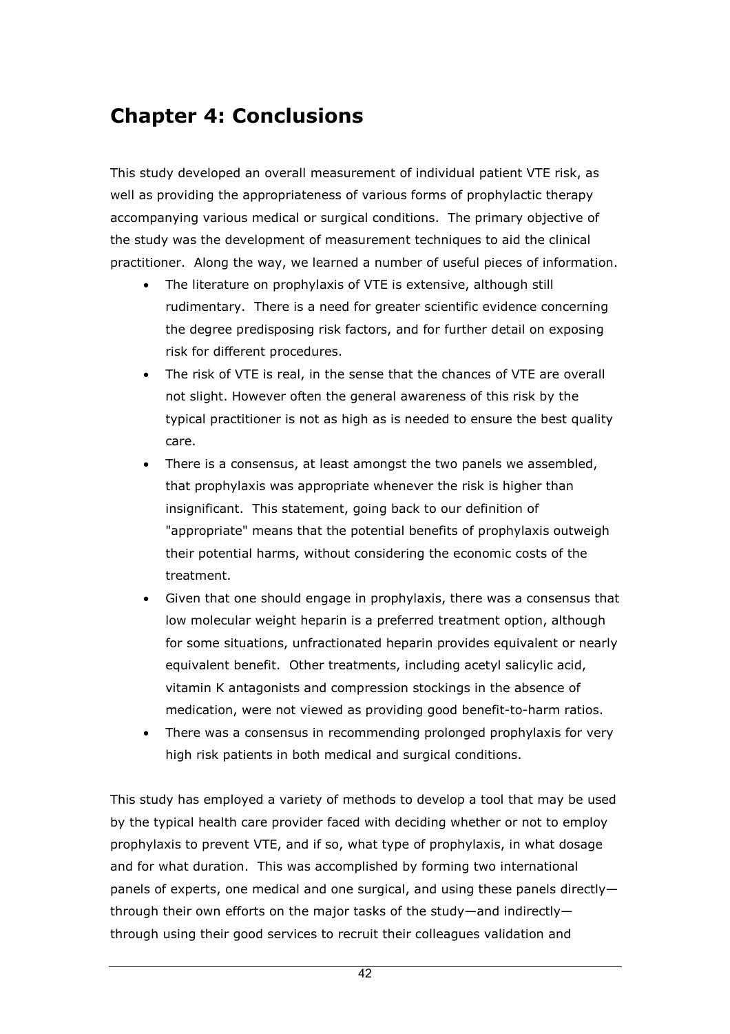# Chapter 4: Conclusions

This study developed an overall measurement of individual patient VTE risk, as well as providing the appropriateness of various forms of prophylactic therapy accompanying various medical or surgical conditions. The primary objective of the study was the development of measurement techniques to aid the clinical practitioner. Along the way, we learned a number of useful pieces of information.

- The literature on prophylaxis of VTE is extensive, although still rudimentary. There is a need for greater scientific evidence concerning the degree predisposing risk factors, and for further detail on exposing risk for different procedures.
- The risk of VTE is real, in the sense that the chances of VTE are overall not slight. However often the general awareness of this risk by the typical practitioner is not as high as is needed to ensure the best quality care.
- There is a consensus, at least amongst the two panels we assembled, that prophylaxis was appropriate whenever the risk is higher than insignificant. This statement, going back to our definition of "appropriate" means that the potential benefits of prophylaxis outweigh their potential harms, without considering the economic costs of the treatment.
- Given that one should engage in prophylaxis, there was a consensus that low molecular weight heparin is a preferred treatment option, although for some situations, unfractionated heparin provides equivalent or nearly equivalent benefit. Other treatments, including acetyl salicylic acid, vitamin K antagonists and compression stockings in the absence of medication, were not viewed as providing good benefit-to-harm ratios.
- There was a consensus in recommending prolonged prophylaxis for very high risk patients in both medical and surgical conditions.

This study has employed a variety of methods to develop a tool that may be used by the typical health care provider faced with deciding whether or not to employ prophylaxis to prevent VTE, and if so, what type of prophylaxis, in what dosage and for what duration. This was accomplished by forming two international panels of experts, one medical and one surgical, and using these panels directly—through their own efforts on the major tasks of the study—and indirectly—through using their good services to recruit their colleagues validation and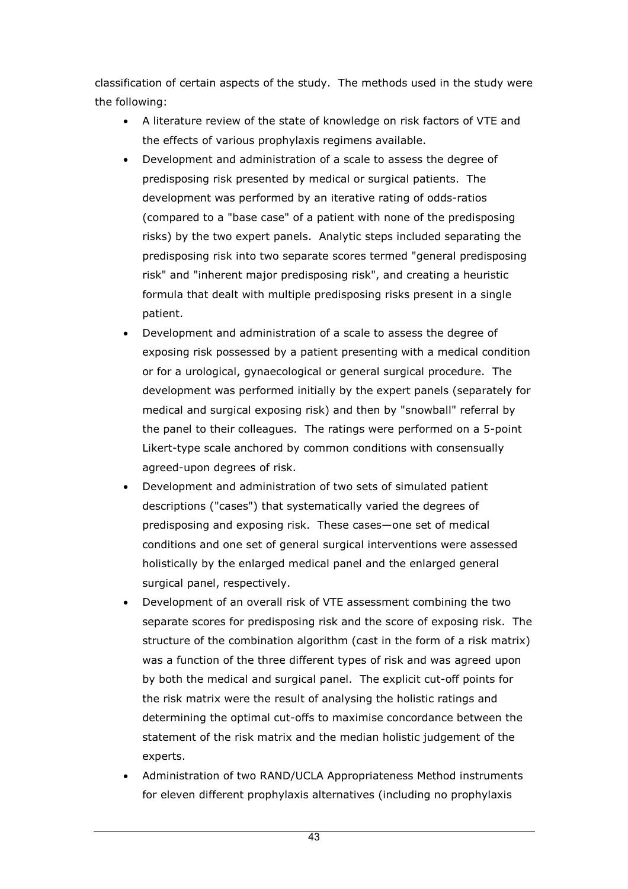classification of certain aspects of the study. The methods used in the study were the following:

- A literature review of the state of knowledge on risk factors of VTE and the effects of various prophylaxis regimens available.
- Development and administration of a scale to assess the degree of predisposing risk presented by medical or surgical patients. The development was performed by an iterative rating of odds-ratios (compared to a "base case" of a patient with none of the predisposing risks) by the two expert panels. Analytic steps included separating the predisposing risk into two separate scores termed "general predisposing risk" and "inherent major predisposing risk", and creating a heuristic formula that dealt with multiple predisposing risks present in a single patient.
- Development and administration of a scale to assess the degree of exposing risk possessed by a patient presenting with a medical condition or for a urological, gynaecological or general surgical procedure. The development was performed initially by the expert panels (separately for medical and surgical exposing risk) and then by "snowball" referral by the panel to their colleagues. The ratings were performed on a 5-point Likert-type scale anchored by common conditions with consensually agreed-upon degrees of risk.
- Development and administration of two sets of simulated patient descriptions ("cases") that systematically varied the degrees of predisposing and exposing risk. These cases—one set of medical conditions and one set of general surgical interventions were assessed holistically by the enlarged medical panel and the enlarged general surgical panel, respectively.
- Development of an overall risk of VTE assessment combining the two separate scores for predisposing risk and the score of exposing risk. The structure of the combination algorithm (cast in the form of a risk matrix) was a function of the three different types of risk and was agreed upon by both the medical and surgical panel. The explicit cut-off points for the risk matrix were the result of analysing the holistic ratings and determining the optimal cut-offs to maximise concordance between the statement of the risk matrix and the median holistic judgement of the experts.
- Administration of two RAND/UCLA Appropriateness Method instruments for eleven different prophylaxis alternatives (including no prophylaxis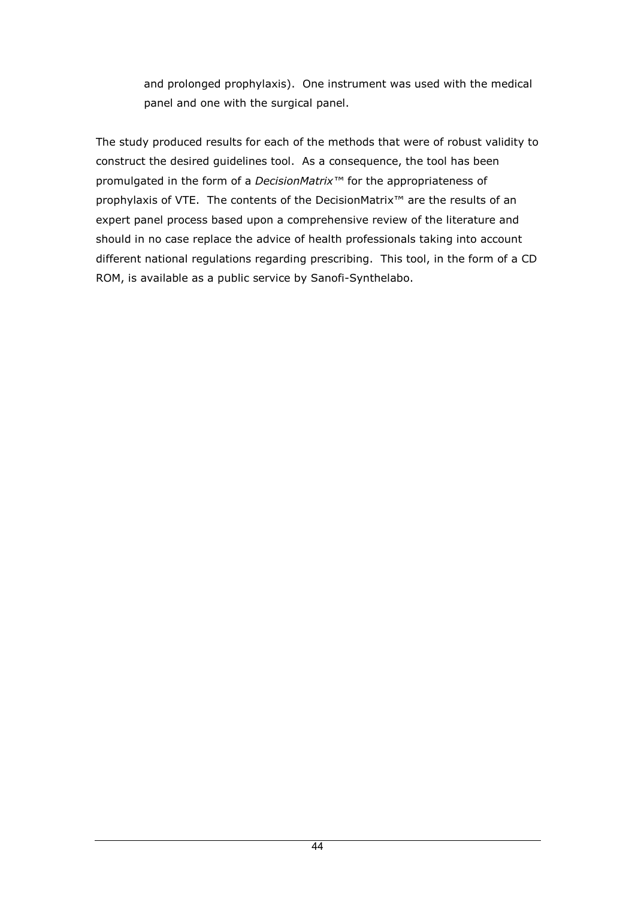and prolonged prophylaxis). One instrument was used with the medical panel and one with the surgical panel.

The study produced results for each of the methods that were of robust validity to construct the desired guidelines tool. As a consequence, the tool has been promulgated in the form of a *DecisionMatrix™* for the appropriateness of prophylaxis of VTE. The contents of the DecisionMatrix™ are the results of an expert panel process based upon a comprehensive review of the literature and should in no case replace the advice of health professionals taking into account different national regulations regarding prescribing. This tool, in the form of a CD ROM, is available as a public service by Sanofi-Synthelabo.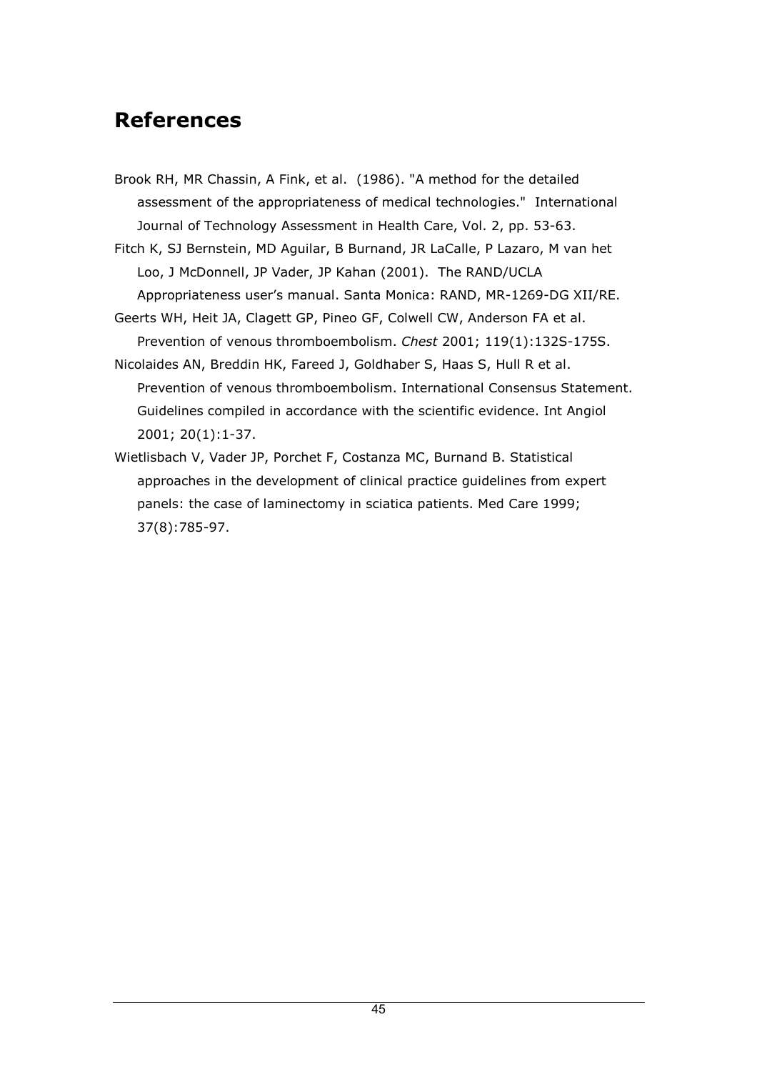# References

Brook RH, MR Chassin, A Fink, et al. (1986). "A method for the detailed assessment of the appropriateness of medical technologies." International Journal of Technology Assessment in Health Care, Vol. 2, pp. 53-63.

Fitch K, SJ Bernstein, MD Aguilar, B Burnand, JR LaCalle, P Lazaro, M van het Loo, J McDonnell, JP Vader, JP Kahan (2001). The RAND/UCLA Appropriateness user's manual. Santa Monica: RAND, MR-1269-DG XII/RE.

Geerts WH, Heit JA, Clagett GP, Pineo GF, Colwell CW, Anderson FA et al. Prevention of venous thromboembolism. *Chest* 2001; 119(1):132S-175S.

Nicolaides AN, Breddin HK, Fareed J, Goldhaber S, Haas S, Hull R et al. Prevention of venous thromboembolism. International Consensus Statement. Guidelines compiled in accordance with the scientific evidence. Int Angiol 2001; 20(1):1-37.

Wietlisbach V, Vader JP, Porchet F, Costanza MC, Burnand B. Statistical approaches in the development of clinical practice guidelines from expert panels: the case of laminectomy in sciatica patients. Med Care 1999; 37(8):785-97.